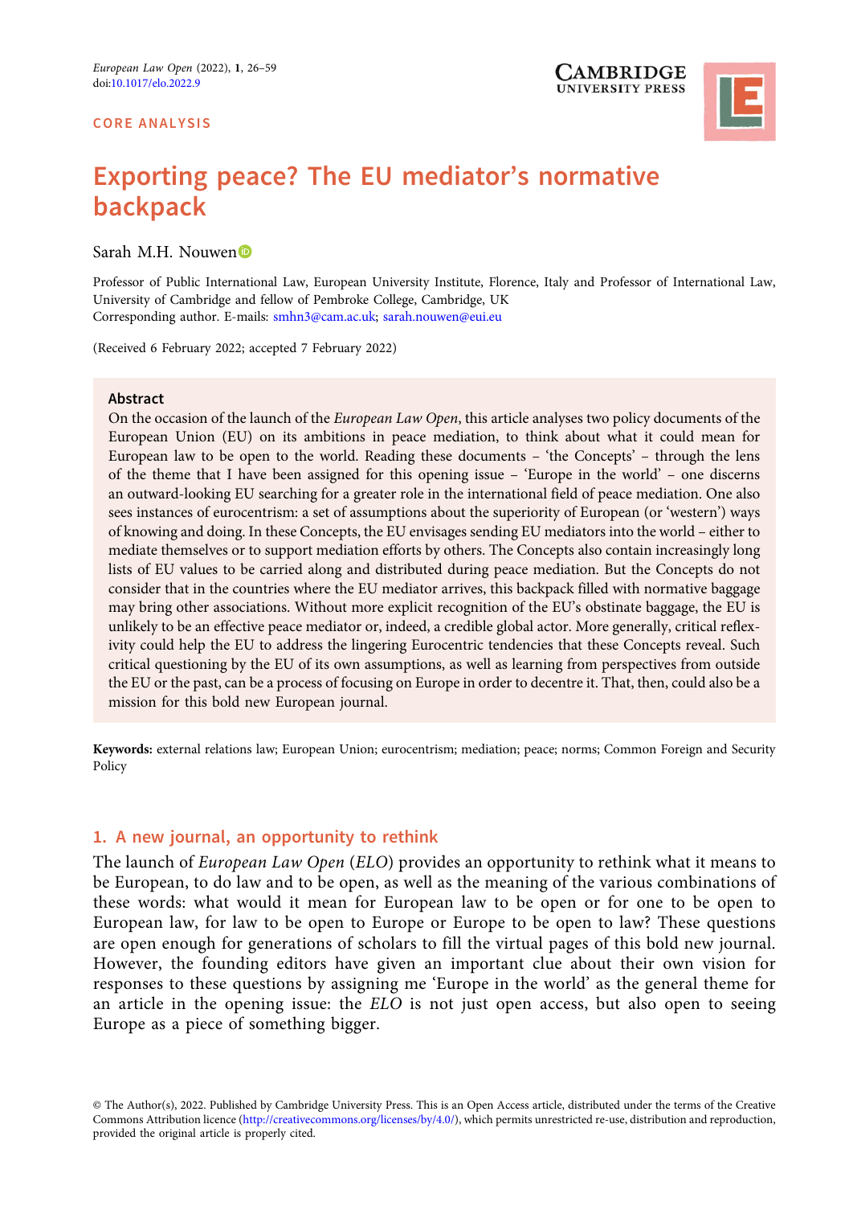CORE ANALYSIS

# Exporting peace? The EU mediator's normative backpack

Sarah M.H. Nouwen

Professor of Public International Law, European University Institute, Florence, Italy and Professor of International Law, University of Cambridge and fellow of Pembroke College, Cambridge, UK
Corresponding author. E-mails: smhn3@cam.ac.uk; sarah.nouwen@eui.eu

(Received 6 February 2022; accepted 7 February 2022)

## Abstract

On the occasion of the launch of the *European Law Open*, this article analyses two policy documents of the European Union (EU) on its ambitions in peace mediation, to think about what it could mean for European law to be open to the world. Reading these documents – 'the Concepts' – through the lens of the theme that I have been assigned for this opening issue – 'Europe in the world' – one discerns an outward-looking EU searching for a greater role in the international field of peace mediation. One also sees instances of eurocentrism: a set of assumptions about the superiority of European (or 'western') ways of knowing and doing. In these Concepts, the EU envisages sending EU mediators into the world – either to mediate themselves or to support mediation efforts by others. The Concepts also contain increasingly long lists of EU values to be carried along and distributed during peace mediation. But the Concepts do not consider that in the countries where the EU mediator arrives, this backpack filled with normative baggage may bring other associations. Without more explicit recognition of the EU's obstinate baggage, the EU is unlikely to be an effective peace mediator or, indeed, a credible global actor. More generally, critical reflexivity could help the EU to address the lingering Eurocentric tendencies that these Concepts reveal. Such critical questioning by the EU of its own assumptions, as well as learning from perspectives from outside the EU or the past, can be a process of focusing on Europe in order to decentre it. That, then, could also be a mission for this bold new European journal.

**Keywords:** external relations law; European Union; eurocentrism; mediation; peace; norms; Common Foreign and Security Policy

## 1. A new journal, an opportunity to rethink

The launch of *European Law Open* (*ELO*) provides an opportunity to rethink what it means to be European, to do law and to be open, as well as the meaning of the various combinations of these words: what would it mean for European law to be open or for one to be open to European law, for law to be open to Europe or Europe to be open to law? These questions are open enough for generations of scholars to fill the virtual pages of this bold new journal. However, the founding editors have given an important clue about their own vision for responses to these questions by assigning me 'Europe in the world' as the general theme for an article in the opening issue: the *ELO* is not just open access, but also open to seeing Europe as a piece of something bigger.

© The Author(s), 2022. Published by Cambridge University Press. This is an Open Access article, distributed under the terms of the Creative Commons Attribution licence (http://creativecommons.org/licenses/by/4.0/), which permits unrestricted re-use, distribution and reproduction, provided the original article is properly cited.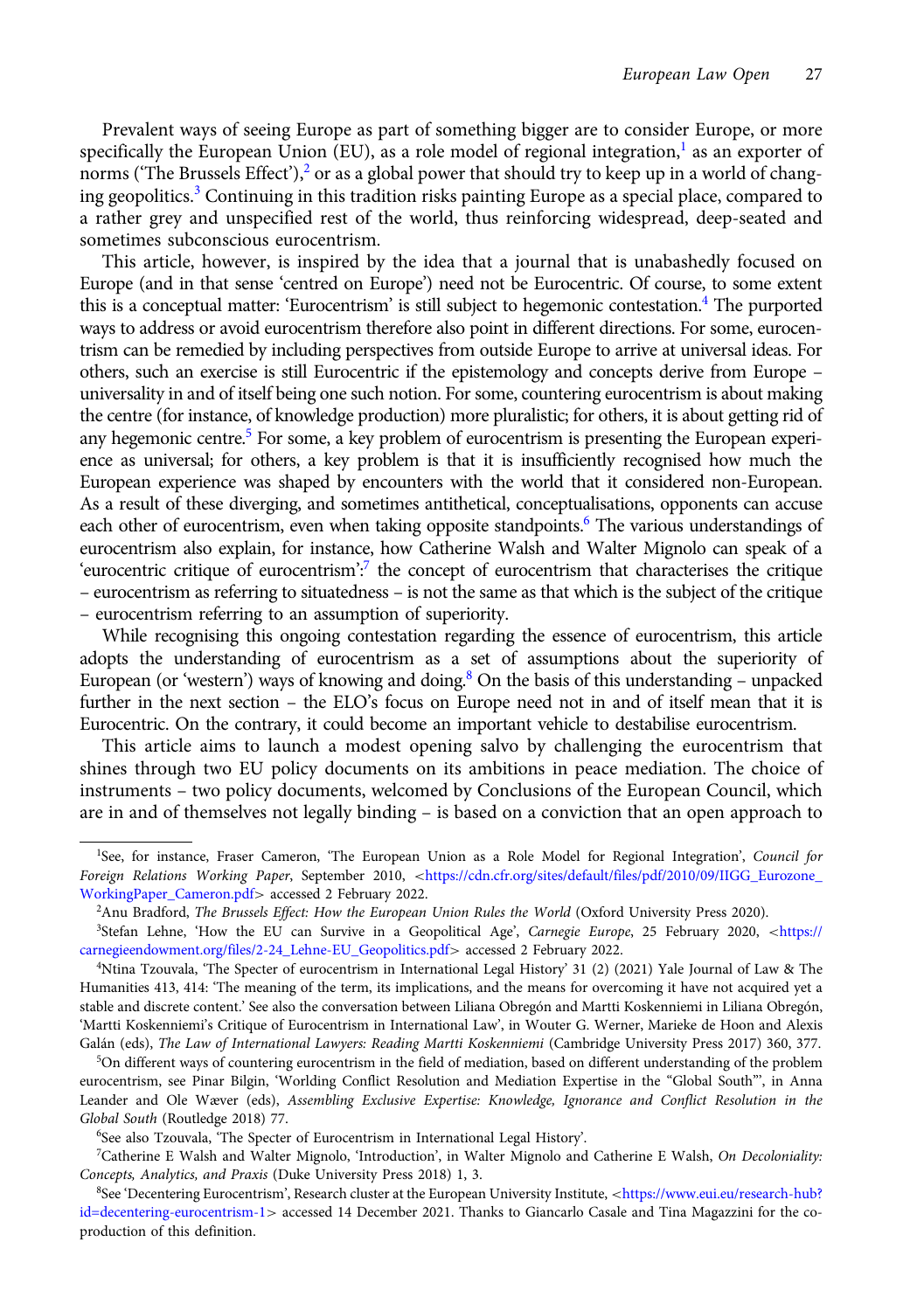Prevalent ways of seeing Europe as part of something bigger are to consider Europe, or more specifically the European Union (EU), as a role model of regional integration,[1] as an exporter of norms ('The Brussels Effect'),[2] or as a global power that should try to keep up in a world of changing geopolitics.[3] Continuing in this tradition risks painting Europe as a special place, compared to a rather grey and unspecified rest of the world, thus reinforcing widespread, deep-seated and sometimes subconscious eurocentrism.

This article, however, is inspired by the idea that a journal that is unabashedly focused on Europe (and in that sense 'centred on Europe') need not be Eurocentric. Of course, to some extent this is a conceptual matter: 'Eurocentrism' is still subject to hegemonic contestation.[4] The purported ways to address or avoid eurocentrism therefore also point in different directions. For some, eurocentrism can be remedied by including perspectives from outside Europe to arrive at universal ideas. For others, such an exercise is still Eurocentric if the epistemology and concepts derive from Europe – universality in and of itself being one such notion. For some, countering eurocentrism is about making the centre (for instance, of knowledge production) more pluralistic; for others, it is about getting rid of any hegemonic centre.[5] For some, a key problem of eurocentrism is presenting the European experience as universal; for others, a key problem is that it is insufficiently recognised how much the European experience was shaped by encounters with the world that it considered non-European. As a result of these diverging, and sometimes antithetical, conceptualisations, opponents can accuse each other of eurocentrism, even when taking opposite standpoints.[6] The various understandings of eurocentrism also explain, for instance, how Catherine Walsh and Walter Mignolo can speak of a 'eurocentric critique of eurocentrism':[7] the concept of eurocentrism that characterises the critique – eurocentrism as referring to situatedness – is not the same as that which is the subject of the critique – eurocentrism referring to an assumption of superiority.

While recognising this ongoing contestation regarding the essence of eurocentrism, this article adopts the understanding of eurocentrism as a set of assumptions about the superiority of European (or 'western') ways of knowing and doing.[8] On the basis of this understanding – unpacked further in the next section – the ELO's focus on Europe need not in and of itself mean that it is Eurocentric. On the contrary, it could become an important vehicle to destabilise eurocentrism.

This article aims to launch a modest opening salvo by challenging the eurocentrism that shines through two EU policy documents on its ambitions in peace mediation. The choice of instruments – two policy documents, welcomed by Conclusions of the European Council, which are in and of themselves not legally binding – is based on a conviction that an open approach to

---

[1] See, for instance, Fraser Cameron, 'The European Union as a Role Model for Regional Integration', *Council for Foreign Relations Working Paper*, September 2010, <https://cdn.cfr.org/sites/default/files/pdf/2010/09/IIGG_Eurozone_WorkingPaper_Cameron.pdf> accessed 2 February 2022.

[2] Anu Bradford, *The Brussels Effect: How the European Union Rules the World* (Oxford University Press 2020).

[3] Stefan Lehne, 'How the EU can Survive in a Geopolitical Age', *Carnegie Europe*, 25 February 2020, <https://carnegieendowment.org/files/2-24_Lehne-EU_Geopolitics.pdf> accessed 2 February 2022.

[4] Ntina Tzouvala, 'The Specter of eurocentrism in International Legal History' 31 (2) (2021) Yale Journal of Law & The Humanities 413, 414: 'The meaning of the term, its implications, and the means for overcoming it have not acquired yet a stable and discrete content.' See also the conversation between Liliana Obregón and Martti Koskenniemi in Liliana Obregón, 'Martti Koskenniemi's Critique of Eurocentrism in International Law', in Wouter G. Werner, Marieke de Hoon and Alexis Galán (eds), *The Law of International Lawyers: Reading Martti Koskenniemi* (Cambridge University Press 2017) 360, 377.

[5] On different ways of countering eurocentrism in the field of mediation, based on different understanding of the problem eurocentrism, see Pinar Bilgin, 'Worlding Conflict Resolution and Mediation Expertise in the "Global South"', in Anna Leander and Ole Wæver (eds), *Assembling Exclusive Expertise: Knowledge, Ignorance and Conflict Resolution in the Global South* (Routledge 2018) 77.

[6] See also Tzouvala, 'The Specter of Eurocentrism in International Legal History'.

[7] Catherine E Walsh and Walter Mignolo, 'Introduction', in Walter Mignolo and Catherine E Walsh, *On Decoloniality: Concepts, Analytics, and Praxis* (Duke University Press 2018) 1, 3.

[8] See 'Decentering Eurocentrism', Research cluster at the European University Institute, <https://www.eui.eu/research-hub?id=decentering-eurocentrism-1> accessed 14 December 2021. Thanks to Giancarlo Casale and Tina Magazzini for the co-production of this definition.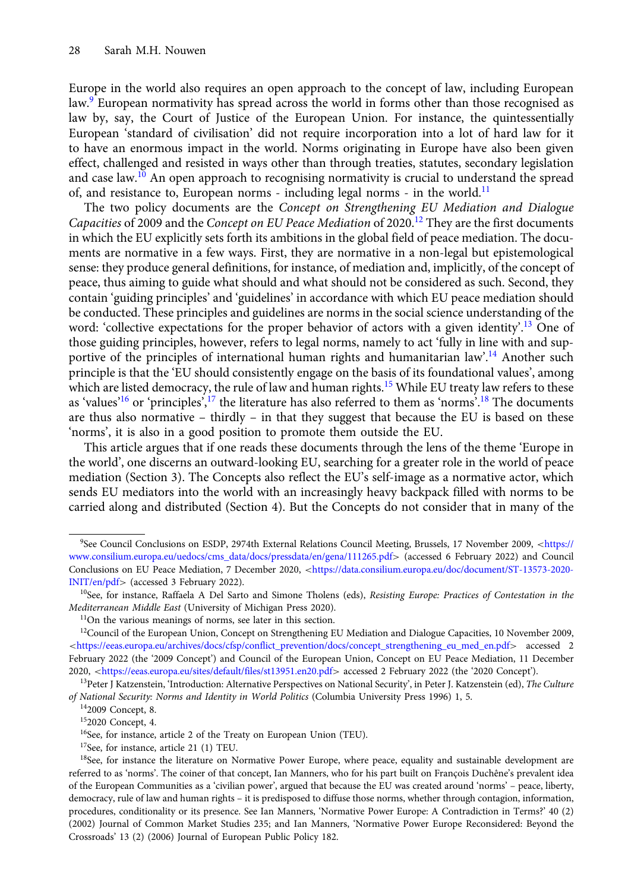Europe in the world also requires an open approach to the concept of law, including European law.[9] European normativity has spread across the world in forms other than those recognised as law by, say, the Court of Justice of the European Union. For instance, the quintessentially European 'standard of civilisation' did not require incorporation into a lot of hard law for it to have an enormous impact in the world. Norms originating in Europe have also been given effect, challenged and resisted in ways other than through treaties, statutes, secondary legislation and case law.[10] An open approach to recognising normativity is crucial to understand the spread of, and resistance to, European norms - including legal norms - in the world.[11]

The two policy documents are the *Concept on Strengthening EU Mediation and Dialogue Capacities* of 2009 and the *Concept on EU Peace Mediation* of 2020.[12] They are the first documents in which the EU explicitly sets forth its ambitions in the global field of peace mediation. The documents are normative in a few ways. First, they are normative in a non-legal but epistemological sense: they produce general definitions, for instance, of mediation and, implicitly, of the concept of peace, thus aiming to guide what should and what should not be considered as such. Second, they contain 'guiding principles' and 'guidelines' in accordance with which EU peace mediation should be conducted. These principles and guidelines are norms in the social science understanding of the word: 'collective expectations for the proper behavior of actors with a given identity'.[13] One of those guiding principles, however, refers to legal norms, namely to act 'fully in line with and supportive of the principles of international human rights and humanitarian law'.[14] Another such principle is that the 'EU should consistently engage on the basis of its foundational values', among which are listed democracy, the rule of law and human rights.[15] While EU treaty law refers to these as 'values'[16] or 'principles',[17] the literature has also referred to them as 'norms'.[18] The documents are thus also normative – thirdly – in that they suggest that because the EU is based on these 'norms', it is also in a good position to promote them outside the EU.

This article argues that if one reads these documents through the lens of the theme 'Europe in the world', one discerns an outward-looking EU, searching for a greater role in the world of peace mediation (Section 3). The Concepts also reflect the EU's self-image as a normative actor, which sends EU mediators into the world with an increasingly heavy backpack filled with norms to be carried along and distributed (Section 4). But the Concepts do not consider that in many of the

---

[9] See Council Conclusions on ESDP, 2974th External Relations Council Meeting, Brussels, 17 November 2009, <https://www.consilium.europa.eu/uedocs/cms_data/docs/pressdata/en/gena/111265.pdf> (accessed 6 February 2022) and Council Conclusions on EU Peace Mediation, 7 December 2020, <https://data.consilium.europa.eu/doc/document/ST-13573-2020-INIT/en/pdf> (accessed 3 February 2022).

[10] See, for instance, Raffaela A Del Sarto and Simone Tholens (eds), *Resisting Europe: Practices of Contestation in the Mediterranean Middle East* (University of Michigan Press 2020).

[11] On the various meanings of norms, see later in this section.

[12] Council of the European Union, Concept on Strengthening EU Mediation and Dialogue Capacities, 10 November 2009, <https://eeas.europa.eu/archives/docs/cfsp/conflict_prevention/docs/concept_strengthening_eu_med_en.pdf> accessed 2 February 2022 (the '2009 Concept') and Council of the European Union, Concept on EU Peace Mediation, 11 December 2020, <https://eeas.europa.eu/sites/default/files/st13951.en20.pdf> accessed 2 February 2022 (the '2020 Concept').

[13] Peter J Katzenstein, 'Introduction: Alternative Perspectives on National Security', in Peter J. Katzenstein (ed), *The Culture of National Security: Norms and Identity in World Politics* (Columbia University Press 1996) 1, 5.

[14] 2009 Concept, 8.

[15] 2020 Concept, 4.

[16] See, for instance, article 2 of the Treaty on European Union (TEU).

[17] See, for instance, article 21 (1) TEU.

[18] See, for instance the literature on Normative Power Europe, where peace, equality and sustainable development are referred to as 'norms'. The coiner of that concept, Ian Manners, who for his part built on François Duchêne's prevalent idea of the European Communities as a 'civilian power', argued that because the EU was created around 'norms' – peace, liberty, democracy, rule of law and human rights – it is predisposed to diffuse those norms, whether through contagion, information, procedures, conditionality or its presence. See Ian Manners, 'Normative Power Europe: A Contradiction in Terms?' 40 (2) (2002) Journal of Common Market Studies 235; and Ian Manners, 'Normative Power Europe Reconsidered: Beyond the Crossroads' 13 (2) (2006) Journal of European Public Policy 182.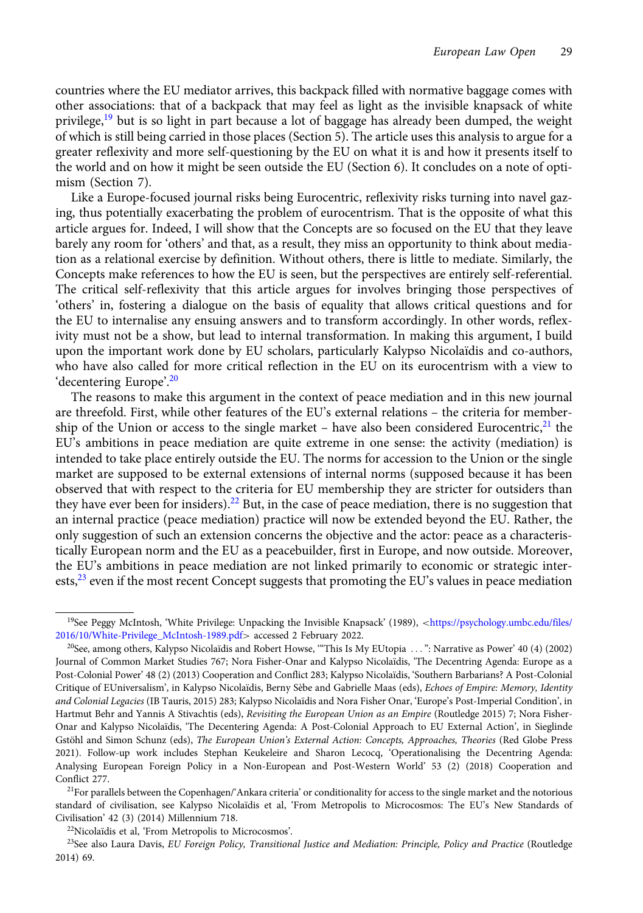countries where the EU mediator arrives, this backpack filled with normative baggage comes with other associations: that of a backpack that may feel as light as the invisible knapsack of white privilege,[19] but is so light in part because a lot of baggage has already been dumped, the weight of which is still being carried in those places (Section 5). The article uses this analysis to argue for a greater reflexivity and more self-questioning by the EU on what it is and how it presents itself to the world and on how it might be seen outside the EU (Section 6). It concludes on a note of optimism (Section 7).

Like a Europe-focused journal risks being Eurocentric, reflexivity risks turning into navel gazing, thus potentially exacerbating the problem of eurocentrism. That is the opposite of what this article argues for. Indeed, I will show that the Concepts are so focused on the EU that they leave barely any room for 'others' and that, as a result, they miss an opportunity to think about mediation as a relational exercise by definition. Without others, there is little to mediate. Similarly, the Concepts make references to how the EU is seen, but the perspectives are entirely self-referential. The critical self-reflexivity that this article argues for involves bringing those perspectives of 'others' in, fostering a dialogue on the basis of equality that allows critical questions and for the EU to internalise any ensuing answers and to transform accordingly. In other words, reflexivity must not be a show, but lead to internal transformation. In making this argument, I build upon the important work done by EU scholars, particularly Kalypso Nicolaïdis and co-authors, who have also called for more critical reflection in the EU on its eurocentrism with a view to 'decentering Europe'.[20]

The reasons to make this argument in the context of peace mediation and in this new journal are threefold. First, while other features of the EU's external relations – the criteria for membership of the Union or access to the single market – have also been considered Eurocentric,[21] the EU's ambitions in peace mediation are quite extreme in one sense: the activity (mediation) is intended to take place entirely outside the EU. The norms for accession to the Union or the single market are supposed to be external extensions of internal norms (supposed because it has been observed that with respect to the criteria for EU membership they are stricter for outsiders than they have ever been for insiders).[22] But, in the case of peace mediation, there is no suggestion that an internal practice (peace mediation) practice will now be extended beyond the EU. Rather, the only suggestion of such an extension concerns the objective and the actor: peace as a characteristically European norm and the EU as a peacebuilder, first in Europe, and now outside. Moreover, the EU's ambitions in peace mediation are not linked primarily to economic or strategic interests,[23] even if the most recent Concept suggests that promoting the EU's values in peace mediation

---

[19] See Peggy McIntosh, 'White Privilege: Unpacking the Invisible Knapsack' (1989), <https://psychology.umbc.edu/files/2016/10/White-Privilege_McIntosh-1989.pdf> accessed 2 February 2022.

[20] See, among others, Kalypso Nicolaïdis and Robert Howse, '"This Is My EUtopia …": Narrative as Power' 40 (4) (2002) Journal of Common Market Studies 767; Nora Fisher-Onar and Kalypso Nicolaïdis, 'The Decentring Agenda: Europe as a Post-Colonial Power' 48 (2) (2013) Cooperation and Conflict 283; Kalypso Nicolaïdis, 'Southern Barbarians? A Post-Colonial Critique of EUniversalism', in Kalypso Nicolaïdis, Berny Sèbe and Gabrielle Maas (eds), *Echoes of Empire: Memory, Identity and Colonial Legacies* (IB Tauris, 2015) 283; Kalypso Nicolaïdis and Nora Fisher Onar, 'Europe's Post-Imperial Condition', in Hartmut Behr and Yannis A Stivachtis (eds), *Revisiting the European Union as an Empire* (Routledge 2015) 7; Nora Fisher-Onar and Kalypso Nicolaïdis, 'The Decentering Agenda: A Post-Colonial Approach to EU External Action', in Sieglinde Gstöhl and Simon Schunz (eds), *The European Union's External Action: Concepts, Approaches, Theories* (Red Globe Press 2021). Follow-up work includes Stephan Keukeleire and Sharon Lecocq, 'Operationalising the Decentring Agenda: Analysing European Foreign Policy in a Non-European and Post-Western World' 53 (2) (2018) Cooperation and Conflict 277.

[21] For parallels between the Copenhagen/'Ankara criteria' or conditionality for access to the single market and the notorious standard of civilisation, see Kalypso Nicolaïdis et al, 'From Metropolis to Microcosmos: The EU's New Standards of Civilisation' 42 (3) (2014) Millennium 718.

[22] Nicolaïdis et al, 'From Metropolis to Microcosmos'.

[23] See also Laura Davis, *EU Foreign Policy, Transitional Justice and Mediation: Principle, Policy and Practice* (Routledge 2014) 69.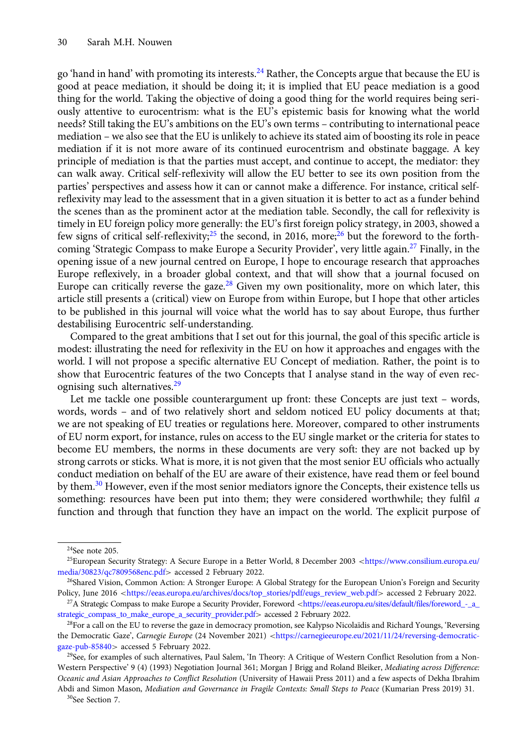go 'hand in hand' with promoting its interests.[24] Rather, the Concepts argue that because the EU is good at peace mediation, it should be doing it; it is implied that EU peace mediation is a good thing for the world. Taking the objective of doing a good thing for the world requires being seriously attentive to eurocentrism: what is the EU's epistemic basis for knowing what the world needs? Still taking the EU's ambitions on the EU's own terms – contributing to international peace mediation – we also see that the EU is unlikely to achieve its stated aim of boosting its role in peace mediation if it is not more aware of its continued eurocentrism and obstinate baggage. A key principle of mediation is that the parties must accept, and continue to accept, the mediator: they can walk away. Critical self-reflexivity will allow the EU better to see its own position from the parties' perspectives and assess how it can or cannot make a difference. For instance, critical self-reflexivity may lead to the assessment that in a given situation it is better to act as a funder behind the scenes than as the prominent actor at the mediation table. Secondly, the call for reflexivity is timely in EU foreign policy more generally: the EU's first foreign policy strategy, in 2003, showed a few signs of critical self-reflexivity;[25] the second, in 2016, more;[26] but the foreword to the forthcoming 'Strategic Compass to make Europe a Security Provider', very little again.[27] Finally, in the opening issue of a new journal centred on Europe, I hope to encourage research that approaches Europe reflexively, in a broader global context, and that will show that a journal focused on Europe can critically reverse the gaze.[28] Given my own positionality, more on which later, this article still presents a (critical) view on Europe from within Europe, but I hope that other articles to be published in this journal will voice what the world has to say about Europe, thus further destabilising Eurocentric self-understanding.

Compared to the great ambitions that I set out for this journal, the goal of this specific article is modest: illustrating the need for reflexivity in the EU on how it approaches and engages with the world. I will not propose a specific alternative EU Concept of mediation. Rather, the point is to show that Eurocentric features of the two Concepts that I analyse stand in the way of even recognising such alternatives.[29]

Let me tackle one possible counterargument up front: these Concepts are just text – words, words, words – and of two relatively short and seldom noticed EU policy documents at that; we are not speaking of EU treaties or regulations here. Moreover, compared to other instruments of EU norm export, for instance, rules on access to the EU single market or the criteria for states to become EU members, the norms in these documents are very soft: they are not backed up by strong carrots or sticks. What is more, it is not given that the most senior EU officials who actually conduct mediation on behalf of the EU are aware of their existence, have read them or feel bound by them.[30] However, even if the most senior mediators ignore the Concepts, their existence tells us something: resources have been put into them; they were considered worthwhile; they fulfil *a* function and through that function they have an impact on the world. The explicit purpose of

---

[24]See note 205.

[25]European Security Strategy: A Secure Europe in a Better World, 8 December 2003 <https://www.consilium.europa.eu/media/30823/qc7809568enc.pdf> accessed 2 February 2022.

[26]Shared Vision, Common Action: A Stronger Europe: A Global Strategy for the European Union's Foreign and Security Policy, June 2016 <https://eeas.europa.eu/archives/docs/top_stories/pdf/eugs_review_web.pdf> accessed 2 February 2022.

[27]A Strategic Compass to make Europe a Security Provider, Foreword <https://eeas.europa.eu/sites/default/files/foreword_-_a_strategic_compass_to_make_europe_a_security_provider.pdf> accessed 2 February 2022.

[28]For a call on the EU to reverse the gaze in democracy promotion, see Kalypso Nicolaïdis and Richard Youngs, 'Reversing the Democratic Gaze', *Carnegie Europe* (24 November 2021) <https://carnegieeurope.eu/2021/11/24/reversing-democratic-gaze-pub-85840> accessed 5 February 2022.

[29]See, for examples of such alternatives, Paul Salem, 'In Theory: A Critique of Western Conflict Resolution from a Non-Western Perspective' 9 (4) (1993) Negotiation Journal 361; Morgan J Brigg and Roland Bleiker, *Mediating across Difference: Oceanic and Asian Approaches to Conflict Resolution* (University of Hawaii Press 2011) and a few aspects of Dekha Ibrahim Abdi and Simon Mason, *Mediation and Governance in Fragile Contexts: Small Steps to Peace* (Kumarian Press 2019) 31.

[30]See Section 7.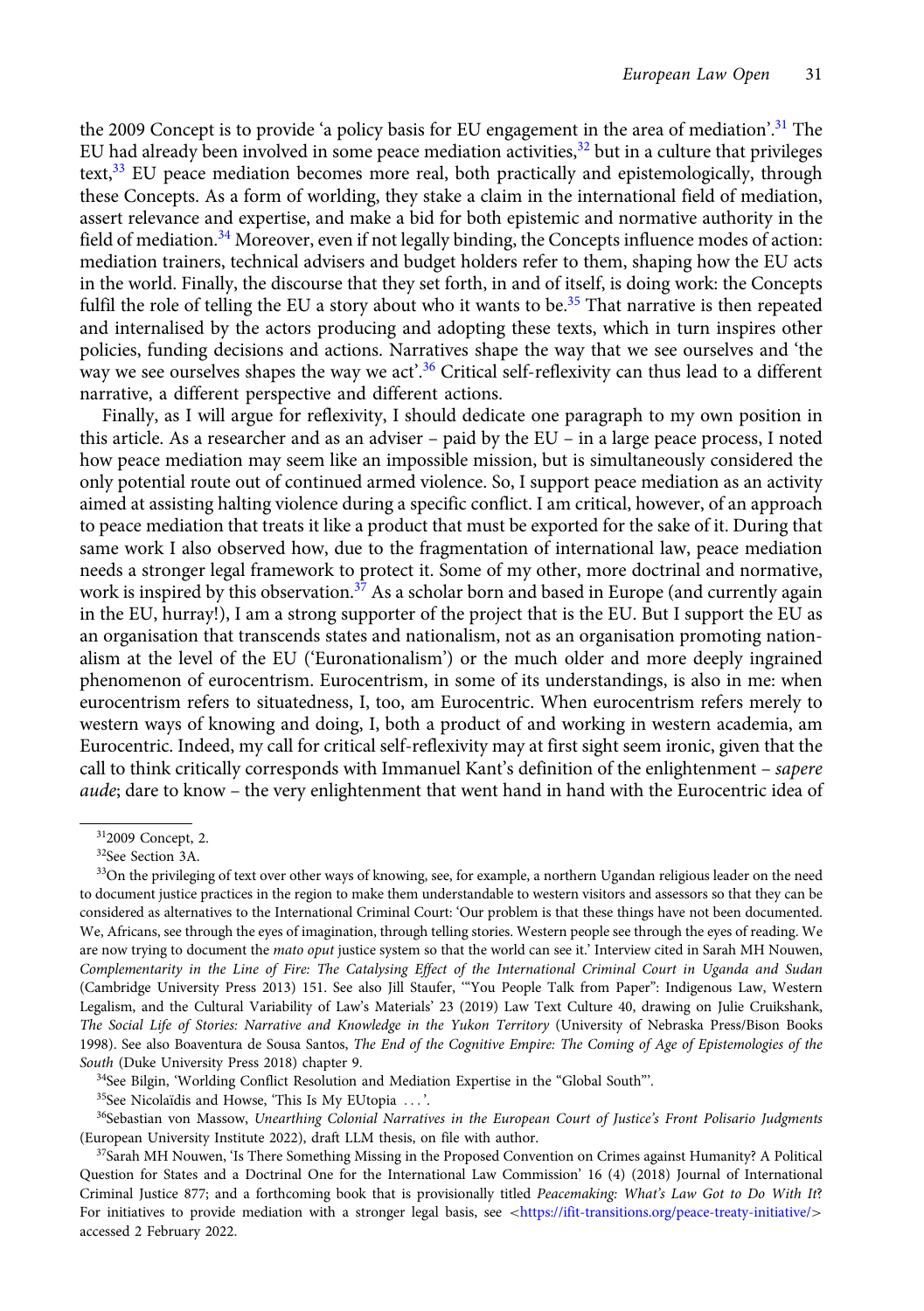the 2009 Concept is to provide 'a policy basis for EU engagement in the area of mediation'.[31] The EU had already been involved in some peace mediation activities,[32] but in a culture that privileges text,[33] EU peace mediation becomes more real, both practically and epistemologically, through these Concepts. As a form of worlding, they stake a claim in the international field of mediation, assert relevance and expertise, and make a bid for both epistemic and normative authority in the field of mediation.[34] Moreover, even if not legally binding, the Concepts influence modes of action: mediation trainers, technical advisers and budget holders refer to them, shaping how the EU acts in the world. Finally, the discourse that they set forth, in and of itself, is doing work: the Concepts fulfil the role of telling the EU a story about who it wants to be.[35] That narrative is then repeated and internalised by the actors producing and adopting these texts, which in turn inspires other policies, funding decisions and actions. Narratives shape the way that we see ourselves and 'the way we see ourselves shapes the way we act'.[36] Critical self-reflexivity can thus lead to a different narrative, a different perspective and different actions.

Finally, as I will argue for reflexivity, I should dedicate one paragraph to my own position in this article. As a researcher and as an adviser – paid by the EU – in a large peace process, I noted how peace mediation may seem like an impossible mission, but is simultaneously considered the only potential route out of continued armed violence. So, I support peace mediation as an activity aimed at assisting halting violence during a specific conflict. I am critical, however, of an approach to peace mediation that treats it like a product that must be exported for the sake of it. During that same work I also observed how, due to the fragmentation of international law, peace mediation needs a stronger legal framework to protect it. Some of my other, more doctrinal and normative, work is inspired by this observation.[37] As a scholar born and based in Europe (and currently again in the EU, hurray!), I am a strong supporter of the project that is the EU. But I support the EU as an organisation that transcends states and nationalism, not as an organisation promoting nationalism at the level of the EU ('Euronationalism') or the much older and more deeply ingrained phenomenon of eurocentrism. Eurocentrism, in some of its understandings, is also in me: when eurocentrism refers to situatedness, I, too, am Eurocentric. When eurocentrism refers merely to western ways of knowing and doing, I, both a product of and working in western academia, am Eurocentric. Indeed, my call for critical self-reflexivity may at first sight seem ironic, given that the call to think critically corresponds with Immanuel Kant's definition of the enlightenment – *sapere aude*; dare to know – the very enlightenment that went hand in hand with the Eurocentric idea of

---

[31] 2009 Concept, 2.

[32] See Section 3A.

[33] On the privileging of text over other ways of knowing, see, for example, a northern Ugandan religious leader on the need to document justice practices in the region to make them understandable to western visitors and assessors so that they can be considered as alternatives to the International Criminal Court: 'Our problem is that these things have not been documented. We, Africans, see through the eyes of imagination, through telling stories. Western people see through the eyes of reading. We are now trying to document the *mato oput* justice system so that the world can see it.' Interview cited in Sarah MH Nouwen, *Complementarity in the Line of Fire: The Catalysing Effect of the International Criminal Court in Uganda and Sudan* (Cambridge University Press 2013) 151. See also Jill Staufer, '"You People Talk from Paper": Indigenous Law, Western Legalism, and the Cultural Variability of Law's Materials' 23 (2019) Law Text Culture 40, drawing on Julie Cruikshank, *The Social Life of Stories: Narrative and Knowledge in the Yukon Territory* (University of Nebraska Press/Bison Books 1998). See also Boaventura de Sousa Santos, *The End of the Cognitive Empire: The Coming of Age of Epistemologies of the South* (Duke University Press 2018) chapter 9.

[34] See Bilgin, 'Worlding Conflict Resolution and Mediation Expertise in the "Global South"'.

[35] See Nicolaïdis and Howse, 'This Is My EUtopia . . . '.

[36] Sebastian von Massow, *Unearthing Colonial Narratives in the European Court of Justice's Front Polisario Judgments* (European University Institute 2022), draft LLM thesis, on file with author.

[37] Sarah MH Nouwen, 'Is There Something Missing in the Proposed Convention on Crimes against Humanity? A Political Question for States and a Doctrinal One for the International Law Commission' 16 (4) (2018) Journal of International Criminal Justice 877; and a forthcoming book that is provisionally titled *Peacemaking: What's Law Got to Do With It?* For initiatives to provide mediation with a stronger legal basis, see <https://ifit-transitions.org/peace-treaty-initiative/> accessed 2 February 2022.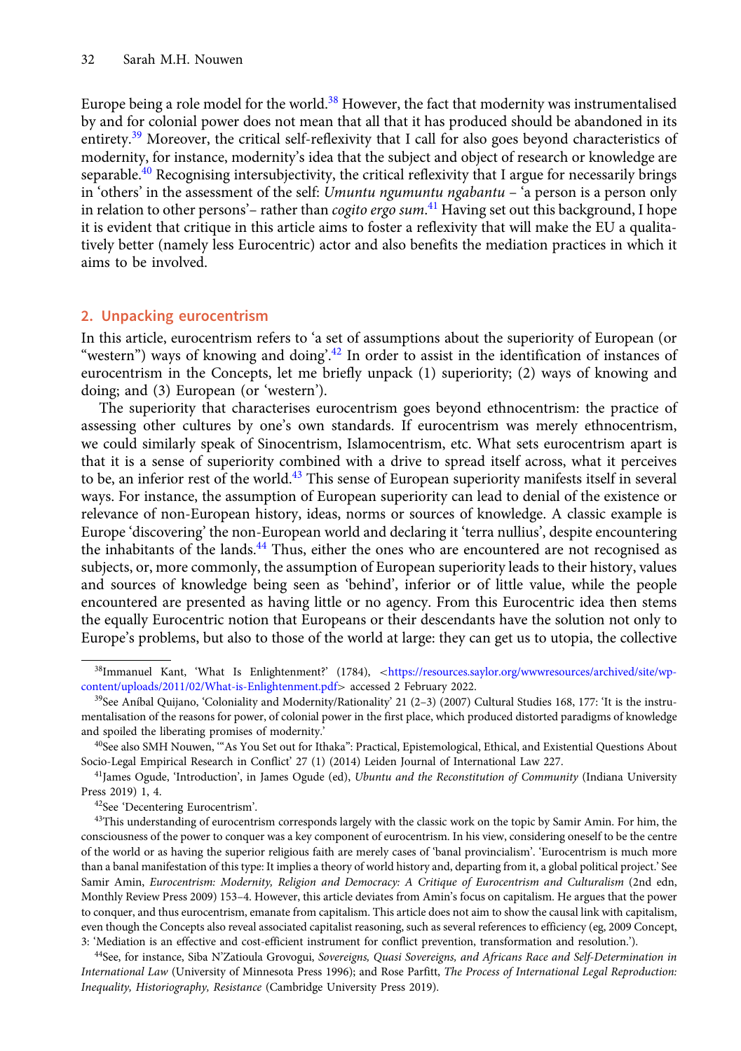Europe being a role model for the world.[38] However, the fact that modernity was instrumentalised by and for colonial power does not mean that all that it has produced should be abandoned in its entirety.[39] Moreover, the critical self-reflexivity that I call for also goes beyond characteristics of modernity, for instance, modernity's idea that the subject and object of research or knowledge are separable.[40] Recognising intersubjectivity, the critical reflexivity that I argue for necessarily brings in 'others' in the assessment of the self: *Umuntu ngumuntu ngabantu* – 'a person is a person only in relation to other persons'– rather than *cogito ergo sum*.[41] Having set out this background, I hope it is evident that critique in this article aims to foster a reflexivity that will make the EU a qualitatively better (namely less Eurocentric) actor and also benefits the mediation practices in which it aims to be involved.

## 2. Unpacking eurocentrism

In this article, eurocentrism refers to 'a set of assumptions about the superiority of European (or "western") ways of knowing and doing'.[42] In order to assist in the identification of instances of eurocentrism in the Concepts, let me briefly unpack (1) superiority; (2) ways of knowing and doing; and (3) European (or 'western').

The superiority that characterises eurocentrism goes beyond ethnocentrism: the practice of assessing other cultures by one's own standards. If eurocentrism was merely ethnocentrism, we could similarly speak of Sinocentrism, Islamocentrism, etc. What sets eurocentrism apart is that it is a sense of superiority combined with a drive to spread itself across, what it perceives to be, an inferior rest of the world.[43] This sense of European superiority manifests itself in several ways. For instance, the assumption of European superiority can lead to denial of the existence or relevance of non-European history, ideas, norms or sources of knowledge. A classic example is Europe 'discovering' the non-European world and declaring it 'terra nullius', despite encountering the inhabitants of the lands.[44] Thus, either the ones who are encountered are not recognised as subjects, or, more commonly, the assumption of European superiority leads to their history, values and sources of knowledge being seen as 'behind', inferior or of little value, while the people encountered are presented as having little or no agency. From this Eurocentric idea then stems the equally Eurocentric notion that Europeans or their descendants have the solution not only to Europe's problems, but also to those of the world at large: they can get us to utopia, the collective

---

[38] Immanuel Kant, 'What Is Enlightenment?' (1784), <https://resources.saylor.org/wwwresources/archived/site/wp-content/uploads/2011/02/What-is-Enlightenment.pdf> accessed 2 February 2022.

[39] See Aníbal Quijano, 'Coloniality and Modernity/Rationality' 21 (2–3) (2007) Cultural Studies 168, 177: 'It is the instrumentalisation of the reasons for power, of colonial power in the first place, which produced distorted paradigms of knowledge and spoiled the liberating promises of modernity.'

[40] See also SMH Nouwen, '"As You Set out for Ithaka": Practical, Epistemological, Ethical, and Existential Questions About Socio-Legal Empirical Research in Conflict' 27 (1) (2014) Leiden Journal of International Law 227.

[41] James Ogude, 'Introduction', in James Ogude (ed), *Ubuntu and the Reconstitution of Community* (Indiana University Press 2019) 1, 4.

[42] See 'Decentering Eurocentrism'.

[43] This understanding of eurocentrism corresponds largely with the classic work on the topic by Samir Amin. For him, the consciousness of the power to conquer was a key component of eurocentrism. In his view, considering oneself to be the centre of the world or as having the superior religious faith are merely cases of 'banal provincialism'. 'Eurocentrism is much more than a banal manifestation of this type: It implies a theory of world history and, departing from it, a global political project.' See Samir Amin, *Eurocentrism: Modernity, Religion and Democracy: A Critique of Eurocentrism and Culturalism* (2nd edn, Monthly Review Press 2009) 153–4. However, this article deviates from Amin's focus on capitalism. He argues that the power to conquer, and thus eurocentrism, emanate from capitalism. This article does not aim to show the causal link with capitalism, even though the Concepts also reveal associated capitalist reasoning, such as several references to efficiency (eg, 2009 Concept, 3: 'Mediation is an effective and cost-efficient instrument for conflict prevention, transformation and resolution.').

[44] See, for instance, Siba N'Zatioula Grovogui, *Sovereigns, Quasi Sovereigns, and Africans Race and Self-Determination in International Law* (University of Minnesota Press 1996); and Rose Parfitt, *The Process of International Legal Reproduction: Inequality, Historiography, Resistance* (Cambridge University Press 2019).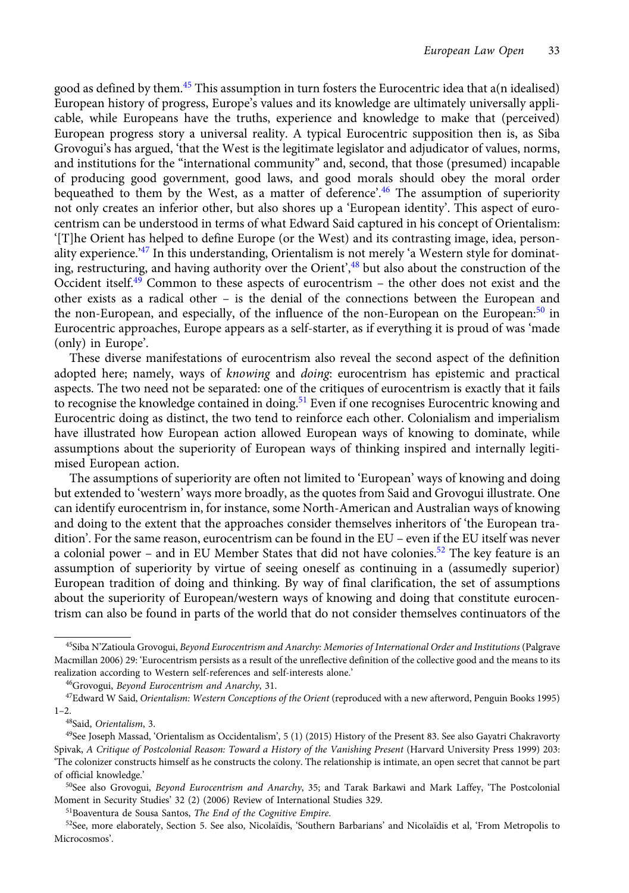good as defined by them.[45] This assumption in turn fosters the Eurocentric idea that a(n idealised) European history of progress, Europe's values and its knowledge are ultimately universally applicable, while Europeans have the truths, experience and knowledge to make that (perceived) European progress story a universal reality. A typical Eurocentric supposition then is, as Siba Grovogui's has argued, 'that the West is the legitimate legislator and adjudicator of values, norms, and institutions for the "international community" and, second, that those (presumed) incapable of producing good government, good laws, and good morals should obey the moral order bequeathed to them by the West, as a matter of deference'.[46] The assumption of superiority not only creates an inferior other, but also shores up a 'European identity'. This aspect of eurocentrism can be understood in terms of what Edward Said captured in his concept of Orientalism: '[T]he Orient has helped to define Europe (or the West) and its contrasting image, idea, personality experience.'[47] In this understanding, Orientalism is not merely 'a Western style for dominating, restructuring, and having authority over the Orient',[48] but also about the construction of the Occident itself.[49] Common to these aspects of eurocentrism – the other does not exist and the other exists as a radical other – is the denial of the connections between the European and the non-European, and especially, of the influence of the non-European on the European:[50] in Eurocentric approaches, Europe appears as a self-starter, as if everything it is proud of was 'made (only) in Europe'.

These diverse manifestations of eurocentrism also reveal the second aspect of the definition adopted here; namely, ways of *knowing* and *doing*: eurocentrism has epistemic and practical aspects. The two need not be separated: one of the critiques of eurocentrism is exactly that it fails to recognise the knowledge contained in doing.[51] Even if one recognises Eurocentric knowing and Eurocentric doing as distinct, the two tend to reinforce each other. Colonialism and imperialism have illustrated how European action allowed European ways of knowing to dominate, while assumptions about the superiority of European ways of thinking inspired and internally legitimised European action.

The assumptions of superiority are often not limited to 'European' ways of knowing and doing but extended to 'western' ways more broadly, as the quotes from Said and Grovogui illustrate. One can identify eurocentrism in, for instance, some North-American and Australian ways of knowing and doing to the extent that the approaches consider themselves inheritors of 'the European tradition'. For the same reason, eurocentrism can be found in the EU – even if the EU itself was never a colonial power – and in EU Member States that did not have colonies.[52] The key feature is an assumption of superiority by virtue of seeing oneself as continuing in a (assumedly superior) European tradition of doing and thinking. By way of final clarification, the set of assumptions about the superiority of European/western ways of knowing and doing that constitute eurocentrism can also be found in parts of the world that do not consider themselves continuators of the

[45]Siba N'Zatioula Grovogui, *Beyond Eurocentrism and Anarchy: Memories of International Order and Institutions* (Palgrave Macmillan 2006) 29: 'Eurocentrism persists as a result of the unreflective definition of the collective good and the means to its realization according to Western self-references and self-interests alone.'

[46]Grovogui, *Beyond Eurocentrism and Anarchy*, 31.

[47]Edward W Said, *Orientalism: Western Conceptions of the Orient* (reproduced with a new afterword, Penguin Books 1995) 1–2.

[48]Said, *Orientalism*, 3.

[49]See Joseph Massad, 'Orientalism as Occidentalism', 5 (1) (2015) History of the Present 83. See also Gayatri Chakravorty Spivak, *A Critique of Postcolonial Reason: Toward a History of the Vanishing Present* (Harvard University Press 1999) 203: 'The colonizer constructs himself as he constructs the colony. The relationship is intimate, an open secret that cannot be part of official knowledge.'

[50]See also Grovogui, *Beyond Eurocentrism and Anarchy*, 35; and Tarak Barkawi and Mark Laffey, 'The Postcolonial Moment in Security Studies' 32 (2) (2006) Review of International Studies 329.

[51]Boaventura de Sousa Santos, *The End of the Cognitive Empire*.

[52]See, more elaborately, Section 5. See also, Nicolaïdis, 'Southern Barbarians' and Nicolaïdis et al, 'From Metropolis to Microcosmos'.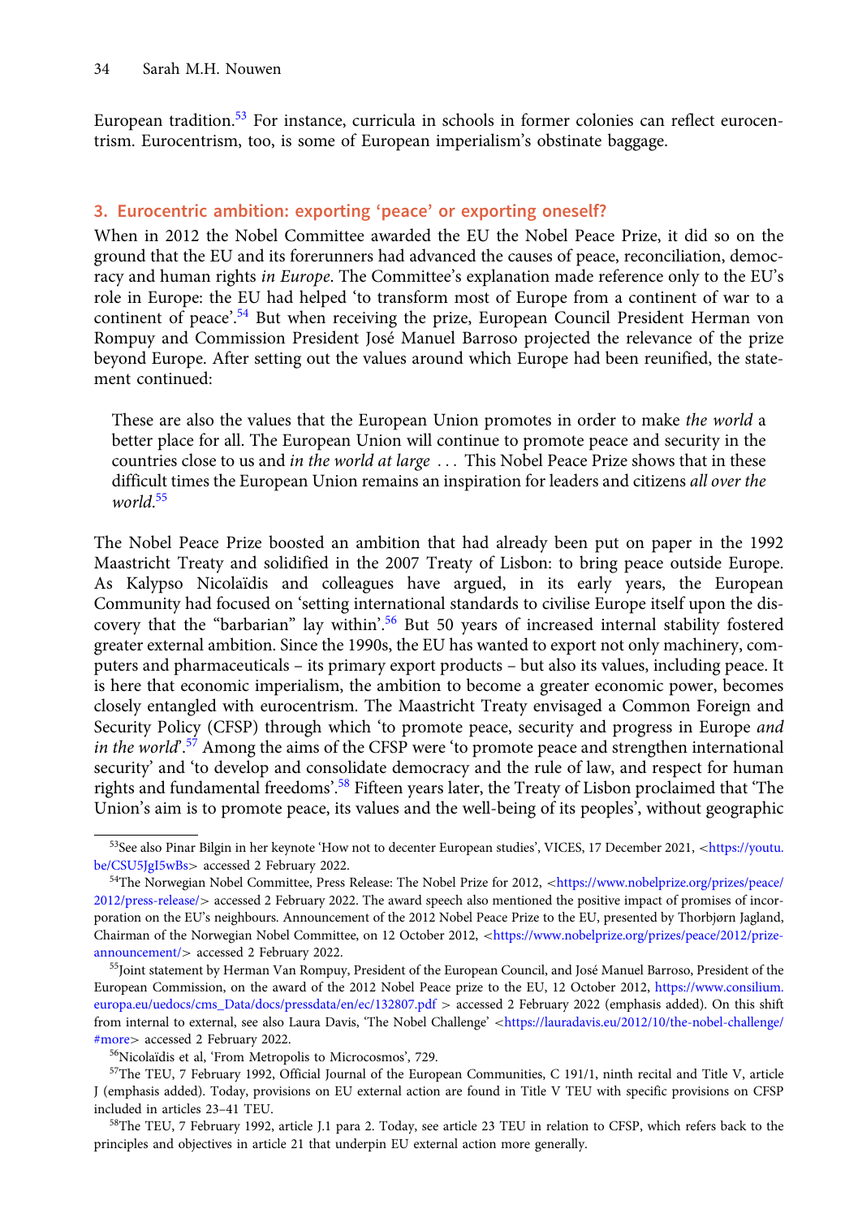European tradition.[53] For instance, curricula in schools in former colonies can reflect eurocentrism. Eurocentrism, too, is some of European imperialism's obstinate baggage.

## 3. Eurocentric ambition: exporting 'peace' or exporting oneself?

When in 2012 the Nobel Committee awarded the EU the Nobel Peace Prize, it did so on the ground that the EU and its forerunners had advanced the causes of peace, reconciliation, democracy and human rights *in Europe*. The Committee's explanation made reference only to the EU's role in Europe: the EU had helped 'to transform most of Europe from a continent of war to a continent of peace'.[54] But when receiving the prize, European Council President Herman von Rompuy and Commission President José Manuel Barroso projected the relevance of the prize beyond Europe. After setting out the values around which Europe had been reunified, the statement continued:

> These are also the values that the European Union promotes in order to make *the world* a better place for all. The European Union will continue to promote peace and security in the countries close to us and *in the world at large* ... This Nobel Peace Prize shows that in these difficult times the European Union remains an inspiration for leaders and citizens *all over the world*.[55]

The Nobel Peace Prize boosted an ambition that had already been put on paper in the 1992 Maastricht Treaty and solidified in the 2007 Treaty of Lisbon: to bring peace outside Europe. As Kalypso Nicolaïdis and colleagues have argued, in its early years, the European Community had focused on 'setting international standards to civilise Europe itself upon the discovery that the "barbarian" lay within'.[56] But 50 years of increased internal stability fostered greater external ambition. Since the 1990s, the EU has wanted to export not only machinery, computers and pharmaceuticals – its primary export products – but also its values, including peace. It is here that economic imperialism, the ambition to become a greater economic power, becomes closely entangled with eurocentrism. The Maastricht Treaty envisaged a Common Foreign and Security Policy (CFSP) through which 'to promote peace, security and progress in Europe *and in the world*'.[57] Among the aims of the CFSP were 'to promote peace and strengthen international security' and 'to develop and consolidate democracy and the rule of law, and respect for human rights and fundamental freedoms'.[58] Fifteen years later, the Treaty of Lisbon proclaimed that 'The Union's aim is to promote peace, its values and the well-being of its peoples', without geographic

---

[53] See also Pinar Bilgin in her keynote 'How not to decenter European studies', VICES, 17 December 2021, <https://youtu.be/CSU5JgI5wBs> accessed 2 February 2022.

[54] The Norwegian Nobel Committee, Press Release: The Nobel Prize for 2012, <https://www.nobelprize.org/prizes/peace/2012/press-release/> accessed 2 February 2022. The award speech also mentioned the positive impact of promises of incorporation on the EU's neighbours. Announcement of the 2012 Nobel Peace Prize to the EU, presented by Thorbjørn Jagland, Chairman of the Norwegian Nobel Committee, on 12 October 2012, <https://www.nobelprize.org/prizes/peace/2012/prize-announcement/> accessed 2 February 2022.

[55] Joint statement by Herman Van Rompuy, President of the European Council, and José Manuel Barroso, President of the European Commission, on the award of the 2012 Nobel Peace prize to the EU, 12 October 2012, https://www.consilium.europa.eu/uedocs/cms_Data/docs/pressdata/en/ec/132807.pdf > accessed 2 February 2022 (emphasis added). On this shift from internal to external, see also Laura Davis, 'The Nobel Challenge' <https://lauradavis.eu/2012/10/the-nobel-challenge/#more> accessed 2 February 2022.

[56] Nicolaïdis et al, 'From Metropolis to Microcosmos', 729.

[57] The TEU, 7 February 1992, Official Journal of the European Communities, C 191/1, ninth recital and Title V, article J (emphasis added). Today, provisions on EU external action are found in Title V TEU with specific provisions on CFSP included in articles 23–41 TEU.

[58] The TEU, 7 February 1992, article J.1 para 2. Today, see article 23 TEU in relation to CFSP, which refers back to the principles and objectives in article 21 that underpin EU external action more generally.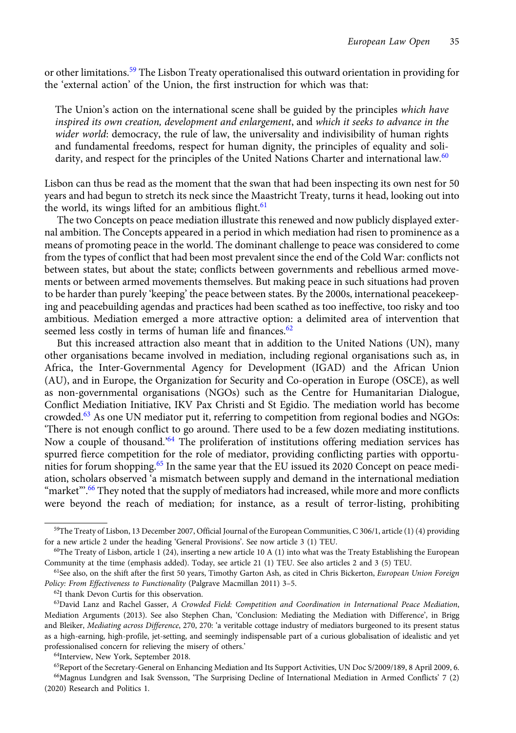or other limitations.[59] The Lisbon Treaty operationalised this outward orientation in providing for the 'external action' of the Union, the first instruction for which was that:

> The Union's action on the international scene shall be guided by the principles *which have inspired its own creation, development and enlargement*, and *which it seeks to advance in the wider world*: democracy, the rule of law, the universality and indivisibility of human rights and fundamental freedoms, respect for human dignity, the principles of equality and solidarity, and respect for the principles of the United Nations Charter and international law.[60]

Lisbon can thus be read as the moment that the swan that had been inspecting its own nest for 50 years and had begun to stretch its neck since the Maastricht Treaty, turns it head, looking out into the world, its wings lifted for an ambitious flight.[61]

The two Concepts on peace mediation illustrate this renewed and now publicly displayed external ambition. The Concepts appeared in a period in which mediation had risen to prominence as a means of promoting peace in the world. The dominant challenge to peace was considered to come from the types of conflict that had been most prevalent since the end of the Cold War: conflicts not between states, but about the state; conflicts between governments and rebellious armed movements or between armed movements themselves. But making peace in such situations had proven to be harder than purely 'keeping' the peace between states. By the 2000s, international peacekeeping and peacebuilding agendas and practices had been scathed as too ineffective, too risky and too ambitious. Mediation emerged a more attractive option: a delimited area of intervention that seemed less costly in terms of human life and finances.[62]

But this increased attraction also meant that in addition to the United Nations (UN), many other organisations became involved in mediation, including regional organisations such as, in Africa, the Inter-Governmental Agency for Development (IGAD) and the African Union (AU), and in Europe, the Organization for Security and Co-operation in Europe (OSCE), as well as non-governmental organisations (NGOs) such as the Centre for Humanitarian Dialogue, Conflict Mediation Initiative, IKV Pax Christi and St Egidio. The mediation world has become crowded.[63] As one UN mediator put it, referring to competition from regional bodies and NGOs: 'There is not enough conflict to go around. There used to be a few dozen mediating institutions. Now a couple of thousand.'[64] The proliferation of institutions offering mediation services has spurred fierce competition for the role of mediator, providing conflicting parties with opportunities for forum shopping.[65] In the same year that the EU issued its 2020 Concept on peace mediation, scholars observed 'a mismatch between supply and demand in the international mediation "market"'.[66] They noted that the supply of mediators had increased, while more and more conflicts were beyond the reach of mediation; for instance, as a result of terror-listing, prohibiting

---

[59]The Treaty of Lisbon, 13 December 2007, Official Journal of the European Communities, C 306/1, article (1) (4) providing for a new article 2 under the heading 'General Provisions'. See now article 3 (1) TEU.

[60]The Treaty of Lisbon, article 1 (24), inserting a new article 10 A (1) into what was the Treaty Establishing the European Community at the time (emphasis added). Today, see article 21 (1) TEU. See also articles 2 and 3 (5) TEU.

[61]See also, on the shift after the first 50 years, Timothy Garton Ash, as cited in Chris Bickerton, *European Union Foreign Policy: From Effectiveness to Functionality* (Palgrave Macmillan 2011) 3–5.

[62]I thank Devon Curtis for this observation.

[63]David Lanz and Rachel Gasser, *A Crowded Field: Competition and Coordination in International Peace Mediation*, Mediation Arguments (2013). See also Stephen Chan, 'Conclusion: Mediating the Mediation with Difference', in Brigg and Bleiker, *Mediating across Difference*, 270, 270: 'a veritable cottage industry of mediators burgeoned to its present status as a high-earning, high-profile, jet-setting, and seemingly indispensable part of a curious globalisation of idealistic and yet professionalised concern for relieving the misery of others.'

[64]Interview, New York, September 2018.

[65]Report of the Secretary-General on Enhancing Mediation and Its Support Activities, UN Doc S/2009/189, 8 April 2009, 6.

[66]Magnus Lundgren and Isak Svensson, 'The Surprising Decline of International Mediation in Armed Conflicts' 7 (2) (2020) Research and Politics 1.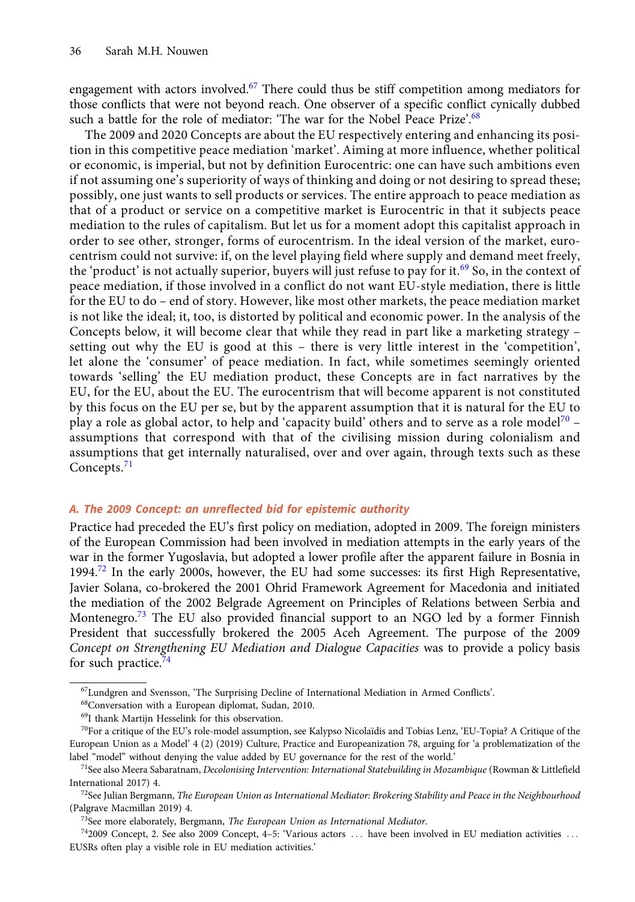engagement with actors involved.[67] There could thus be stiff competition among mediators for those conflicts that were not beyond reach. One observer of a specific conflict cynically dubbed such a battle for the role of mediator: 'The war for the Nobel Peace Prize'.[68]

The 2009 and 2020 Concepts are about the EU respectively entering and enhancing its position in this competitive peace mediation 'market'. Aiming at more influence, whether political or economic, is imperial, but not by definition Eurocentric: one can have such ambitions even if not assuming one's superiority of ways of thinking and doing or not desiring to spread these; possibly, one just wants to sell products or services. The entire approach to peace mediation as that of a product or service on a competitive market is Eurocentric in that it subjects peace mediation to the rules of capitalism. But let us for a moment adopt this capitalist approach in order to see other, stronger, forms of eurocentrism. In the ideal version of the market, eurocentrism could not survive: if, on the level playing field where supply and demand meet freely, the 'product' is not actually superior, buyers will just refuse to pay for it.[69] So, in the context of peace mediation, if those involved in a conflict do not want EU-style mediation, there is little for the EU to do – end of story. However, like most other markets, the peace mediation market is not like the ideal; it, too, is distorted by political and economic power. In the analysis of the Concepts below, it will become clear that while they read in part like a marketing strategy – setting out why the EU is good at this – there is very little interest in the 'competition', let alone the 'consumer' of peace mediation. In fact, while sometimes seemingly oriented towards 'selling' the EU mediation product, these Concepts are in fact narratives by the EU, for the EU, about the EU. The eurocentrism that will become apparent is not constituted by this focus on the EU per se, but by the apparent assumption that it is natural for the EU to play a role as global actor, to help and 'capacity build' others and to serve as a role model[70] – assumptions that correspond with that of the civilising mission during colonialism and assumptions that get internally naturalised, over and over again, through texts such as these Concepts.[71]

### *A. The 2009 Concept: an unreflected bid for epistemic authority*

Practice had preceded the EU's first policy on mediation, adopted in 2009. The foreign ministers of the European Commission had been involved in mediation attempts in the early years of the war in the former Yugoslavia, but adopted a lower profile after the apparent failure in Bosnia in 1994.[72] In the early 2000s, however, the EU had some successes: its first High Representative, Javier Solana, co-brokered the 2001 Ohrid Framework Agreement for Macedonia and initiated the mediation of the 2002 Belgrade Agreement on Principles of Relations between Serbia and Montenegro.[73] The EU also provided financial support to an NGO led by a former Finnish President that successfully brokered the 2005 Aceh Agreement. The purpose of the 2009 *Concept on Strengthening EU Mediation and Dialogue Capacities* was to provide a policy basis for such practice.[74]

---

[67] Lundgren and Svensson, 'The Surprising Decline of International Mediation in Armed Conflicts'.

[68] Conversation with a European diplomat, Sudan, 2010.

[69] I thank Martijn Hesselink for this observation.

[70] For a critique of the EU's role-model assumption, see Kalypso Nicolaïdis and Tobias Lenz, 'EU-Topia? A Critique of the European Union as a Model' 4 (2) (2019) Culture, Practice and Europeanization 78, arguing for 'a problematization of the label "model" without denying the value added by EU governance for the rest of the world.'

[71] See also Meera Sabaratnam, *Decolonising Intervention: International Statebuilding in Mozambique* (Rowman & Littlefield International 2017) 4.

[72] See Julian Bergmann, *The European Union as International Mediator: Brokering Stability and Peace in the Neighbourhood* (Palgrave Macmillan 2019) 4.

[73] See more elaborately, Bergmann, *The European Union as International Mediator*.

[74] 2009 Concept, 2. See also 2009 Concept, 4–5: 'Various actors … have been involved in EU mediation activities … EUSRs often play a visible role in EU mediation activities.'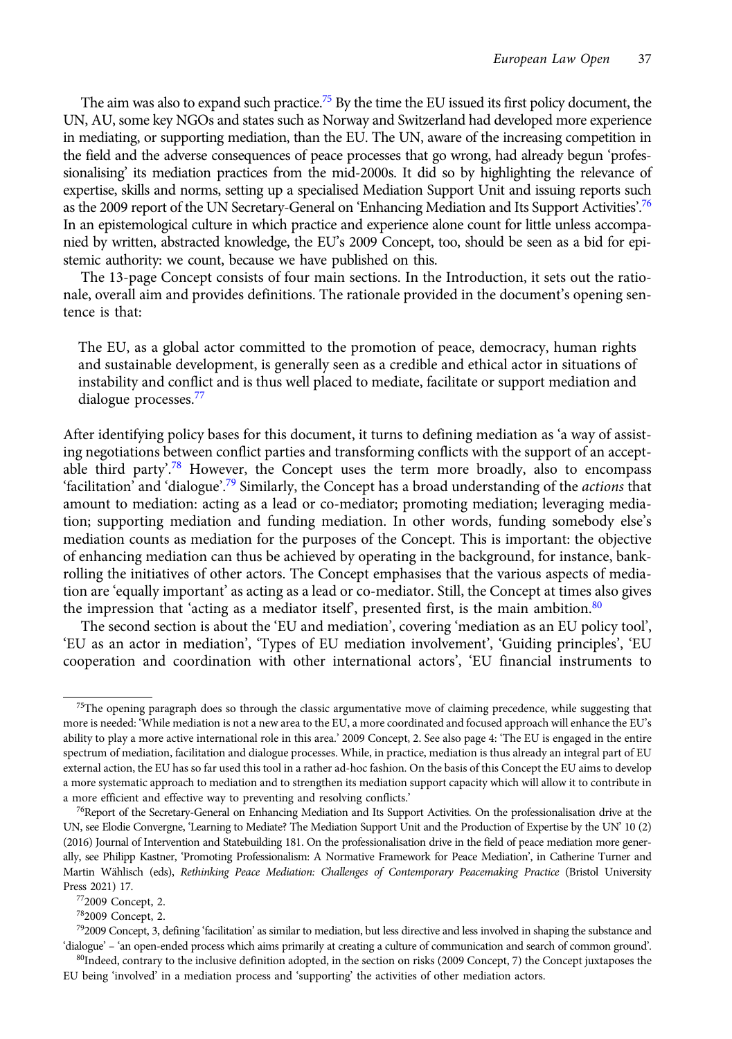The aim was also to expand such practice.[75] By the time the EU issued its first policy document, the UN, AU, some key NGOs and states such as Norway and Switzerland had developed more experience in mediating, or supporting mediation, than the EU. The UN, aware of the increasing competition in the field and the adverse consequences of peace processes that go wrong, had already begun 'professionalising' its mediation practices from the mid-2000s. It did so by highlighting the relevance of expertise, skills and norms, setting up a specialised Mediation Support Unit and issuing reports such as the 2009 report of the UN Secretary-General on 'Enhancing Mediation and Its Support Activities'.[76] In an epistemological culture in which practice and experience alone count for little unless accompanied by written, abstracted knowledge, the EU's 2009 Concept, too, should be seen as a bid for epistemic authority: we count, because we have published on this.

The 13-page Concept consists of four main sections. In the Introduction, it sets out the rationale, overall aim and provides definitions. The rationale provided in the document's opening sentence is that:

> The EU, as a global actor committed to the promotion of peace, democracy, human rights and sustainable development, is generally seen as a credible and ethical actor in situations of instability and conflict and is thus well placed to mediate, facilitate or support mediation and dialogue processes.[77]

After identifying policy bases for this document, it turns to defining mediation as 'a way of assisting negotiations between conflict parties and transforming conflicts with the support of an acceptable third party'.[78] However, the Concept uses the term more broadly, also to encompass 'facilitation' and 'dialogue'.[79] Similarly, the Concept has a broad understanding of the *actions* that amount to mediation: acting as a lead or co-mediator; promoting mediation; leveraging mediation; supporting mediation and funding mediation. In other words, funding somebody else's mediation counts as mediation for the purposes of the Concept. This is important: the objective of enhancing mediation can thus be achieved by operating in the background, for instance, bankrolling the initiatives of other actors. The Concept emphasises that the various aspects of mediation are 'equally important' as acting as a lead or co-mediator. Still, the Concept at times also gives the impression that 'acting as a mediator itself', presented first, is the main ambition.[80]

The second section is about the 'EU and mediation', covering 'mediation as an EU policy tool', 'EU as an actor in mediation', 'Types of EU mediation involvement', 'Guiding principles', 'EU cooperation and coordination with other international actors', 'EU financial instruments to

---

[75] The opening paragraph does so through the classic argumentative move of claiming precedence, while suggesting that more is needed: 'While mediation is not a new area to the EU, a more coordinated and focused approach will enhance the EU's ability to play a more active international role in this area.' 2009 Concept, 2. See also page 4: 'The EU is engaged in the entire spectrum of mediation, facilitation and dialogue processes. While, in practice, mediation is thus already an integral part of EU external action, the EU has so far used this tool in a rather ad-hoc fashion. On the basis of this Concept the EU aims to develop a more systematic approach to mediation and to strengthen its mediation support capacity which will allow it to contribute in a more efficient and effective way to preventing and resolving conflicts.'

[76] Report of the Secretary-General on Enhancing Mediation and Its Support Activities. On the professionalisation drive at the UN, see Elodie Convergne, 'Learning to Mediate? The Mediation Support Unit and the Production of Expertise by the UN' 10 (2) (2016) Journal of Intervention and Statebuilding 181. On the professionalisation drive in the field of peace mediation more generally, see Philipp Kastner, 'Promoting Professionalism: A Normative Framework for Peace Mediation', in Catherine Turner and Martin Wählisch (eds), *Rethinking Peace Mediation: Challenges of Contemporary Peacemaking Practice* (Bristol University Press 2021) 17.

[77] 2009 Concept, 2.

[78] 2009 Concept, 2.

[79] 2009 Concept, 3, defining 'facilitation' as similar to mediation, but less directive and less involved in shaping the substance and 'dialogue' – 'an open-ended process which aims primarily at creating a culture of communication and search of common ground'.

[80] Indeed, contrary to the inclusive definition adopted, in the section on risks (2009 Concept, 7) the Concept juxtaposes the EU being 'involved' in a mediation process and 'supporting' the activities of other mediation actors.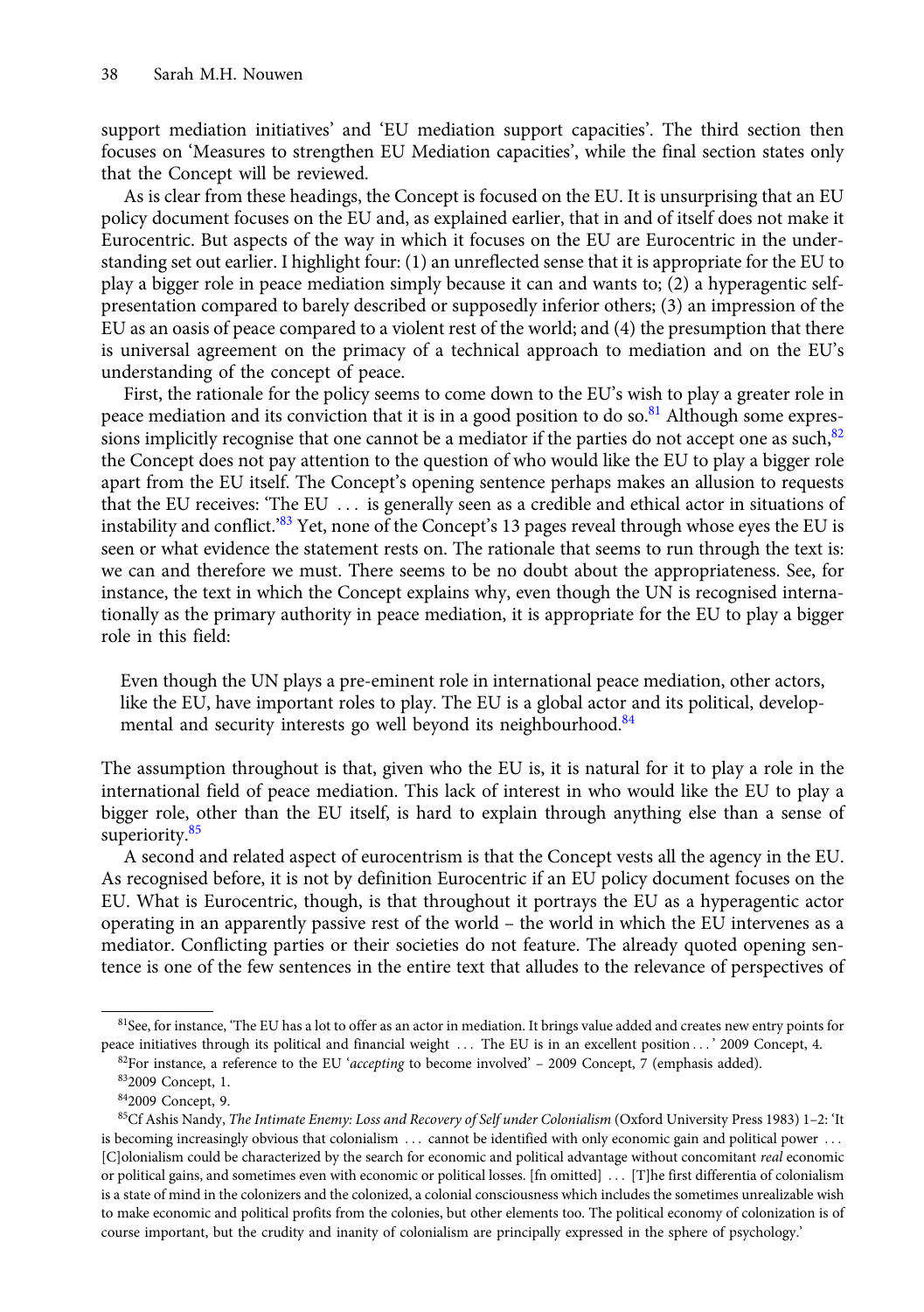support mediation initiatives' and 'EU mediation support capacities'. The third section then focuses on 'Measures to strengthen EU Mediation capacities', while the final section states only that the Concept will be reviewed.

As is clear from these headings, the Concept is focused on the EU. It is unsurprising that an EU policy document focuses on the EU and, as explained earlier, that in and of itself does not make it Eurocentric. But aspects of the way in which it focuses on the EU are Eurocentric in the understanding set out earlier. I highlight four: (1) an unreflected sense that it is appropriate for the EU to play a bigger role in peace mediation simply because it can and wants to; (2) a hyperagentic self-presentation compared to barely described or supposedly inferior others; (3) an impression of the EU as an oasis of peace compared to a violent rest of the world; and (4) the presumption that there is universal agreement on the primacy of a technical approach to mediation and on the EU's understanding of the concept of peace.

First, the rationale for the policy seems to come down to the EU's wish to play a greater role in peace mediation and its conviction that it is in a good position to do so.[81] Although some expressions implicitly recognise that one cannot be a mediator if the parties do not accept one as such,[82] the Concept does not pay attention to the question of who would like the EU to play a bigger role apart from the EU itself. The Concept's opening sentence perhaps makes an allusion to requests that the EU receives: 'The EU … is generally seen as a credible and ethical actor in situations of instability and conflict.'[83] Yet, none of the Concept's 13 pages reveal through whose eyes the EU is seen or what evidence the statement rests on. The rationale that seems to run through the text is: we can and therefore we must. There seems to be no doubt about the appropriateness. See, for instance, the text in which the Concept explains why, even though the UN is recognised internationally as the primary authority in peace mediation, it is appropriate for the EU to play a bigger role in this field:

> Even though the UN plays a pre-eminent role in international peace mediation, other actors, like the EU, have important roles to play. The EU is a global actor and its political, developmental and security interests go well beyond its neighbourhood.[84]

The assumption throughout is that, given who the EU is, it is natural for it to play a role in the international field of peace mediation. This lack of interest in who would like the EU to play a bigger role, other than the EU itself, is hard to explain through anything else than a sense of superiority.[85]

A second and related aspect of eurocentrism is that the Concept vests all the agency in the EU. As recognised before, it is not by definition Eurocentric if an EU policy document focuses on the EU. What is Eurocentric, though, is that throughout it portrays the EU as a hyperagentic actor operating in an apparently passive rest of the world – the world in which the EU intervenes as a mediator. Conflicting parties or their societies do not feature. The already quoted opening sentence is one of the few sentences in the entire text that alludes to the relevance of perspectives of

---

[81] See, for instance, 'The EU has a lot to offer as an actor in mediation. It brings value added and creates new entry points for peace initiatives through its political and financial weight … The EU is in an excellent position … ' 2009 Concept, 4.

[82] For instance, a reference to the EU '*accepting* to become involved' – 2009 Concept, 7 (emphasis added).

[83] 2009 Concept, 1.

[84] 2009 Concept, 9.

[85] Cf Ashis Nandy, *The Intimate Enemy: Loss and Recovery of Self under Colonialism* (Oxford University Press 1983) 1–2: 'It is becoming increasingly obvious that colonialism … cannot be identified with only economic gain and political power … [C]olonialism could be characterized by the search for economic and political advantage without concomitant *real* economic or political gains, and sometimes even with economic or political losses. [fn omitted] … [T]he first differentia of colonialism is a state of mind in the colonizers and the colonized, a colonial consciousness which includes the sometimes unrealizable wish to make economic and political profits from the colonies, but other elements too. The political economy of colonization is of course important, but the crudity and inanity of colonialism are principally expressed in the sphere of psychology.'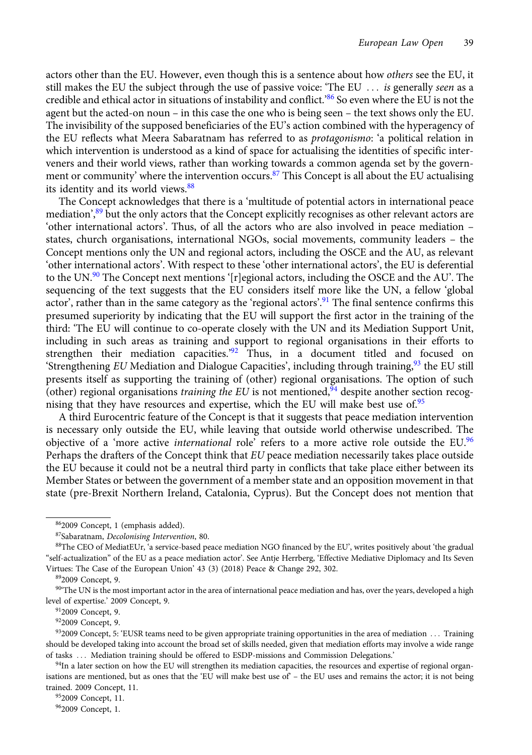actors other than the EU. However, even though this is a sentence about how *others* see the EU, it still makes the EU the subject through the use of passive voice: 'The EU … *is* generally *seen* as a credible and ethical actor in situations of instability and conflict.'[86] So even where the EU is not the agent but the acted-on noun – in this case the one who is being seen – the text shows only the EU. The invisibility of the supposed beneficiaries of the EU's action combined with the hyperagency of the EU reflects what Meera Sabaratnam has referred to as *protagonismo*: 'a political relation in which intervention is understood as a kind of space for actualising the identities of specific interveners and their world views, rather than working towards a common agenda set by the government or community' where the intervention occurs.[87] This Concept is all about the EU actualising its identity and its world views.[88]

The Concept acknowledges that there is a 'multitude of potential actors in international peace mediation',[89] but the only actors that the Concept explicitly recognises as other relevant actors are 'other international actors'. Thus, of all the actors who are also involved in peace mediation – states, church organisations, international NGOs, social movements, community leaders – the Concept mentions only the UN and regional actors, including the OSCE and the AU, as relevant 'other international actors'. With respect to these 'other international actors', the EU is deferential to the UN.[90] The Concept next mentions '[r]egional actors, including the OSCE and the AU'. The sequencing of the text suggests that the EU considers itself more like the UN, a fellow 'global actor', rather than in the same category as the 'regional actors'.[91] The final sentence confirms this presumed superiority by indicating that the EU will support the first actor in the training of the third: 'The EU will continue to co-operate closely with the UN and its Mediation Support Unit, including in such areas as training and support to regional organisations in their efforts to strengthen their mediation capacities.'[92] Thus, in a document titled and focused on 'Strengthening *EU* Mediation and Dialogue Capacities', including through training,[93] the EU still presents itself as supporting the training of (other) regional organisations. The option of such (other) regional organisations *training the EU* is not mentioned,[94] despite another section recognising that they have resources and expertise, which the EU will make best use of.[95]

A third Eurocentric feature of the Concept is that it suggests that peace mediation intervention is necessary only outside the EU, while leaving that outside world otherwise undescribed. The objective of a 'more active *international* role' refers to a more active role outside the EU.[96] Perhaps the drafters of the Concept think that *EU* peace mediation necessarily takes place outside the EU because it could not be a neutral third party in conflicts that take place either between its Member States or between the government of a member state and an opposition movement in that state (pre-Brexit Northern Ireland, Catalonia, Cyprus). But the Concept does not mention that

[86] 2009 Concept, 1 (emphasis added).

[87] Sabaratnam, *Decolonising Intervention*, 80.

[88] The CEO of MediatEUr, 'a service-based peace mediation NGO financed by the EU', writes positively about 'the gradual "self-actualization" of the EU as a peace mediation actor'. See Antje Herrberg, 'Effective Mediative Diplomacy and Its Seven Virtues: The Case of the European Union' 43 (3) (2018) Peace & Change 292, 302.

[89] 2009 Concept, 9.

[90] 'The UN is the most important actor in the area of international peace mediation and has, over the years, developed a high level of expertise.' 2009 Concept, 9.

[91] 2009 Concept, 9.

[92] 2009 Concept, 9.

[93] 2009 Concept, 5: 'EUSR teams need to be given appropriate training opportunities in the area of mediation … Training should be developed taking into account the broad set of skills needed, given that mediation efforts may involve a wide range of tasks … Mediation training should be offered to ESDP-missions and Commission Delegations.'

[94] In a later section on how the EU will strengthen its mediation capacities, the resources and expertise of regional organisations are mentioned, but as ones that the 'EU will make best use of' – the EU uses and remains the actor; it is not being trained. 2009 Concept, 11.

[95] 2009 Concept, 11.

[96] 2009 Concept, 1.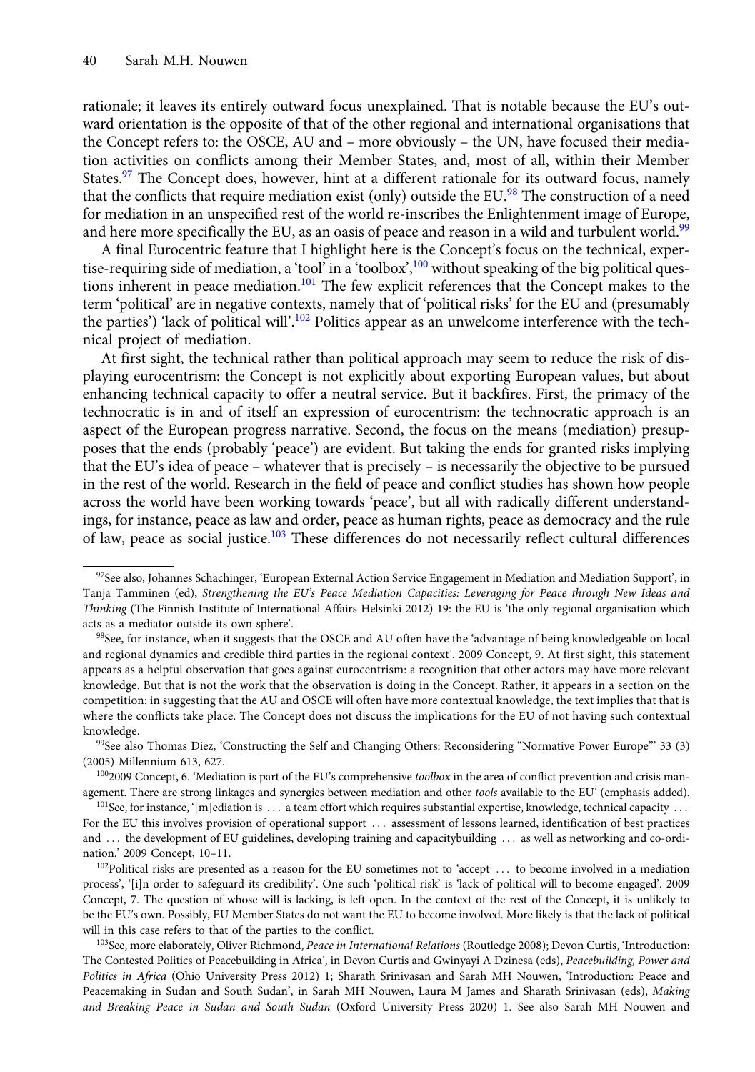rationale; it leaves its entirely outward focus unexplained. That is notable because the EU's outward orientation is the opposite of that of the other regional and international organisations that the Concept refers to: the OSCE, AU and – more obviously – the UN, have focused their mediation activities on conflicts among their Member States, and, most of all, within their Member States.[97] The Concept does, however, hint at a different rationale for its outward focus, namely that the conflicts that require mediation exist (only) outside the EU.[98] The construction of a need for mediation in an unspecified rest of the world re-inscribes the Enlightenment image of Europe, and here more specifically the EU, as an oasis of peace and reason in a wild and turbulent world.[99]

A final Eurocentric feature that I highlight here is the Concept's focus on the technical, expertise-requiring side of mediation, a 'tool' in a 'toolbox',[100] without speaking of the big political questions inherent in peace mediation.[101] The few explicit references that the Concept makes to the term 'political' are in negative contexts, namely that of 'political risks' for the EU and (presumably the parties') 'lack of political will'.[102] Politics appear as an unwelcome interference with the technical project of mediation.

At first sight, the technical rather than political approach may seem to reduce the risk of displaying eurocentrism: the Concept is not explicitly about exporting European values, but about enhancing technical capacity to offer a neutral service. But it backfires. First, the primacy of the technocratic is in and of itself an expression of eurocentrism: the technocratic approach is an aspect of the European progress narrative. Second, the focus on the means (mediation) presupposes that the ends (probably 'peace') are evident. But taking the ends for granted risks implying that the EU's idea of peace – whatever that is precisely – is necessarily the objective to be pursued in the rest of the world. Research in the field of peace and conflict studies has shown how people across the world have been working towards 'peace', but all with radically different understandings, for instance, peace as law and order, peace as human rights, peace as democracy and the rule of law, peace as social justice.[103] These differences do not necessarily reflect cultural differences

---

[97] See also, Johannes Schachinger, 'European External Action Service Engagement in Mediation and Mediation Support', in Tanja Tamminen (ed), *Strengthening the EU's Peace Mediation Capacities: Leveraging for Peace through New Ideas and Thinking* (The Finnish Institute of International Affairs Helsinki 2012) 19: the EU is 'the only regional organisation which acts as a mediator outside its own sphere'.

[98] See, for instance, when it suggests that the OSCE and AU often have the 'advantage of being knowledgeable on local and regional dynamics and credible third parties in the regional context'. 2009 Concept, 9. At first sight, this statement appears as a helpful observation that goes against eurocentrism: a recognition that other actors may have more relevant knowledge. But that is not the work that the observation is doing in the Concept. Rather, it appears in a section on the competition: in suggesting that the AU and OSCE will often have more contextual knowledge, the text implies that that is where the conflicts take place. The Concept does not discuss the implications for the EU of not having such contextual knowledge.

[99] See also Thomas Diez, 'Constructing the Self and Changing Others: Reconsidering "Normative Power Europe"' 33 (3) (2005) Millennium 613, 627.

[100] 2009 Concept, 6. 'Mediation is part of the EU's comprehensive *toolbox* in the area of conflict prevention and crisis management. There are strong linkages and synergies between mediation and other *tools* available to the EU' (emphasis added).

[101] See, for instance, '[m]ediation is … a team effort which requires substantial expertise, knowledge, technical capacity … For the EU this involves provision of operational support … assessment of lessons learned, identification of best practices and … the development of EU guidelines, developing training and capacitybuilding … as well as networking and co-ordination.' 2009 Concept, 10–11.

[102] Political risks are presented as a reason for the EU sometimes not to 'accept … to become involved in a mediation process', '[i]n order to safeguard its credibility'. One such 'political risk' is 'lack of political will to become engaged'. 2009 Concept, 7. The question of whose will is lacking, is left open. In the context of the rest of the Concept, it is unlikely to be the EU's own. Possibly, EU Member States do not want the EU to become involved. More likely is that the lack of political will in this case refers to that of the parties to the conflict.

[103] See, more elaborately, Oliver Richmond, *Peace in International Relations* (Routledge 2008); Devon Curtis, 'Introduction: The Contested Politics of Peacebuilding in Africa', in Devon Curtis and Gwinyayi A Dzinesa (eds), *Peacebuilding, Power and Politics in Africa* (Ohio University Press 2012) 1; Sharath Srinivasan and Sarah MH Nouwen, 'Introduction: Peace and Peacemaking in Sudan and South Sudan', in Sarah MH Nouwen, Laura M James and Sharath Srinivasan (eds), *Making and Breaking Peace in Sudan and South Sudan* (Oxford University Press 2020) 1. See also Sarah MH Nouwen and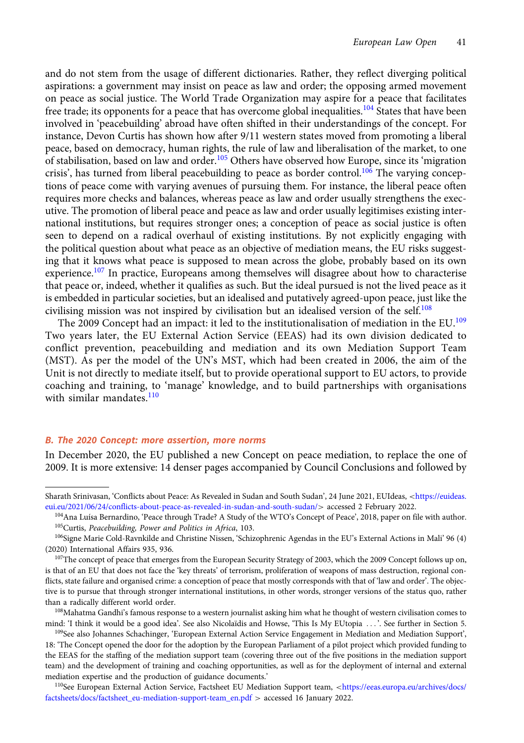and do not stem from the usage of different dictionaries. Rather, they reflect diverging political aspirations: a government may insist on peace as law and order; the opposing armed movement on peace as social justice. The World Trade Organization may aspire for a peace that facilitates free trade; its opponents for a peace that has overcome global inequalities.[104] States that have been involved in 'peacebuilding' abroad have often shifted in their understandings of the concept. For instance, Devon Curtis has shown how after 9/11 western states moved from promoting a liberal peace, based on democracy, human rights, the rule of law and liberalisation of the market, to one of stabilisation, based on law and order.[105] Others have observed how Europe, since its 'migration crisis', has turned from liberal peacebuilding to peace as border control.[106] The varying conceptions of peace come with varying avenues of pursuing them. For instance, the liberal peace often requires more checks and balances, whereas peace as law and order usually strengthens the executive. The promotion of liberal peace and peace as law and order usually legitimises existing international institutions, but requires stronger ones; a conception of peace as social justice is often seen to depend on a radical overhaul of existing institutions. By not explicitly engaging with the political question about what peace as an objective of mediation means, the EU risks suggesting that it knows what peace is supposed to mean across the globe, probably based on its own experience.[107] In practice, Europeans among themselves will disagree about how to characterise that peace or, indeed, whether it qualifies as such. But the ideal pursued is not the lived peace as it is embedded in particular societies, but an idealised and putatively agreed-upon peace, just like the civilising mission was not inspired by civilisation but an idealised version of the self.[108]

The 2009 Concept had an impact: it led to the institutionalisation of mediation in the EU.[109] Two years later, the EU External Action Service (EEAS) had its own division dedicated to conflict prevention, peacebuilding and mediation and its own Mediation Support Team (MST). As per the model of the UN's MST, which had been created in 2006, the aim of the Unit is not directly to mediate itself, but to provide operational support to EU actors, to provide coaching and training, to 'manage' knowledge, and to build partnerships with organisations with similar mandates.[110]

### B. The 2020 Concept: more assertion, more norms

In December 2020, the EU published a new Concept on peace mediation, to replace the one of 2009. It is more extensive: 14 denser pages accompanied by Council Conclusions and followed by

---

Sharath Srinivasan, 'Conflicts about Peace: As Revealed in Sudan and South Sudan', 24 June 2021, EUIdeas, <https://euideas.eui.eu/2021/06/24/conflicts-about-peace-as-revealed-in-sudan-and-south-sudan/> accessed 2 February 2022.

[104]Ana Luísa Bernardino, 'Peace through Trade? A Study of the WTO's Concept of Peace', 2018, paper on file with author.

[105]Curtis, *Peacebuilding, Power and Politics in Africa*, 103.

[106]Signe Marie Cold-Ravnkilde and Christine Nissen, 'Schizophrenic Agendas in the EU's External Actions in Mali' 96 (4) (2020) International Affairs 935, 936.

[107]The concept of peace that emerges from the European Security Strategy of 2003, which the 2009 Concept follows up on, is that of an EU that does not face the 'key threats' of terrorism, proliferation of weapons of mass destruction, regional conflicts, state failure and organised crime: a conception of peace that mostly corresponds with that of 'law and order'. The objective is to pursue that through stronger international institutions, in other words, stronger versions of the status quo, rather than a radically different world order.

[108]Mahatma Gandhi's famous response to a western journalist asking him what he thought of western civilisation comes to mind: 'I think it would be a good idea'. See also Nicolaïdis and Howse, 'This Is My EUtopia …'. See further in Section 5.

[109]See also Johannes Schachinger, 'European External Action Service Engagement in Mediation and Mediation Support', 18: 'The Concept opened the door for the adoption by the European Parliament of a pilot project which provided funding to the EEAS for the staffing of the mediation support team (covering three out of the five positions in the mediation support team) and the development of training and coaching opportunities, as well as for the deployment of internal and external mediation expertise and the production of guidance documents.'

[110]See European External Action Service, Factsheet EU Mediation Support team, <https://eeas.europa.eu/archives/docs/factsheets/docs/factsheet_eu-mediation-support-team_en.pdf > accessed 16 January 2022.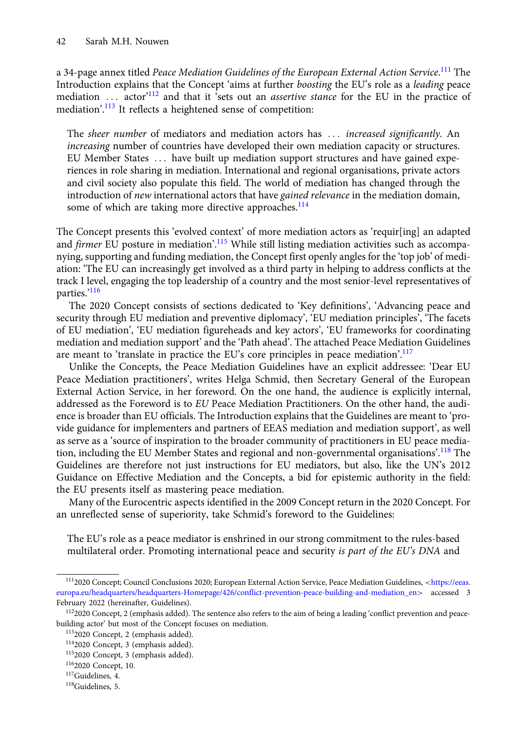a 34-page annex titled *Peace Mediation Guidelines of the European External Action Service*.[111] The Introduction explains that the Concept 'aims at further *boosting* the EU's role as a *leading* peace mediation … actor'[112] and that it 'sets out an *assertive stance* for the EU in the practice of mediation'.[113] It reflects a heightened sense of competition:

> The *sheer number* of mediators and mediation actors has … *increased significantly*. An *increasing* number of countries have developed their own mediation capacity or structures. EU Member States … have built up mediation support structures and have gained experiences in role sharing in mediation. International and regional organisations, private actors and civil society also populate this field. The world of mediation has changed through the introduction of *new* international actors that have *gained relevance* in the mediation domain, some of which are taking more directive approaches.[114]

The Concept presents this 'evolved context' of more mediation actors as 'requir[ing] an adapted and *firmer* EU posture in mediation'.[115] While still listing mediation activities such as accompanying, supporting and funding mediation, the Concept first openly angles for the 'top job' of mediation: 'The EU can increasingly get involved as a third party in helping to address conflicts at the track I level, engaging the top leadership of a country and the most senior-level representatives of parties.'[116]

The 2020 Concept consists of sections dedicated to 'Key definitions', 'Advancing peace and security through EU mediation and preventive diplomacy', 'EU mediation principles', 'The facets of EU mediation', 'EU mediation figureheads and key actors', 'EU frameworks for coordinating mediation and mediation support' and the 'Path ahead'. The attached Peace Mediation Guidelines are meant to 'translate in practice the EU's core principles in peace mediation'.[117]

Unlike the Concepts, the Peace Mediation Guidelines have an explicit addressee: 'Dear EU Peace Mediation practitioners', writes Helga Schmid, then Secretary General of the European External Action Service, in her foreword. On the one hand, the audience is explicitly internal, addressed as the Foreword is to *EU* Peace Mediation Practitioners. On the other hand, the audience is broader than EU officials. The Introduction explains that the Guidelines are meant to 'provide guidance for implementers and partners of EEAS mediation and mediation support', as well as serve as a 'source of inspiration to the broader community of practitioners in EU peace mediation, including the EU Member States and regional and non-governmental organisations'.[118] The Guidelines are therefore not just instructions for EU mediators, but also, like the UN's 2012 Guidance on Effective Mediation and the Concepts, a bid for epistemic authority in the field: the EU presents itself as mastering peace mediation.

Many of the Eurocentric aspects identified in the 2009 Concept return in the 2020 Concept. For an unreflected sense of superiority, take Schmid's foreword to the Guidelines:

> The EU's role as a peace mediator is enshrined in our strong commitment to the rules-based multilateral order. Promoting international peace and security *is part of the EU's DNA* and

---

[111] 2020 Concept; Council Conclusions 2020; European External Action Service, Peace Mediation Guidelines, <https://eeas.europa.eu/headquarters/headquarters-Homepage/426/conflict-prevention-peace-building-and-mediation_en> accessed 3 February 2022 (hereinafter, Guidelines).

[112] 2020 Concept, 2 (emphasis added). The sentence also refers to the aim of being a leading 'conflict prevention and peace-building actor' but most of the Concept focuses on mediation.

[113] 2020 Concept, 2 (emphasis added).

[114] 2020 Concept, 3 (emphasis added).

[115] 2020 Concept, 3 (emphasis added).

[116] 2020 Concept, 10.

[117] Guidelines, 4.

[118] Guidelines, 5.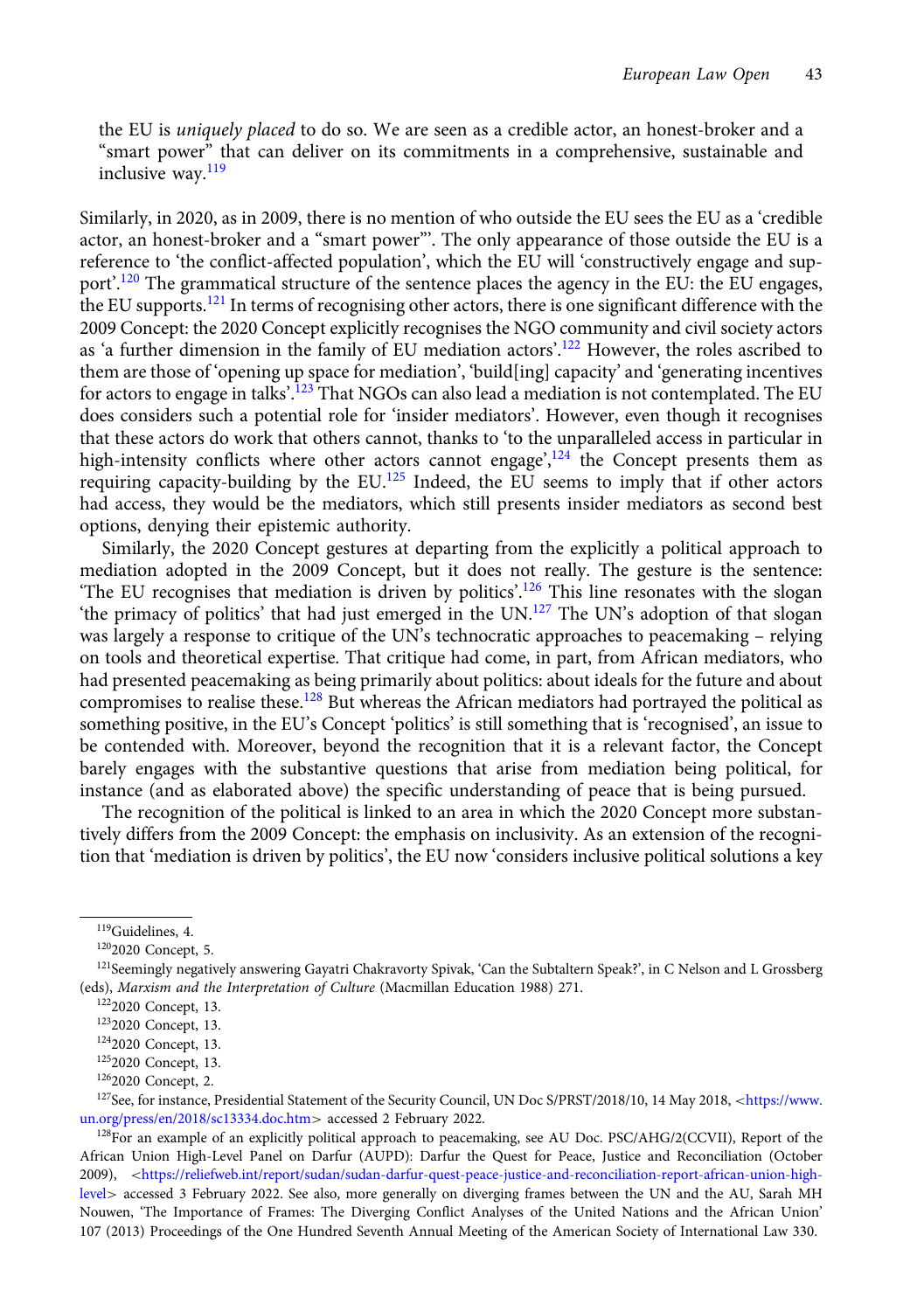the EU is *uniquely placed* to do so. We are seen as a credible actor, an honest-broker and a "smart power" that can deliver on its commitments in a comprehensive, sustainable and inclusive way.[119]

Similarly, in 2020, as in 2009, there is no mention of who outside the EU sees the EU as a 'credible actor, an honest-broker and a "smart power"'. The only appearance of those outside the EU is a reference to 'the conflict-affected population', which the EU will 'constructively engage and support'.[120] The grammatical structure of the sentence places the agency in the EU: the EU engages, the EU supports.[121] In terms of recognising other actors, there is one significant difference with the 2009 Concept: the 2020 Concept explicitly recognises the NGO community and civil society actors as 'a further dimension in the family of EU mediation actors'.[122] However, the roles ascribed to them are those of 'opening up space for mediation', 'build[ing] capacity' and 'generating incentives for actors to engage in talks'.[123] That NGOs can also lead a mediation is not contemplated. The EU does considers such a potential role for 'insider mediators'. However, even though it recognises that these actors do work that others cannot, thanks to 'to the unparalleled access in particular in high-intensity conflicts where other actors cannot engage',[124] the Concept presents them as requiring capacity-building by the EU.[125] Indeed, the EU seems to imply that if other actors had access, they would be the mediators, which still presents insider mediators as second best options, denying their epistemic authority.

Similarly, the 2020 Concept gestures at departing from the explicitly a political approach to mediation adopted in the 2009 Concept, but it does not really. The gesture is the sentence: 'The EU recognises that mediation is driven by politics'.[126] This line resonates with the slogan 'the primacy of politics' that had just emerged in the UN.[127] The UN's adoption of that slogan was largely a response to critique of the UN's technocratic approaches to peacemaking – relying on tools and theoretical expertise. That critique had come, in part, from African mediators, who had presented peacemaking as being primarily about politics: about ideals for the future and about compromises to realise these.[128] But whereas the African mediators had portrayed the political as something positive, in the EU's Concept 'politics' is still something that is 'recognised', an issue to be contended with. Moreover, beyond the recognition that it is a relevant factor, the Concept barely engages with the substantive questions that arise from mediation being political, for instance (and as elaborated above) the specific understanding of peace that is being pursued.

The recognition of the political is linked to an area in which the 2020 Concept more substantively differs from the 2009 Concept: the emphasis on inclusivity. As an extension of the recognition that 'mediation is driven by politics', the EU now 'considers inclusive political solutions a key

---

[119] Guidelines, 4.

[120] 2020 Concept, 5.

[121] Seemingly negatively answering Gayatri Chakravorty Spivak, 'Can the Subtaltern Speak?', in C Nelson and L Grossberg (eds), *Marxism and the Interpretation of Culture* (Macmillan Education 1988) 271.

[122] 2020 Concept, 13.

[123] 2020 Concept, 13.

[124] 2020 Concept, 13.

[125] 2020 Concept, 13.

[126] 2020 Concept, 2.

[127] See, for instance, Presidential Statement of the Security Council, UN Doc S/PRST/2018/10, 14 May 2018, <https://www.un.org/press/en/2018/sc13334.doc.htm> accessed 2 February 2022.

[128] For an example of an explicitly political approach to peacemaking, see AU Doc. PSC/AHG/2(CCVII), Report of the African Union High-Level Panel on Darfur (AUPD): Darfur the Quest for Peace, Justice and Reconciliation (October 2009), <https://reliefweb.int/report/sudan/sudan-darfur-quest-peace-justice-and-reconciliation-report-african-union-high-level> accessed 3 February 2022. See also, more generally on diverging frames between the UN and the AU, Sarah MH Nouwen, 'The Importance of Frames: The Diverging Conflict Analyses of the United Nations and the African Union' 107 (2013) Proceedings of the One Hundred Seventh Annual Meeting of the American Society of International Law 330.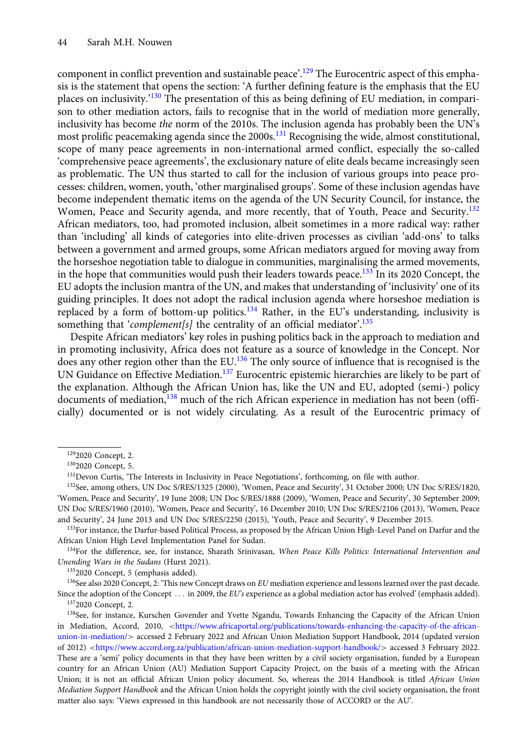component in conflict prevention and sustainable peace'.[129] The Eurocentric aspect of this emphasis is the statement that opens the section: 'A further defining feature is the emphasis that the EU places on inclusivity.'[130] The presentation of this as being defining of EU mediation, in comparison to other mediation actors, fails to recognise that in the world of mediation more generally, inclusivity has become *the* norm of the 2010s. The inclusion agenda has probably been the UN's most prolific peacemaking agenda since the 2000s.[131] Recognising the wide, almost constitutional, scope of many peace agreements in non-international armed conflict, especially the so-called 'comprehensive peace agreements', the exclusionary nature of elite deals became increasingly seen as problematic. The UN thus started to call for the inclusion of various groups into peace processes: children, women, youth, 'other marginalised groups'. Some of these inclusion agendas have become independent thematic items on the agenda of the UN Security Council, for instance, the Women, Peace and Security agenda, and more recently, that of Youth, Peace and Security.[132] African mediators, too, had promoted inclusion, albeit sometimes in a more radical way: rather than 'including' all kinds of categories into elite-driven processes as civilian 'add-ons' to talks between a government and armed groups, some African mediators argued for moving away from the horseshoe negotiation table to dialogue in communities, marginalising the armed movements, in the hope that communities would push their leaders towards peace.[133] In its 2020 Concept, the EU adopts the inclusion mantra of the UN, and makes that understanding of 'inclusivity' one of its guiding principles. It does not adopt the radical inclusion agenda where horseshoe mediation is replaced by a form of bottom-up politics.[134] Rather, in the EU's understanding, inclusivity is something that '*complement[s]* the centrality of an official mediator'.[135]

Despite African mediators' key roles in pushing politics back in the approach to mediation and in promoting inclusivity, Africa does not feature as a source of knowledge in the Concept. Nor does any other region other than the EU.[136] The only source of influence that is recognised is the UN Guidance on Effective Mediation.[137] Eurocentric epistemic hierarchies are likely to be part of the explanation. Although the African Union has, like the UN and EU, adopted (semi-) policy documents of mediation,[138] much of the rich African experience in mediation has not been (officially) documented or is not widely circulating. As a result of the Eurocentric primacy of

---

[129] 2020 Concept, 2.

[130] 2020 Concept, 5.

[131] Devon Curtis, 'The Interests in Inclusivity in Peace Negotiations', forthcoming, on file with author.

[132] See, among others, UN Doc S/RES/1325 (2000), 'Women, Peace and Security', 31 October 2000; UN Doc S/RES/1820, 'Women, Peace and Security', 19 June 2008; UN Doc S/RES/1888 (2009), 'Women, Peace and Security', 30 September 2009; UN Doc S/RES/1960 (2010), 'Women, Peace and Security', 16 December 2010; UN Doc S/RES/2106 (2013), 'Women, Peace and Security', 24 June 2013 and UN Doc S/RES/2250 (2015), 'Youth, Peace and Security', 9 December 2015.

[133] For instance, the Darfur-based Political Process, as proposed by the African Union High-Level Panel on Darfur and the African Union High Level Implementation Panel for Sudan.

[134] For the difference, see, for instance, Sharath Srinivasan, *When Peace Kills Politics: International Intervention and Unending Wars in the Sudans* (Hurst 2021).

[135] 2020 Concept, 5 (emphasis added).

[136] See also 2020 Concept, 2: 'This new Concept draws on *EU* mediation experience and lessons learned over the past decade. Since the adoption of the Concept ... in 2009, the *EU's* experience as a global mediation actor has evolved' (emphasis added).

[137] 2020 Concept, 2.

[138] See, for instance, Kurschen Govender and Yvette Ngandu, Towards Enhancing the Capacity of the African Union in Mediation, Accord, 2010, <https://www.africaportal.org/publications/towards-enhancing-the-capacity-of-the-african-union-in-mediation/> accessed 2 February 2022 and African Union Mediation Support Handbook, 2014 (updated version of 2012) <https://www.accord.org.za/publication/african-union-mediation-support-handbook/> accessed 3 February 2022. These are a 'semi' policy documents in that they have been written by a civil society organisation, funded by a European country for an African Union (AU) Mediation Support Capacity Project, on the basis of a meeting with the African Union; it is not an official African Union policy document. So, whereas the 2014 Handbook is titled *African Union Mediation Support Handbook* and the African Union holds the copyright jointly with the civil society organisation, the front matter also says: 'Views expressed in this handbook are not necessarily those of ACCORD or the AU'.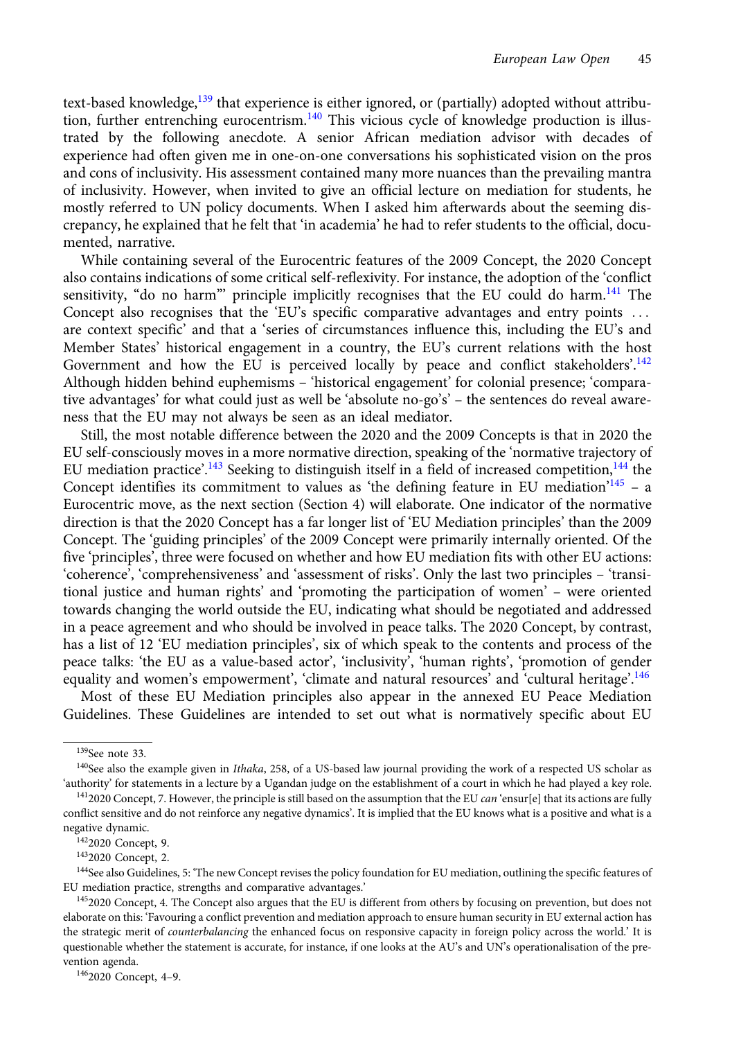text-based knowledge,[139] that experience is either ignored, or (partially) adopted without attribution, further entrenching eurocentrism.[140] This vicious cycle of knowledge production is illustrated by the following anecdote. A senior African mediation advisor with decades of experience had often given me in one-on-one conversations his sophisticated vision on the pros and cons of inclusivity. His assessment contained many more nuances than the prevailing mantra of inclusivity. However, when invited to give an official lecture on mediation for students, he mostly referred to UN policy documents. When I asked him afterwards about the seeming discrepancy, he explained that he felt that 'in academia' he had to refer students to the official, documented, narrative.

While containing several of the Eurocentric features of the 2009 Concept, the 2020 Concept also contains indications of some critical self-reflexivity. For instance, the adoption of the 'conflict sensitivity, "do no harm"' principle implicitly recognises that the EU could do harm.[141] The Concept also recognises that the 'EU's specific comparative advantages and entry points … are context specific' and that a 'series of circumstances influence this, including the EU's and Member States' historical engagement in a country, the EU's current relations with the host Government and how the EU is perceived locally by peace and conflict stakeholders'.[142] Although hidden behind euphemisms – 'historical engagement' for colonial presence; 'comparative advantages' for what could just as well be 'absolute no-go's' – the sentences do reveal awareness that the EU may not always be seen as an ideal mediator.

Still, the most notable difference between the 2020 and the 2009 Concepts is that in 2020 the EU self-consciously moves in a more normative direction, speaking of the 'normative trajectory of EU mediation practice'.[143] Seeking to distinguish itself in a field of increased competition,[144] the Concept identifies its commitment to values as 'the defining feature in EU mediation'[145] – a Eurocentric move, as the next section (Section 4) will elaborate. One indicator of the normative direction is that the 2020 Concept has a far longer list of 'EU Mediation principles' than the 2009 Concept. The 'guiding principles' of the 2009 Concept were primarily internally oriented. Of the five 'principles', three were focused on whether and how EU mediation fits with other EU actions: 'coherence', 'comprehensiveness' and 'assessment of risks'. Only the last two principles – 'transitional justice and human rights' and 'promoting the participation of women' – were oriented towards changing the world outside the EU, indicating what should be negotiated and addressed in a peace agreement and who should be involved in peace talks. The 2020 Concept, by contrast, has a list of 12 'EU mediation principles', six of which speak to the contents and process of the peace talks: 'the EU as a value-based actor', 'inclusivity', 'human rights', 'promotion of gender equality and women's empowerment', 'climate and natural resources' and 'cultural heritage'.[146]

Most of these EU Mediation principles also appear in the annexed EU Peace Mediation Guidelines. These Guidelines are intended to set out what is normatively specific about EU

---

[139] See note 33.

[140] See also the example given in *Ithaka*, 258, of a US-based law journal providing the work of a respected US scholar as 'authority' for statements in a lecture by a Ugandan judge on the establishment of a court in which he had played a key role.

[141] 2020 Concept, 7. However, the principle is still based on the assumption that the EU *can* 'ensur[e] that its actions are fully conflict sensitive and do not reinforce any negative dynamics'. It is implied that the EU knows what is a positive and what is a negative dynamic.

[142] 2020 Concept, 9.

[143] 2020 Concept, 2.

[144] See also Guidelines, 5: 'The new Concept revises the policy foundation for EU mediation, outlining the specific features of EU mediation practice, strengths and comparative advantages.'

[145] 2020 Concept, 4. The Concept also argues that the EU is different from others by focusing on prevention, but does not elaborate on this: 'Favouring a conflict prevention and mediation approach to ensure human security in EU external action has the strategic merit of *counterbalancing* the enhanced focus on responsive capacity in foreign policy across the world.' It is questionable whether the statement is accurate, for instance, if one looks at the AU's and UN's operationalisation of the prevention agenda.

[146] 2020 Concept, 4–9.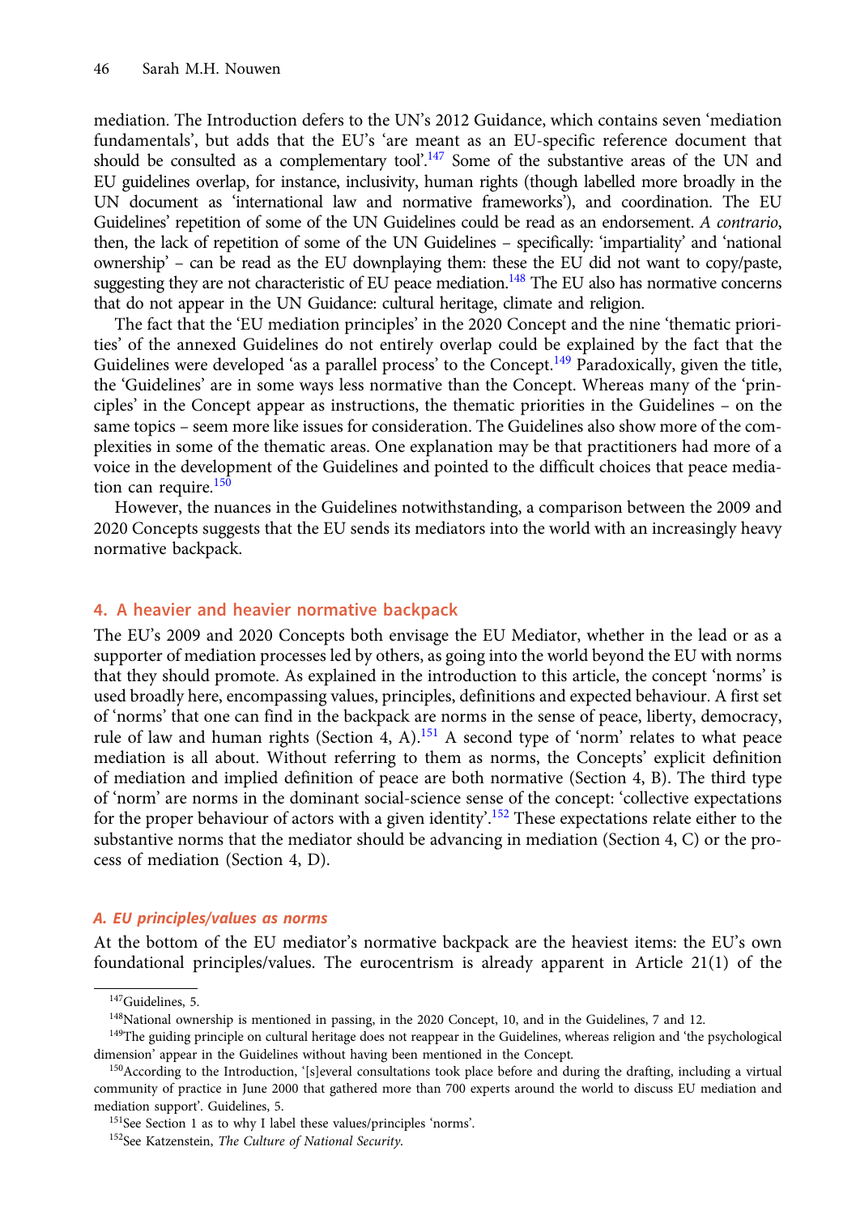mediation. The Introduction defers to the UN's 2012 Guidance, which contains seven 'mediation fundamentals', but adds that the EU's 'are meant as an EU-specific reference document that should be consulted as a complementary tool'.[147] Some of the substantive areas of the UN and EU guidelines overlap, for instance, inclusivity, human rights (though labelled more broadly in the UN document as 'international law and normative frameworks'), and coordination. The EU Guidelines' repetition of some of the UN Guidelines could be read as an endorsement. *A contrario*, then, the lack of repetition of some of the UN Guidelines – specifically: 'impartiality' and 'national ownership' – can be read as the EU downplaying them: these the EU did not want to copy/paste, suggesting they are not characteristic of EU peace mediation.[148] The EU also has normative concerns that do not appear in the UN Guidance: cultural heritage, climate and religion.

The fact that the 'EU mediation principles' in the 2020 Concept and the nine 'thematic priorities' of the annexed Guidelines do not entirely overlap could be explained by the fact that the Guidelines were developed 'as a parallel process' to the Concept.[149] Paradoxically, given the title, the 'Guidelines' are in some ways less normative than the Concept. Whereas many of the 'principles' in the Concept appear as instructions, the thematic priorities in the Guidelines – on the same topics – seem more like issues for consideration. The Guidelines also show more of the complexities in some of the thematic areas. One explanation may be that practitioners had more of a voice in the development of the Guidelines and pointed to the difficult choices that peace mediation can require.[150]

However, the nuances in the Guidelines notwithstanding, a comparison between the 2009 and 2020 Concepts suggests that the EU sends its mediators into the world with an increasingly heavy normative backpack.

## 4. A heavier and heavier normative backpack

The EU's 2009 and 2020 Concepts both envisage the EU Mediator, whether in the lead or as a supporter of mediation processes led by others, as going into the world beyond the EU with norms that they should promote. As explained in the introduction to this article, the concept 'norms' is used broadly here, encompassing values, principles, definitions and expected behaviour. A first set of 'norms' that one can find in the backpack are norms in the sense of peace, liberty, democracy, rule of law and human rights (Section 4, A).[151] A second type of 'norm' relates to what peace mediation is all about. Without referring to them as norms, the Concepts' explicit definition of mediation and implied definition of peace are both normative (Section 4, B). The third type of 'norm' are norms in the dominant social-science sense of the concept: 'collective expectations for the proper behaviour of actors with a given identity'.[152] These expectations relate either to the substantive norms that the mediator should be advancing in mediation (Section 4, C) or the process of mediation (Section 4, D).

### *A. EU principles/values as norms*

At the bottom of the EU mediator's normative backpack are the heaviest items: the EU's own foundational principles/values. The eurocentrism is already apparent in Article 21(1) of the

[147] Guidelines, 5.

[148] National ownership is mentioned in passing, in the 2020 Concept, 10, and in the Guidelines, 7 and 12.

[149] The guiding principle on cultural heritage does not reappear in the Guidelines, whereas religion and 'the psychological dimension' appear in the Guidelines without having been mentioned in the Concept.

[150] According to the Introduction, '[s]everal consultations took place before and during the drafting, including a virtual community of practice in June 2000 that gathered more than 700 experts around the world to discuss EU mediation and mediation support'. Guidelines, 5.

[151] See Section 1 as to why I label these values/principles 'norms'.

[152] See Katzenstein, *The Culture of National Security*.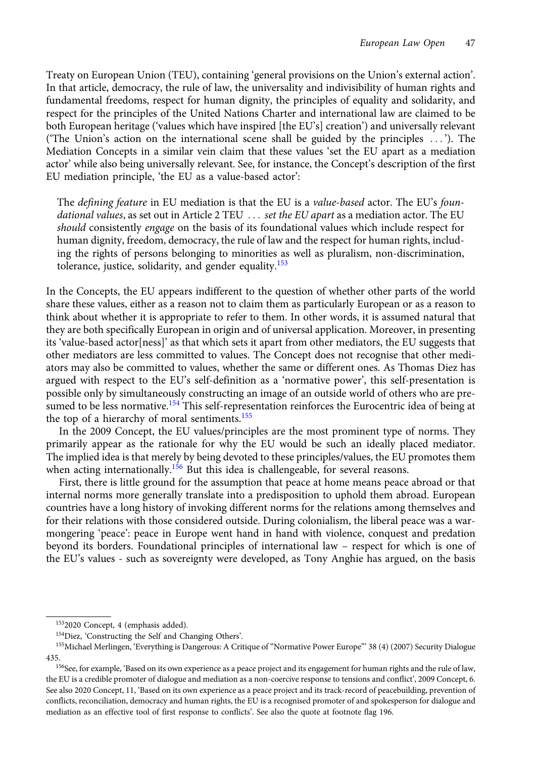Treaty on European Union (TEU), containing 'general provisions on the Union's external action'. In that article, democracy, the rule of law, the universality and indivisibility of human rights and fundamental freedoms, respect for human dignity, the principles of equality and solidarity, and respect for the principles of the United Nations Charter and international law are claimed to be both European heritage ('values which have inspired [the EU's] creation') and universally relevant ('The Union's action on the international scene shall be guided by the principles . . . '). The Mediation Concepts in a similar vein claim that these values 'set the EU apart as a mediation actor' while also being universally relevant. See, for instance, the Concept's description of the first EU mediation principle, 'the EU as a value-based actor':

> The *defining feature* in EU mediation is that the EU is a *value-based* actor. The EU's *foundational values*, as set out in Article 2 TEU . . . *set the EU apart* as a mediation actor. The EU *should* consistently *engage* on the basis of its foundational values which include respect for human dignity, freedom, democracy, the rule of law and the respect for human rights, including the rights of persons belonging to minorities as well as pluralism, non-discrimination, tolerance, justice, solidarity, and gender equality.[153]

In the Concepts, the EU appears indifferent to the question of whether other parts of the world share these values, either as a reason not to claim them as particularly European or as a reason to think about whether it is appropriate to refer to them. In other words, it is assumed natural that they are both specifically European in origin and of universal application. Moreover, in presenting its 'value-based actor[ness]' as that which sets it apart from other mediators, the EU suggests that other mediators are less committed to values. The Concept does not recognise that other mediators may also be committed to values, whether the same or different ones. As Thomas Diez has argued with respect to the EU's self-definition as a 'normative power', this self-presentation is possible only by simultaneously constructing an image of an outside world of others who are presumed to be less normative.[154] This self-representation reinforces the Eurocentric idea of being at the top of a hierarchy of moral sentiments.[155]

In the 2009 Concept, the EU values/principles are the most prominent type of norms. They primarily appear as the rationale for why the EU would be such an ideally placed mediator. The implied idea is that merely by being devoted to these principles/values, the EU promotes them when acting internationally.[156] But this idea is challengeable, for several reasons.

First, there is little ground for the assumption that peace at home means peace abroad or that internal norms more generally translate into a predisposition to uphold them abroad. European countries have a long history of invoking different norms for the relations among themselves and for their relations with those considered outside. During colonialism, the liberal peace was a warmongering 'peace': peace in Europe went hand in hand with violence, conquest and predation beyond its borders. Foundational principles of international law – respect for which is one of the EU's values - such as sovereignty were developed, as Tony Anghie has argued, on the basis

---

[153] 2020 Concept, 4 (emphasis added).

[154] Diez, 'Constructing the Self and Changing Others'.

[155] Michael Merlingen, 'Everything is Dangerous: A Critique of "Normative Power Europe"' 38 (4) (2007) Security Dialogue 435.

[156] See, for example, 'Based on its own experience as a peace project and its engagement for human rights and the rule of law, the EU is a credible promoter of dialogue and mediation as a non-coercive response to tensions and conflict', 2009 Concept, 6. See also 2020 Concept, 11, 'Based on its own experience as a peace project and its track-record of peacebuilding, prevention of conflicts, reconciliation, democracy and human rights, the EU is a recognised promoter of and spokesperson for dialogue and mediation as an effective tool of first response to conflicts'. See also the quote at footnote flag 196.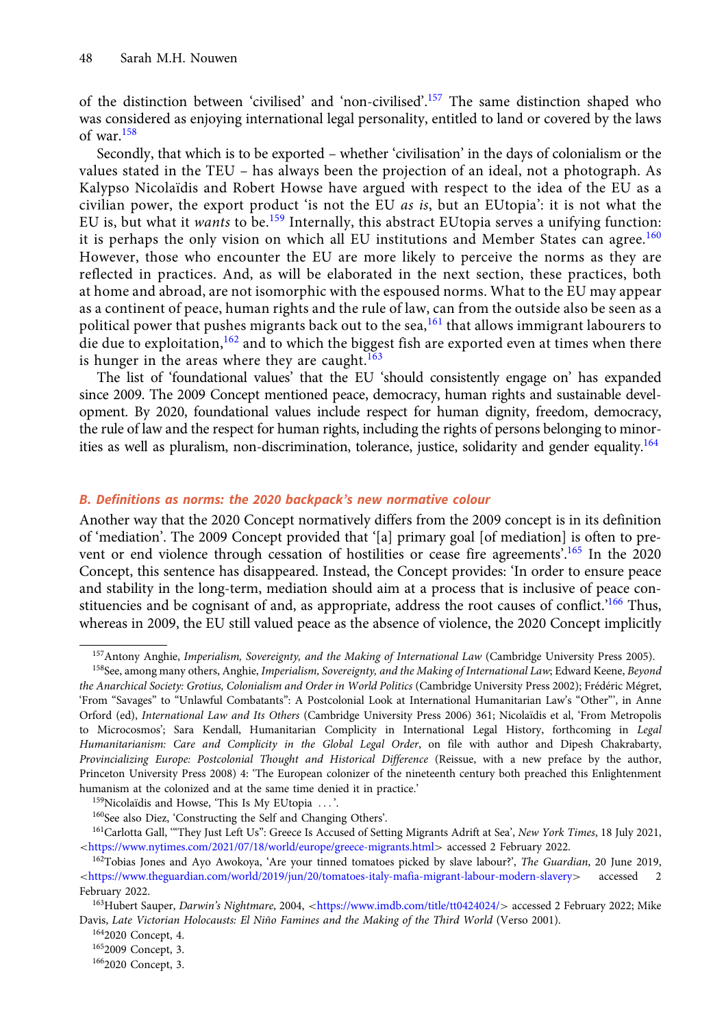of the distinction between 'civilised' and 'non-civilised'.[157] The same distinction shaped who was considered as enjoying international legal personality, entitled to land or covered by the laws of war.[158]

Secondly, that which is to be exported – whether 'civilisation' in the days of colonialism or the values stated in the TEU – has always been the projection of an ideal, not a photograph. As Kalypso Nicolaïdis and Robert Howse have argued with respect to the idea of the EU as a civilian power, the export product 'is not the EU *as is*, but an EUtopia': it is not what the EU is, but what it *wants* to be.[159] Internally, this abstract EUtopia serves a unifying function: it is perhaps the only vision on which all EU institutions and Member States can agree.[160] However, those who encounter the EU are more likely to perceive the norms as they are reflected in practices. And, as will be elaborated in the next section, these practices, both at home and abroad, are not isomorphic with the espoused norms. What to the EU may appear as a continent of peace, human rights and the rule of law, can from the outside also be seen as a political power that pushes migrants back out to the sea,[161] that allows immigrant labourers to die due to exploitation,[162] and to which the biggest fish are exported even at times when there is hunger in the areas where they are caught.[163]

The list of 'foundational values' that the EU 'should consistently engage on' has expanded since 2009. The 2009 Concept mentioned peace, democracy, human rights and sustainable development. By 2020, foundational values include respect for human dignity, freedom, democracy, the rule of law and the respect for human rights, including the rights of persons belonging to minorities as well as pluralism, non-discrimination, tolerance, justice, solidarity and gender equality.[164]

### B. Definitions as norms: the 2020 backpack's new normative colour

Another way that the 2020 Concept normatively differs from the 2009 concept is in its definition of 'mediation'. The 2009 Concept provided that '[a] primary goal [of mediation] is often to prevent or end violence through cessation of hostilities or cease fire agreements'.[165] In the 2020 Concept, this sentence has disappeared. Instead, the Concept provides: 'In order to ensure peace and stability in the long-term, mediation should aim at a process that is inclusive of peace constituencies and be cognisant of and, as appropriate, address the root causes of conflict.'[166] Thus, whereas in 2009, the EU still valued peace as the absence of violence, the 2020 Concept implicitly

---

[157] Antony Anghie, *Imperialism, Sovereignty, and the Making of International Law* (Cambridge University Press 2005).

[158] See, among many others, Anghie, *Imperialism, Sovereignty, and the Making of International Law*; Edward Keene, *Beyond the Anarchical Society: Grotius, Colonialism and Order in World Politics* (Cambridge University Press 2002); Frédéric Mégret, 'From "Savages" to "Unlawful Combatants": A Postcolonial Look at International Humanitarian Law's "Other"', in Anne Orford (ed), *International Law and Its Others* (Cambridge University Press 2006) 361; Nicolaïdis et al, 'From Metropolis to Microcosmos'; Sara Kendall, Humanitarian Complicity in International Legal History, forthcoming in *Legal Humanitarianism: Care and Complicity in the Global Legal Order*, on file with author and Dipesh Chakrabarty, *Provincializing Europe: Postcolonial Thought and Historical Difference* (Reissue, with a new preface by the author, Princeton University Press 2008) 4: 'The European colonizer of the nineteenth century both preached this Enlightenment humanism at the colonized and at the same time denied it in practice.'

[159] Nicolaïdis and Howse, 'This Is My EUtopia ...'.

[160] See also Diez, 'Constructing the Self and Changing Others'.

[161] Carlotta Gall, '"They Just Left Us": Greece Is Accused of Setting Migrants Adrift at Sea', *New York Times*, 18 July 2021, <https://www.nytimes.com/2021/07/18/world/europe/greece-migrants.html> accessed 2 February 2022.

[162] Tobias Jones and Ayo Awokoya, 'Are your tinned tomatoes picked by slave labour?', *The Guardian*, 20 June 2019, <https://www.theguardian.com/world/2019/jun/20/tomatoes-italy-mafia-migrant-labour-modern-slavery> accessed 2 February 2022.

[163] Hubert Sauper, *Darwin's Nightmare*, 2004, <https://www.imdb.com/title/tt0424024/> accessed 2 February 2022; Mike Davis, *Late Victorian Holocausts: El Niño Famines and the Making of the Third World* (Verso 2001).

[164] 2020 Concept, 4.

[165] 2009 Concept, 3.

[166] 2020 Concept, 3.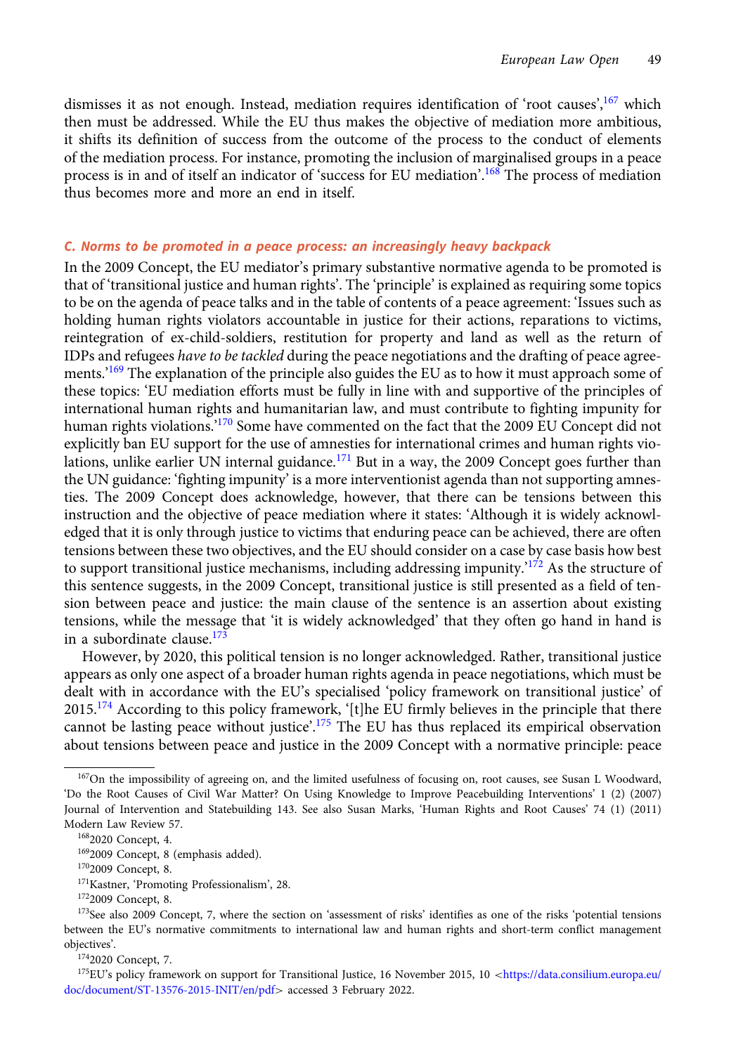dismisses it as not enough. Instead, mediation requires identification of 'root causes',[167] which then must be addressed. While the EU thus makes the objective of mediation more ambitious, it shifts its definition of success from the outcome of the process to the conduct of elements of the mediation process. For instance, promoting the inclusion of marginalised groups in a peace process is in and of itself an indicator of 'success for EU mediation'.[168] The process of mediation thus becomes more and more an end in itself.

### C. Norms to be promoted in a peace process: an increasingly heavy backpack

In the 2009 Concept, the EU mediator's primary substantive normative agenda to be promoted is that of 'transitional justice and human rights'. The 'principle' is explained as requiring some topics to be on the agenda of peace talks and in the table of contents of a peace agreement: 'Issues such as holding human rights violators accountable in justice for their actions, reparations to victims, reintegration of ex-child-soldiers, restitution for property and land as well as the return of IDPs and refugees *have to be tackled* during the peace negotiations and the drafting of peace agreements.'[169] The explanation of the principle also guides the EU as to how it must approach some of these topics: 'EU mediation efforts must be fully in line with and supportive of the principles of international human rights and humanitarian law, and must contribute to fighting impunity for human rights violations.'[170] Some have commented on the fact that the 2009 EU Concept did not explicitly ban EU support for the use of amnesties for international crimes and human rights violations, unlike earlier UN internal guidance.[171] But in a way, the 2009 Concept goes further than the UN guidance: 'fighting impunity' is a more interventionist agenda than not supporting amnesties. The 2009 Concept does acknowledge, however, that there can be tensions between this instruction and the objective of peace mediation where it states: 'Although it is widely acknowledged that it is only through justice to victims that enduring peace can be achieved, there are often tensions between these two objectives, and the EU should consider on a case by case basis how best to support transitional justice mechanisms, including addressing impunity.'[172] As the structure of this sentence suggests, in the 2009 Concept, transitional justice is still presented as a field of tension between peace and justice: the main clause of the sentence is an assertion about existing tensions, while the message that 'it is widely acknowledged' that they often go hand in hand is in a subordinate clause.[173]

However, by 2020, this political tension is no longer acknowledged. Rather, transitional justice appears as only one aspect of a broader human rights agenda in peace negotiations, which must be dealt with in accordance with the EU's specialised 'policy framework on transitional justice' of 2015.[174] According to this policy framework, '[t]he EU firmly believes in the principle that there cannot be lasting peace without justice'.[175] The EU has thus replaced its empirical observation about tensions between peace and justice in the 2009 Concept with a normative principle: peace

---

[167] On the impossibility of agreeing on, and the limited usefulness of focusing on, root causes, see Susan L Woodward, 'Do the Root Causes of Civil War Matter? On Using Knowledge to Improve Peacebuilding Interventions' 1 (2) (2007) Journal of Intervention and Statebuilding 143. See also Susan Marks, 'Human Rights and Root Causes' 74 (1) (2011) Modern Law Review 57.

[168] 2020 Concept, 4.

[169] 2009 Concept, 8 (emphasis added).

[170] 2009 Concept, 8.

[171] Kastner, 'Promoting Professionalism', 28.

[172] 2009 Concept, 8.

[173] See also 2009 Concept, 7, where the section on 'assessment of risks' identifies as one of the risks 'potential tensions between the EU's normative commitments to international law and human rights and short-term conflict management objectives'.

[174] 2020 Concept, 7.

[175] EU's policy framework on support for Transitional Justice, 16 November 2015, 10 <https://data.consilium.europa.eu/doc/document/ST-13576-2015-INIT/en/pdf> accessed 3 February 2022.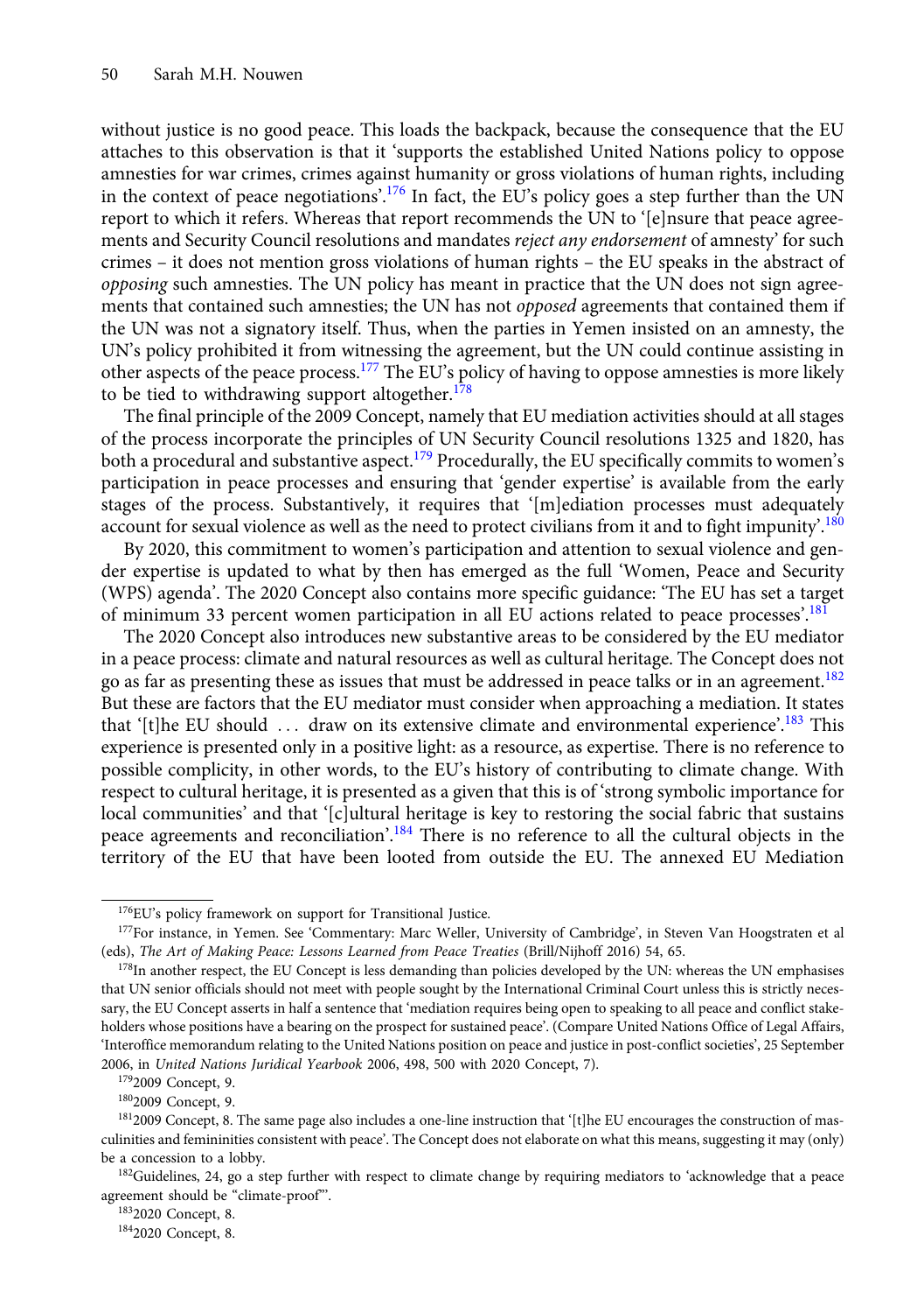without justice is no good peace. This loads the backpack, because the consequence that the EU attaches to this observation is that it 'supports the established United Nations policy to oppose amnesties for war crimes, crimes against humanity or gross violations of human rights, including in the context of peace negotiations'.[176] In fact, the EU's policy goes a step further than the UN report to which it refers. Whereas that report recommends the UN to '[e]nsure that peace agreements and Security Council resolutions and mandates *reject any endorsement* of amnesty' for such crimes – it does not mention gross violations of human rights – the EU speaks in the abstract of *opposing* such amnesties. The UN policy has meant in practice that the UN does not sign agreements that contained such amnesties; the UN has not *opposed* agreements that contained them if the UN was not a signatory itself. Thus, when the parties in Yemen insisted on an amnesty, the UN's policy prohibited it from witnessing the agreement, but the UN could continue assisting in other aspects of the peace process.[177] The EU's policy of having to oppose amnesties is more likely to be tied to withdrawing support altogether.[178]

The final principle of the 2009 Concept, namely that EU mediation activities should at all stages of the process incorporate the principles of UN Security Council resolutions 1325 and 1820, has both a procedural and substantive aspect.[179] Procedurally, the EU specifically commits to women's participation in peace processes and ensuring that 'gender expertise' is available from the early stages of the process. Substantively, it requires that '[m]ediation processes must adequately account for sexual violence as well as the need to protect civilians from it and to fight impunity'.[180]

By 2020, this commitment to women's participation and attention to sexual violence and gender expertise is updated to what by then has emerged as the full 'Women, Peace and Security (WPS) agenda'. The 2020 Concept also contains more specific guidance: 'The EU has set a target of minimum 33 percent women participation in all EU actions related to peace processes'.[181]

The 2020 Concept also introduces new substantive areas to be considered by the EU mediator in a peace process: climate and natural resources as well as cultural heritage. The Concept does not go as far as presenting these as issues that must be addressed in peace talks or in an agreement.[182] But these are factors that the EU mediator must consider when approaching a mediation. It states that '[t]he EU should … draw on its extensive climate and environmental experience'.[183] This experience is presented only in a positive light: as a resource, as expertise. There is no reference to possible complicity, in other words, to the EU's history of contributing to climate change. With respect to cultural heritage, it is presented as a given that this is of 'strong symbolic importance for local communities' and that '[c]ultural heritage is key to restoring the social fabric that sustains peace agreements and reconciliation'.[184] There is no reference to all the cultural objects in the territory of the EU that have been looted from outside the EU. The annexed EU Mediation

---

[176] EU's policy framework on support for Transitional Justice.

[177] For instance, in Yemen. See 'Commentary: Marc Weller, University of Cambridge', in Steven Van Hoogstraten et al (eds), *The Art of Making Peace: Lessons Learned from Peace Treaties* (Brill/Nijhoff 2016) 54, 65.

[178] In another respect, the EU Concept is less demanding than policies developed by the UN: whereas the UN emphasises that UN senior officials should not meet with people sought by the International Criminal Court unless this is strictly necessary, the EU Concept asserts in half a sentence that 'mediation requires being open to speaking to all peace and conflict stakeholders whose positions have a bearing on the prospect for sustained peace'. (Compare United Nations Office of Legal Affairs, 'Interoffice memorandum relating to the United Nations position on peace and justice in post-conflict societies', 25 September 2006, in *United Nations Juridical Yearbook* 2006, 498, 500 with 2020 Concept, 7).

[179] 2009 Concept, 9.

[180] 2009 Concept, 9.

[181] 2009 Concept, 8. The same page also includes a one-line instruction that '[t]he EU encourages the construction of masculinities and femininities consistent with peace'. The Concept does not elaborate on what this means, suggesting it may (only) be a concession to a lobby.

[182] Guidelines, 24, go a step further with respect to climate change by requiring mediators to 'acknowledge that a peace agreement should be "climate-proof"'.

[183] 2020 Concept, 8.

[184] 2020 Concept, 8.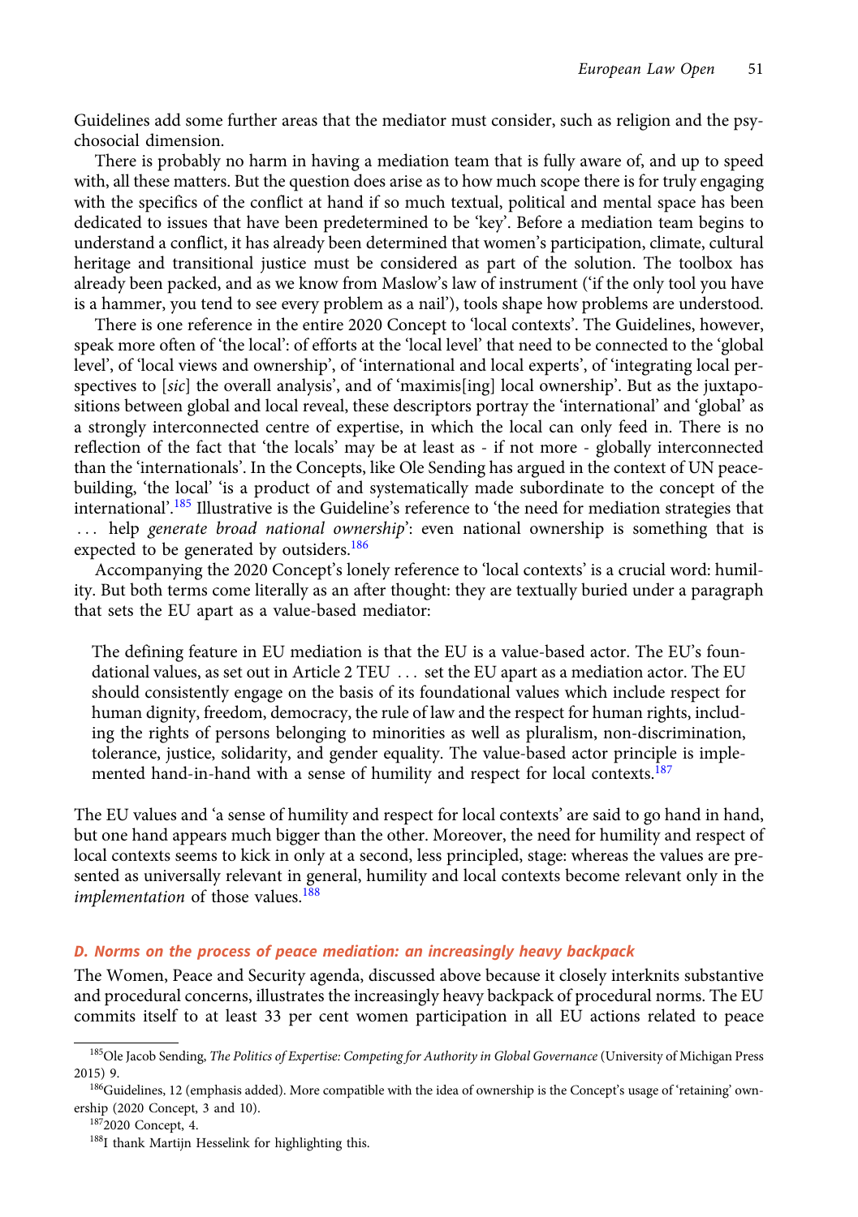Guidelines add some further areas that the mediator must consider, such as religion and the psychosocial dimension.

There is probably no harm in having a mediation team that is fully aware of, and up to speed with, all these matters. But the question does arise as to how much scope there is for truly engaging with the specifics of the conflict at hand if so much textual, political and mental space has been dedicated to issues that have been predetermined to be 'key'. Before a mediation team begins to understand a conflict, it has already been determined that women's participation, climate, cultural heritage and transitional justice must be considered as part of the solution. The toolbox has already been packed, and as we know from Maslow's law of instrument ('if the only tool you have is a hammer, you tend to see every problem as a nail'), tools shape how problems are understood.

There is one reference in the entire 2020 Concept to 'local contexts'. The Guidelines, however, speak more often of 'the local': of efforts at the 'local level' that need to be connected to the 'global level', of 'local views and ownership', of 'international and local experts', of 'integrating local perspectives to [*sic*] the overall analysis', and of 'maximis[ing] local ownership'. But as the juxtapositions between global and local reveal, these descriptors portray the 'international' and 'global' as a strongly interconnected centre of expertise, in which the local can only feed in. There is no reflection of the fact that 'the locals' may be at least as - if not more - globally interconnected than the 'internationals'. In the Concepts, like Ole Sending has argued in the context of UN peacebuilding, 'the local' 'is a product of and systematically made subordinate to the concept of the international'.[185] Illustrative is the Guideline's reference to 'the need for mediation strategies that … help *generate broad national ownership*': even national ownership is something that is expected to be generated by outsiders.[186]

Accompanying the 2020 Concept's lonely reference to 'local contexts' is a crucial word: humility. But both terms come literally as an after thought: they are textually buried under a paragraph that sets the EU apart as a value-based mediator:

> The defining feature in EU mediation is that the EU is a value-based actor. The EU's foundational values, as set out in Article 2 TEU … set the EU apart as a mediation actor. The EU should consistently engage on the basis of its foundational values which include respect for human dignity, freedom, democracy, the rule of law and the respect for human rights, including the rights of persons belonging to minorities as well as pluralism, non-discrimination, tolerance, justice, solidarity, and gender equality. The value-based actor principle is implemented hand-in-hand with a sense of humility and respect for local contexts.[187]

The EU values and 'a sense of humility and respect for local contexts' are said to go hand in hand, but one hand appears much bigger than the other. Moreover, the need for humility and respect of local contexts seems to kick in only at a second, less principled, stage: whereas the values are presented as universally relevant in general, humility and local contexts become relevant only in the *implementation* of those values.[188]

### D. Norms on the process of peace mediation: an increasingly heavy backpack

The Women, Peace and Security agenda, discussed above because it closely interknits substantive and procedural concerns, illustrates the increasingly heavy backpack of procedural norms. The EU commits itself to at least 33 per cent women participation in all EU actions related to peace

---

[185] Ole Jacob Sending, *The Politics of Expertise: Competing for Authority in Global Governance* (University of Michigan Press 2015) 9.

[186] Guidelines, 12 (emphasis added). More compatible with the idea of ownership is the Concept's usage of 'retaining' ownership (2020 Concept, 3 and 10).

[187] 2020 Concept, 4.

[188] I thank Martijn Hesselink for highlighting this.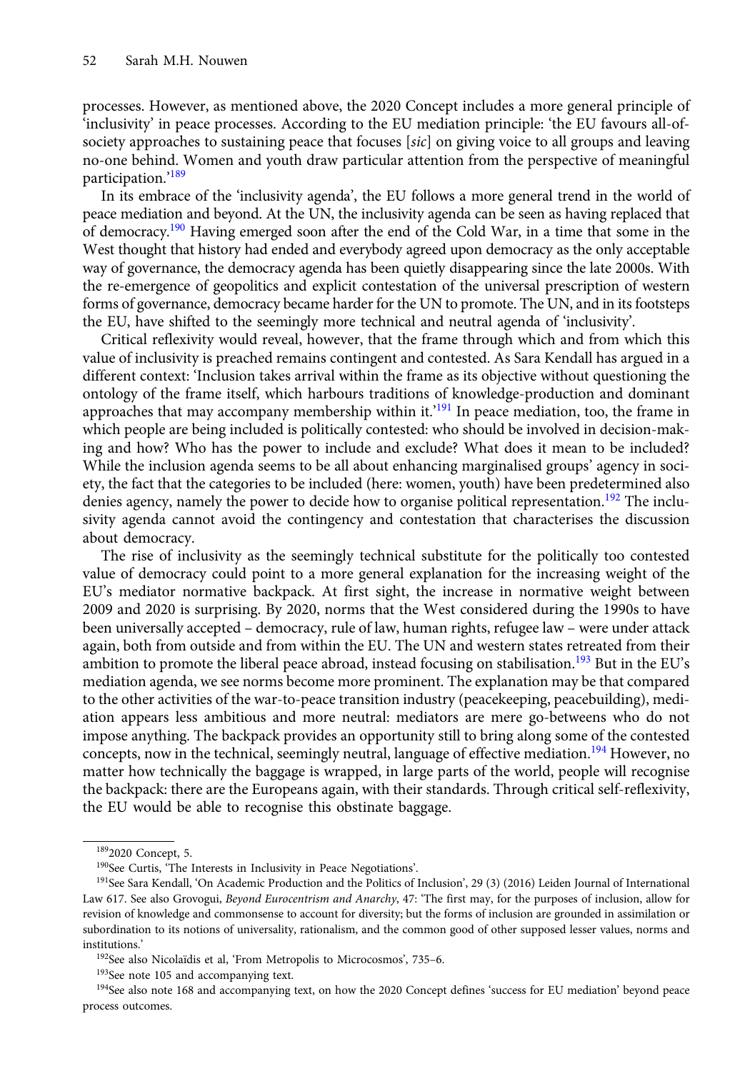processes. However, as mentioned above, the 2020 Concept includes a more general principle of 'inclusivity' in peace processes. According to the EU mediation principle: 'the EU favours all-of-society approaches to sustaining peace that focuses [*sic*] on giving voice to all groups and leaving no-one behind. Women and youth draw particular attention from the perspective of meaningful participation.'[189]

In its embrace of the 'inclusivity agenda', the EU follows a more general trend in the world of peace mediation and beyond. At the UN, the inclusivity agenda can be seen as having replaced that of democracy.[190] Having emerged soon after the end of the Cold War, in a time that some in the West thought that history had ended and everybody agreed upon democracy as the only acceptable way of governance, the democracy agenda has been quietly disappearing since the late 2000s. With the re-emergence of geopolitics and explicit contestation of the universal prescription of western forms of governance, democracy became harder for the UN to promote. The UN, and in its footsteps the EU, have shifted to the seemingly more technical and neutral agenda of 'inclusivity'.

Critical reflexivity would reveal, however, that the frame through which and from which this value of inclusivity is preached remains contingent and contested. As Sara Kendall has argued in a different context: 'Inclusion takes arrival within the frame as its objective without questioning the ontology of the frame itself, which harbours traditions of knowledge-production and dominant approaches that may accompany membership within it.'[191] In peace mediation, too, the frame in which people are being included is politically contested: who should be involved in decision-making and how? Who has the power to include and exclude? What does it mean to be included? While the inclusion agenda seems to be all about enhancing marginalised groups' agency in society, the fact that the categories to be included (here: women, youth) have been predetermined also denies agency, namely the power to decide how to organise political representation.[192] The inclusivity agenda cannot avoid the contingency and contestation that characterises the discussion about democracy.

The rise of inclusivity as the seemingly technical substitute for the politically too contested value of democracy could point to a more general explanation for the increasing weight of the EU's mediator normative backpack. At first sight, the increase in normative weight between 2009 and 2020 is surprising. By 2020, norms that the West considered during the 1990s to have been universally accepted – democracy, rule of law, human rights, refugee law – were under attack again, both from outside and from within the EU. The UN and western states retreated from their ambition to promote the liberal peace abroad, instead focusing on stabilisation.[193] But in the EU's mediation agenda, we see norms become more prominent. The explanation may be that compared to the other activities of the war-to-peace transition industry (peacekeeping, peacebuilding), mediation appears less ambitious and more neutral: mediators are mere go-betweens who do not impose anything. The backpack provides an opportunity still to bring along some of the contested concepts, now in the technical, seemingly neutral, language of effective mediation.[194] However, no matter how technically the baggage is wrapped, in large parts of the world, people will recognise the backpack: there are the Europeans again, with their standards. Through critical self-reflexivity, the EU would be able to recognise this obstinate baggage.

---

[189] 2020 Concept, 5.

[190] See Curtis, 'The Interests in Inclusivity in Peace Negotiations'.

[191] See Sara Kendall, 'On Academic Production and the Politics of Inclusion', 29 (3) (2016) Leiden Journal of International Law 617. See also Grovogui, *Beyond Eurocentrism and Anarchy*, 47: 'The first may, for the purposes of inclusion, allow for revision of knowledge and commonsense to account for diversity; but the forms of inclusion are grounded in assimilation or subordination to its notions of universality, rationalism, and the common good of other supposed lesser values, norms and institutions.'

[192] See also Nicolaïdis et al, 'From Metropolis to Microcosmos', 735–6.

[193] See note 105 and accompanying text.

[194] See also note 168 and accompanying text, on how the 2020 Concept defines 'success for EU mediation' beyond peace process outcomes.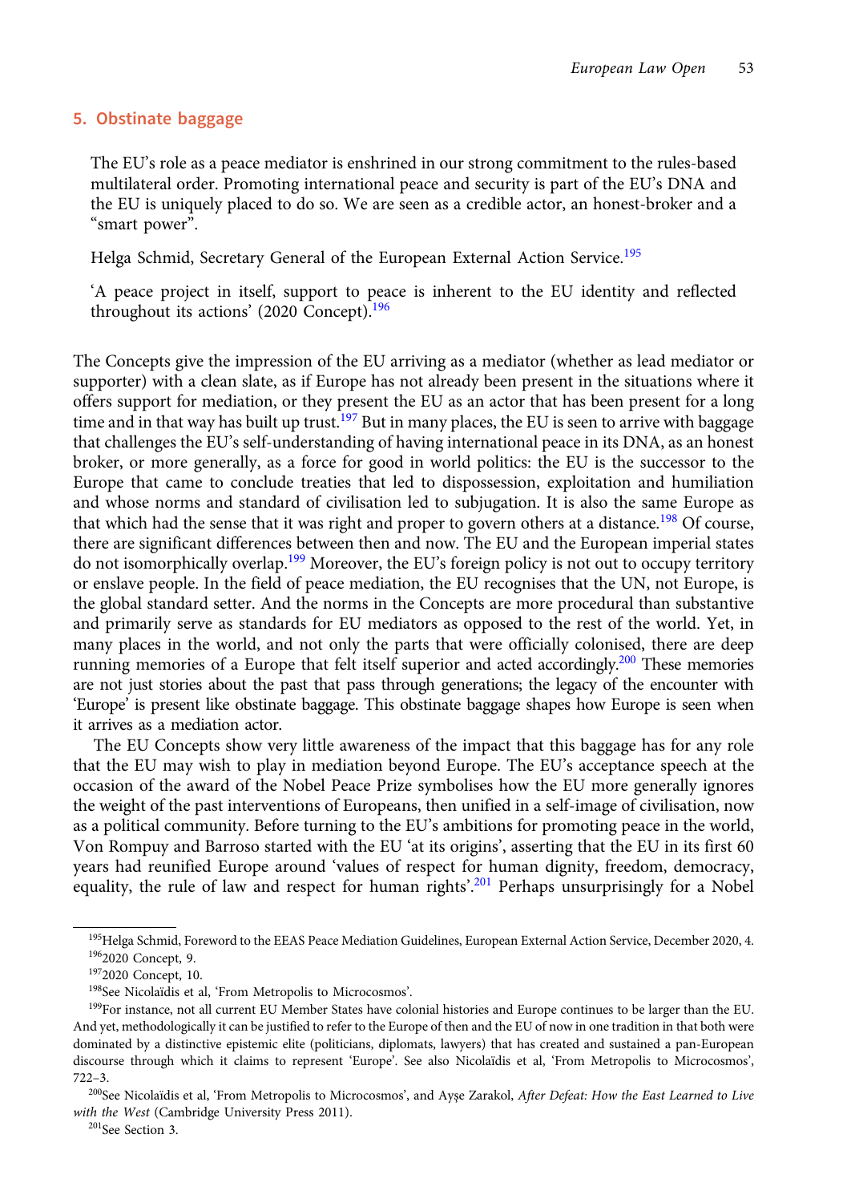## 5. Obstinate baggage

> The EU's role as a peace mediator is enshrined in our strong commitment to the rules-based multilateral order. Promoting international peace and security is part of the EU's DNA and the EU is uniquely placed to do so. We are seen as a credible actor, an honest-broker and a "smart power".
>
> Helga Schmid, Secretary General of the European External Action Service.[195]
>
> 'A peace project in itself, support to peace is inherent to the EU identity and reflected throughout its actions' (2020 Concept).[196]

The Concepts give the impression of the EU arriving as a mediator (whether as lead mediator or supporter) with a clean slate, as if Europe has not already been present in the situations where it offers support for mediation, or they present the EU as an actor that has been present for a long time and in that way has built up trust.[197] But in many places, the EU is seen to arrive with baggage that challenges the EU's self-understanding of having international peace in its DNA, as an honest broker, or more generally, as a force for good in world politics: the EU is the successor to the Europe that came to conclude treaties that led to dispossession, exploitation and humiliation and whose norms and standard of civilisation led to subjugation. It is also the same Europe as that which had the sense that it was right and proper to govern others at a distance.[198] Of course, there are significant differences between then and now. The EU and the European imperial states do not isomorphically overlap.[199] Moreover, the EU's foreign policy is not out to occupy territory or enslave people. In the field of peace mediation, the EU recognises that the UN, not Europe, is the global standard setter. And the norms in the Concepts are more procedural than substantive and primarily serve as standards for EU mediators as opposed to the rest of the world. Yet, in many places in the world, and not only the parts that were officially colonised, there are deep running memories of a Europe that felt itself superior and acted accordingly.[200] These memories are not just stories about the past that pass through generations; the legacy of the encounter with 'Europe' is present like obstinate baggage. This obstinate baggage shapes how Europe is seen when it arrives as a mediation actor.

The EU Concepts show very little awareness of the impact that this baggage has for any role that the EU may wish to play in mediation beyond Europe. The EU's acceptance speech at the occasion of the award of the Nobel Peace Prize symbolises how the EU more generally ignores the weight of the past interventions of Europeans, then unified in a self-image of civilisation, now as a political community. Before turning to the EU's ambitions for promoting peace in the world, Von Rompuy and Barroso started with the EU 'at its origins', asserting that the EU in its first 60 years had reunified Europe around 'values of respect for human dignity, freedom, democracy, equality, the rule of law and respect for human rights'.[201] Perhaps unsurprisingly for a Nobel

---

[195] Helga Schmid, Foreword to the EEAS Peace Mediation Guidelines, European External Action Service, December 2020, 4.

[196] 2020 Concept, 9.

[197] 2020 Concept, 10.

[198] See Nicolaïdis et al, 'From Metropolis to Microcosmos'.

[199] For instance, not all current EU Member States have colonial histories and Europe continues to be larger than the EU. And yet, methodologically it can be justified to refer to the Europe of then and the EU of now in one tradition in that both were dominated by a distinctive epistemic elite (politicians, diplomats, lawyers) that has created and sustained a pan-European discourse through which it claims to represent 'Europe'. See also Nicolaïdis et al, 'From Metropolis to Microcosmos', 722–3.

[200] See Nicolaïdis et al, 'From Metropolis to Microcosmos', and Ayşe Zarakol, *After Defeat: How the East Learned to Live with the West* (Cambridge University Press 2011).

[201] See Section 3.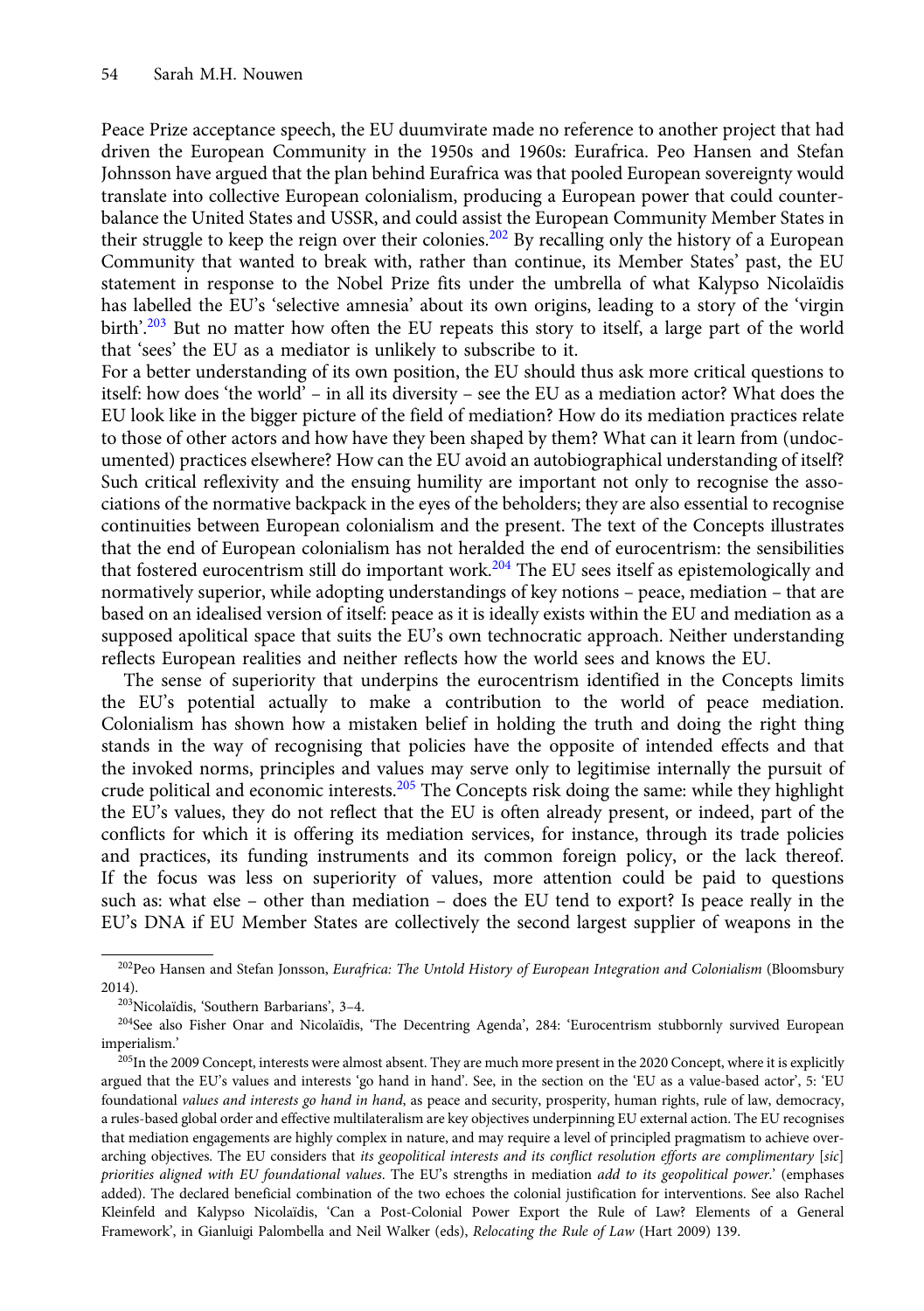Peace Prize acceptance speech, the EU duumvirate made no reference to another project that had driven the European Community in the 1950s and 1960s: Eurafrica. Peo Hansen and Stefan Johnsson have argued that the plan behind Eurafrica was that pooled European sovereignty would translate into collective European colonialism, producing a European power that could counterbalance the United States and USSR, and could assist the European Community Member States in their struggle to keep the reign over their colonies.[202] By recalling only the history of a European Community that wanted to break with, rather than continue, its Member States' past, the EU statement in response to the Nobel Prize fits under the umbrella of what Kalypso Nicolaïdis has labelled the EU's 'selective amnesia' about its own origins, leading to a story of the 'virgin birth'.[203] But no matter how often the EU repeats this story to itself, a large part of the world that 'sees' the EU as a mediator is unlikely to subscribe to it.

For a better understanding of its own position, the EU should thus ask more critical questions to itself: how does 'the world' – in all its diversity – see the EU as a mediation actor? What does the EU look like in the bigger picture of the field of mediation? How do its mediation practices relate to those of other actors and how have they been shaped by them? What can it learn from (undocumented) practices elsewhere? How can the EU avoid an autobiographical understanding of itself? Such critical reflexivity and the ensuing humility are important not only to recognise the associations of the normative backpack in the eyes of the beholders; they are also essential to recognise continuities between European colonialism and the present. The text of the Concepts illustrates that the end of European colonialism has not heralded the end of eurocentrism: the sensibilities that fostered eurocentrism still do important work.[204] The EU sees itself as epistemologically and normatively superior, while adopting understandings of key notions – peace, mediation – that are based on an idealised version of itself: peace as it is ideally exists within the EU and mediation as a supposed apolitical space that suits the EU's own technocratic approach. Neither understanding reflects European realities and neither reflects how the world sees and knows the EU.

The sense of superiority that underpins the eurocentrism identified in the Concepts limits the EU's potential actually to make a contribution to the world of peace mediation. Colonialism has shown how a mistaken belief in holding the truth and doing the right thing stands in the way of recognising that policies have the opposite of intended effects and that the invoked norms, principles and values may serve only to legitimise internally the pursuit of crude political and economic interests.[205] The Concepts risk doing the same: while they highlight the EU's values, they do not reflect that the EU is often already present, or indeed, part of the conflicts for which it is offering its mediation services, for instance, through its trade policies and practices, its funding instruments and its common foreign policy, or the lack thereof. If the focus was less on superiority of values, more attention could be paid to questions such as: what else – other than mediation – does the EU tend to export? Is peace really in the EU's DNA if EU Member States are collectively the second largest supplier of weapons in the

---

[202] Peo Hansen and Stefan Jonsson, *Eurafrica: The Untold History of European Integration and Colonialism* (Bloomsbury 2014).

[203] Nicolaïdis, 'Southern Barbarians', 3–4.

[204] See also Fisher Onar and Nicolaïdis, 'The Decentring Agenda', 284: 'Eurocentrism stubbornly survived European imperialism.'

[205] In the 2009 Concept, interests were almost absent. They are much more present in the 2020 Concept, where it is explicitly argued that the EU's values and interests 'go hand in hand'. See, in the section on the 'EU as a value-based actor', 5: 'EU foundational *values and interests go hand in hand*, as peace and security, prosperity, human rights, rule of law, democracy, a rules-based global order and effective multilateralism are key objectives underpinning EU external action. The EU recognises that mediation engagements are highly complex in nature, and may require a level of principled pragmatism to achieve overarching objectives. The EU considers that *its geopolitical interests and its conflict resolution efforts are complimentary* [*sic*] *priorities aligned with EU foundational values*. The EU's strengths in mediation *add to its geopolitical power*.' (emphases added). The declared beneficial combination of the two echoes the colonial justification for interventions. See also Rachel Kleinfeld and Kalypso Nicolaïdis, 'Can a Post-Colonial Power Export the Rule of Law? Elements of a General Framework', in Gianluigi Palombella and Neil Walker (eds), *Relocating the Rule of Law* (Hart 2009) 139.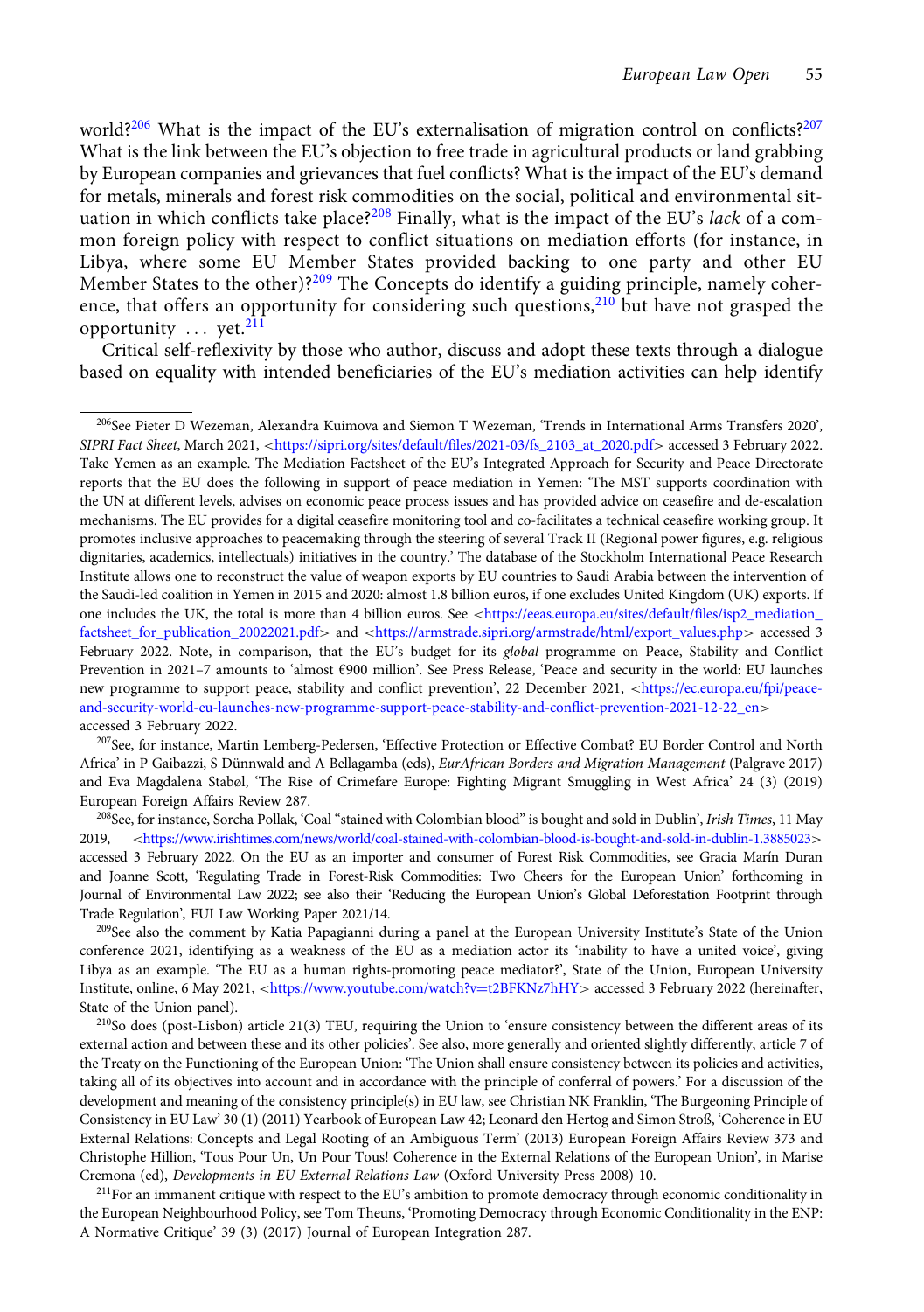world?[206] What is the impact of the EU's externalisation of migration control on conflicts?[207] What is the link between the EU's objection to free trade in agricultural products or land grabbing by European companies and grievances that fuel conflicts? What is the impact of the EU's demand for metals, minerals and forest risk commodities on the social, political and environmental situation in which conflicts take place?[208] Finally, what is the impact of the EU's *lack* of a common foreign policy with respect to conflict situations on mediation efforts (for instance, in Libya, where some EU Member States provided backing to one party and other EU Member States to the other)?[209] The Concepts do identify a guiding principle, namely coherence, that offers an opportunity for considering such questions,[210] but have not grasped the opportunity … yet.[211]

Critical self-reflexivity by those who author, discuss and adopt these texts through a dialogue based on equality with intended beneficiaries of the EU's mediation activities can help identify

---

[206] See Pieter D Wezeman, Alexandra Kuimova and Siemon T Wezeman, 'Trends in International Arms Transfers 2020', *SIPRI Fact Sheet*, March 2021, <https://sipri.org/sites/default/files/2021-03/fs_2103_at_2020.pdf> accessed 3 February 2022. Take Yemen as an example. The Mediation Factsheet of the EU's Integrated Approach for Security and Peace Directorate reports that the EU does the following in support of peace mediation in Yemen: 'The MST supports coordination with the UN at different levels, advises on economic peace process issues and has provided advice on ceasefire and de-escalation mechanisms. The EU provides for a digital ceasefire monitoring tool and co-facilitates a technical ceasefire working group. It promotes inclusive approaches to peacemaking through the steering of several Track II (Regional power figures, e.g. religious dignitaries, academics, intellectuals) initiatives in the country.' The database of the Stockholm International Peace Research Institute allows one to reconstruct the value of weapon exports by EU countries to Saudi Arabia between the intervention of the Saudi-led coalition in Yemen in 2015 and 2020: almost 1.8 billion euros, if one excludes United Kingdom (UK) exports. If one includes the UK, the total is more than 4 billion euros. See <https://eeas.europa.eu/sites/default/files/isp2_mediation_factsheet_for_publication_20022021.pdf> and <https://armstrade.sipri.org/armstrade/html/export_values.php> accessed 3 February 2022. Note, in comparison, that the EU's budget for its *global* programme on Peace, Stability and Conflict Prevention in 2021–7 amounts to 'almost €900 million'. See Press Release, 'Peace and security in the world: EU launches new programme to support peace, stability and conflict prevention', 22 December 2021, <https://ec.europa.eu/fpi/peace-and-security-world-eu-launches-new-programme-support-peace-stability-and-conflict-prevention-2021-12-22_en> accessed 3 February 2022.

[207] See, for instance, Martin Lemberg-Pedersen, 'Effective Protection or Effective Combat? EU Border Control and North Africa' in P Gaibazzi, S Dünnwald and A Bellagamba (eds), *EurAfrican Borders and Migration Management* (Palgrave 2017) and Eva Magdalena Stabøl, 'The Rise of Crimefare Europe: Fighting Migrant Smuggling in West Africa' 24 (3) (2019) European Foreign Affairs Review 287.

[208] See, for instance, Sorcha Pollak, 'Coal "stained with Colombian blood" is bought and sold in Dublin', *Irish Times*, 11 May 2019, <https://www.irishtimes.com/news/world/coal-stained-with-colombian-blood-is-bought-and-sold-in-dublin-1.3885023> accessed 3 February 2022. On the EU as an importer and consumer of Forest Risk Commodities, see Gracia Marín Duran and Joanne Scott, 'Regulating Trade in Forest-Risk Commodities: Two Cheers for the European Union' forthcoming in Journal of Environmental Law 2022; see also their 'Reducing the European Union's Global Deforestation Footprint through Trade Regulation', EUI Law Working Paper 2021/14.

[209] See also the comment by Katia Papagianni during a panel at the European University Institute's State of the Union conference 2021, identifying as a weakness of the EU as a mediation actor its 'inability to have a united voice', giving Libya as an example. 'The EU as a human rights-promoting peace mediator?', State of the Union, European University Institute, online, 6 May 2021, <https://www.youtube.com/watch?v=t2BFKNz7hHY> accessed 3 February 2022 (hereinafter, State of the Union panel).

[210] So does (post-Lisbon) article 21(3) TEU, requiring the Union to 'ensure consistency between the different areas of its external action and between these and its other policies'. See also, more generally and oriented slightly differently, article 7 of the Treaty on the Functioning of the European Union: 'The Union shall ensure consistency between its policies and activities, taking all of its objectives into account and in accordance with the principle of conferral of powers.' For a discussion of the development and meaning of the consistency principle(s) in EU law, see Christian NK Franklin, 'The Burgeoning Principle of Consistency in EU Law' 30 (1) (2011) Yearbook of European Law 42; Leonard den Hertog and Simon Stroß, 'Coherence in EU External Relations: Concepts and Legal Rooting of an Ambiguous Term' (2013) European Foreign Affairs Review 373 and Christophe Hillion, 'Tous Pour Un, Un Pour Tous! Coherence in the External Relations of the European Union', in Marise Cremona (ed), *Developments in EU External Relations Law* (Oxford University Press 2008) 10.

[211] For an immanent critique with respect to the EU's ambition to promote democracy through economic conditionality in the European Neighbourhood Policy, see Tom Theuns, 'Promoting Democracy through Economic Conditionality in the ENP: A Normative Critique' 39 (3) (2017) Journal of European Integration 287.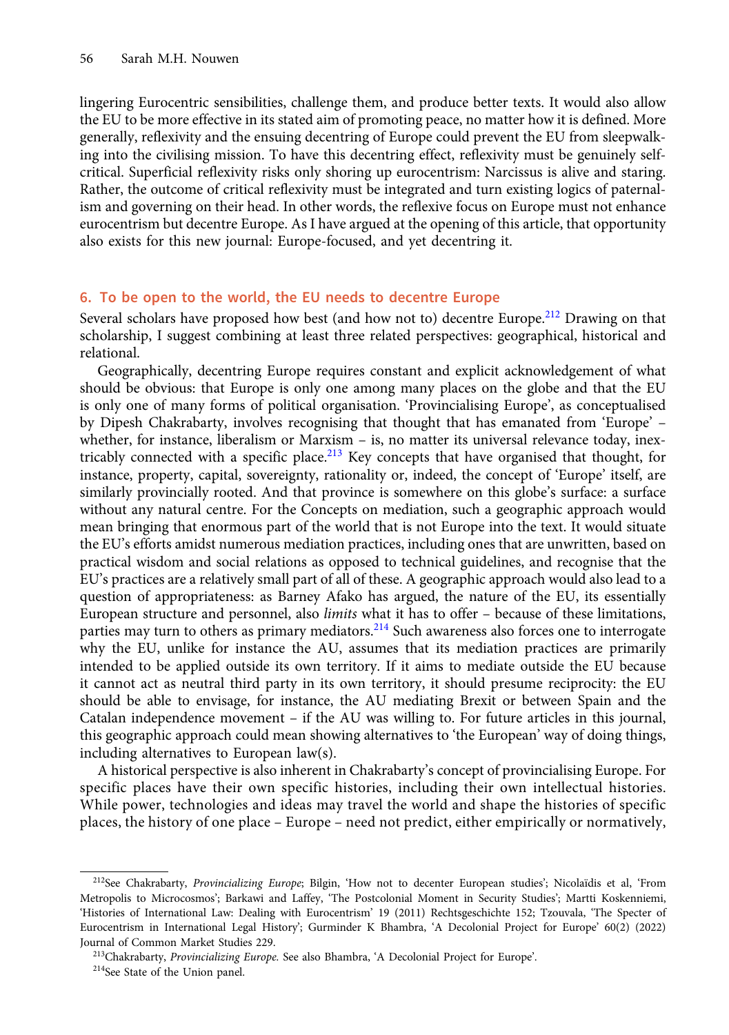lingering Eurocentric sensibilities, challenge them, and produce better texts. It would also allow the EU to be more effective in its stated aim of promoting peace, no matter how it is defined. More generally, reflexivity and the ensuing decentring of Europe could prevent the EU from sleepwalking into the civilising mission. To have this decentring effect, reflexivity must be genuinely self-critical. Superficial reflexivity risks only shoring up eurocentrism: Narcissus is alive and staring. Rather, the outcome of critical reflexivity must be integrated and turn existing logics of paternalism and governing on their head. In other words, the reflexive focus on Europe must not enhance eurocentrism but decentre Europe. As I have argued at the opening of this article, that opportunity also exists for this new journal: Europe-focused, and yet decentring it.

## 6. To be open to the world, the EU needs to decentre Europe

Several scholars have proposed how best (and how not to) decentre Europe.[212] Drawing on that scholarship, I suggest combining at least three related perspectives: geographical, historical and relational.

Geographically, decentring Europe requires constant and explicit acknowledgement of what should be obvious: that Europe is only one among many places on the globe and that the EU is only one of many forms of political organisation. 'Provincialising Europe', as conceptualised by Dipesh Chakrabarty, involves recognising that thought that has emanated from 'Europe' – whether, for instance, liberalism or Marxism – is, no matter its universal relevance today, inextricably connected with a specific place.[213] Key concepts that have organised that thought, for instance, property, capital, sovereignty, rationality or, indeed, the concept of 'Europe' itself, are similarly provincially rooted. And that province is somewhere on this globe's surface: a surface without any natural centre. For the Concepts on mediation, such a geographic approach would mean bringing that enormous part of the world that is not Europe into the text. It would situate the EU's efforts amidst numerous mediation practices, including ones that are unwritten, based on practical wisdom and social relations as opposed to technical guidelines, and recognise that the EU's practices are a relatively small part of all of these. A geographic approach would also lead to a question of appropriateness: as Barney Afako has argued, the nature of the EU, its essentially European structure and personnel, also *limits* what it has to offer – because of these limitations, parties may turn to others as primary mediators.[214] Such awareness also forces one to interrogate why the EU, unlike for instance the AU, assumes that its mediation practices are primarily intended to be applied outside its own territory. If it aims to mediate outside the EU because it cannot act as neutral third party in its own territory, it should presume reciprocity: the EU should be able to envisage, for instance, the AU mediating Brexit or between Spain and the Catalan independence movement – if the AU was willing to. For future articles in this journal, this geographic approach could mean showing alternatives to 'the European' way of doing things, including alternatives to European law(s).

A historical perspective is also inherent in Chakrabarty's concept of provincialising Europe. For specific places have their own specific histories, including their own intellectual histories. While power, technologies and ideas may travel the world and shape the histories of specific places, the history of one place – Europe – need not predict, either empirically or normatively,

---

[212] See Chakrabarty, *Provincializing Europe*; Bilgin, 'How not to decenter European studies'; Nicolaïdis et al, 'From Metropolis to Microcosmos'; Barkawi and Laffey, 'The Postcolonial Moment in Security Studies'; Martti Koskenniemi, 'Histories of International Law: Dealing with Eurocentrism' 19 (2011) Rechtsgeschichte 152; Tzouvala, 'The Specter of Eurocentrism in International Legal History'; Gurminder K Bhambra, 'A Decolonial Project for Europe' 60(2) (2022) Journal of Common Market Studies 229.

[213] Chakrabarty, *Provincializing Europe*. See also Bhambra, 'A Decolonial Project for Europe'.

[214] See State of the Union panel.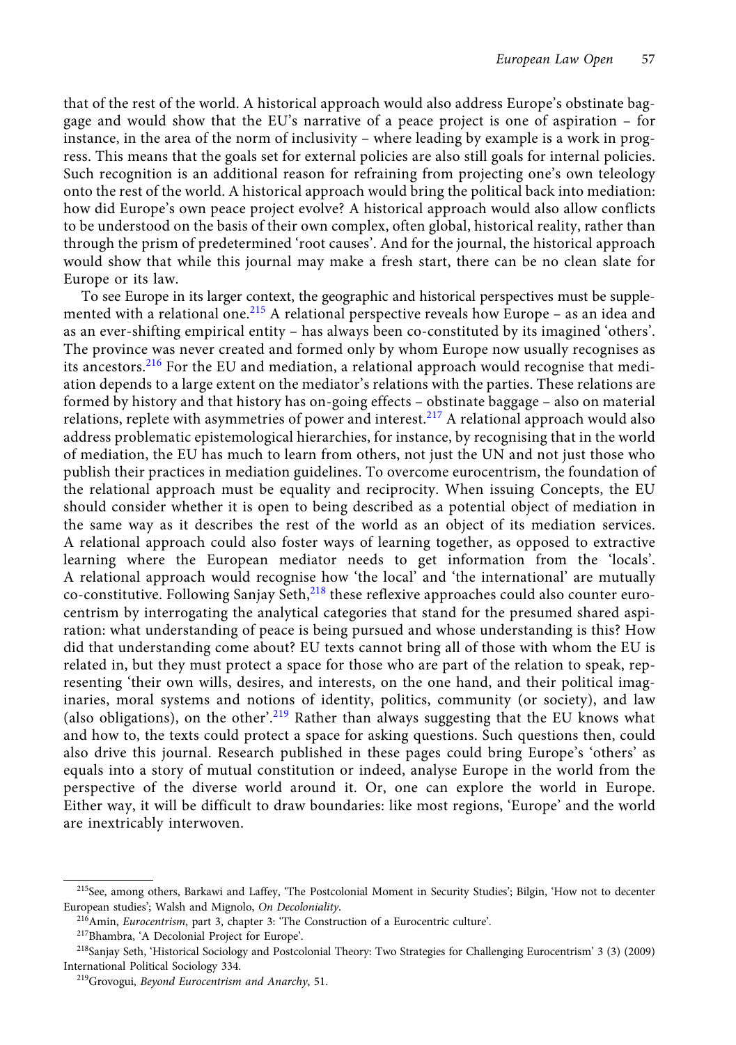that of the rest of the world. A historical approach would also address Europe's obstinate baggage and would show that the EU's narrative of a peace project is one of aspiration – for instance, in the area of the norm of inclusivity – where leading by example is a work in progress. This means that the goals set for external policies are also still goals for internal policies. Such recognition is an additional reason for refraining from projecting one's own teleology onto the rest of the world. A historical approach would bring the political back into mediation: how did Europe's own peace project evolve? A historical approach would also allow conflicts to be understood on the basis of their own complex, often global, historical reality, rather than through the prism of predetermined 'root causes'. And for the journal, the historical approach would show that while this journal may make a fresh start, there can be no clean slate for Europe or its law.

To see Europe in its larger context, the geographic and historical perspectives must be supplemented with a relational one.[215] A relational perspective reveals how Europe – as an idea and as an ever-shifting empirical entity – has always been co-constituted by its imagined 'others'. The province was never created and formed only by whom Europe now usually recognises as its ancestors.[216] For the EU and mediation, a relational approach would recognise that mediation depends to a large extent on the mediator's relations with the parties. These relations are formed by history and that history has on-going effects – obstinate baggage – also on material relations, replete with asymmetries of power and interest.[217] A relational approach would also address problematic epistemological hierarchies, for instance, by recognising that in the world of mediation, the EU has much to learn from others, not just the UN and not just those who publish their practices in mediation guidelines. To overcome eurocentrism, the foundation of the relational approach must be equality and reciprocity. When issuing Concepts, the EU should consider whether it is open to being described as a potential object of mediation in the same way as it describes the rest of the world as an object of its mediation services. A relational approach could also foster ways of learning together, as opposed to extractive learning where the European mediator needs to get information from the 'locals'. A relational approach would recognise how 'the local' and 'the international' are mutually co-constitutive. Following Sanjay Seth,[218] these reflexive approaches could also counter eurocentrism by interrogating the analytical categories that stand for the presumed shared aspiration: what understanding of peace is being pursued and whose understanding is this? How did that understanding come about? EU texts cannot bring all of those with whom the EU is related in, but they must protect a space for those who are part of the relation to speak, representing 'their own wills, desires, and interests, on the one hand, and their political imaginaries, moral systems and notions of identity, politics, community (or society), and law (also obligations), on the other'.[219] Rather than always suggesting that the EU knows what and how to, the texts could protect a space for asking questions. Such questions then, could also drive this journal. Research published in these pages could bring Europe's 'others' as equals into a story of mutual constitution or indeed, analyse Europe in the world from the perspective of the diverse world around it. Or, one can explore the world in Europe. Either way, it will be difficult to draw boundaries: like most regions, 'Europe' and the world are inextricably interwoven.

---

[215] See, among others, Barkawi and Laffey, 'The Postcolonial Moment in Security Studies'; Bilgin, 'How not to decenter European studies'; Walsh and Mignolo, *On Decoloniality*.

[216] Amin, *Eurocentrism*, part 3, chapter 3: 'The Construction of a Eurocentric culture'.

[217] Bhambra, 'A Decolonial Project for Europe'.

[218] Sanjay Seth, 'Historical Sociology and Postcolonial Theory: Two Strategies for Challenging Eurocentrism' 3 (3) (2009) International Political Sociology 334.

[219] Grovogui, *Beyond Eurocentrism and Anarchy*, 51.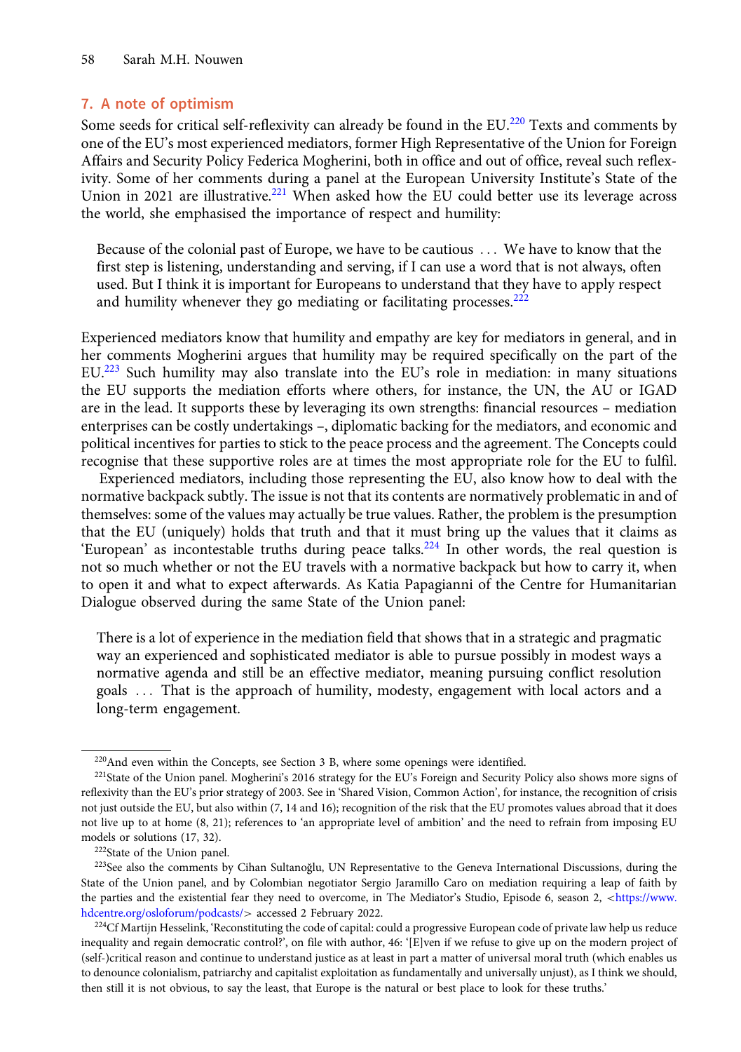## 7. A note of optimism

Some seeds for critical self-reflexivity can already be found in the EU.[220] Texts and comments by one of the EU's most experienced mediators, former High Representative of the Union for Foreign Affairs and Security Policy Federica Mogherini, both in office and out of office, reveal such reflexivity. Some of her comments during a panel at the European University Institute's State of the Union in 2021 are illustrative.[221] When asked how the EU could better use its leverage across the world, she emphasised the importance of respect and humility:

> Because of the colonial past of Europe, we have to be cautious … We have to know that the first step is listening, understanding and serving, if I can use a word that is not always, often used. But I think it is important for Europeans to understand that they have to apply respect and humility whenever they go mediating or facilitating processes.[222]

Experienced mediators know that humility and empathy are key for mediators in general, and in her comments Mogherini argues that humility may be required specifically on the part of the EU.[223] Such humility may also translate into the EU's role in mediation: in many situations the EU supports the mediation efforts where others, for instance, the UN, the AU or IGAD are in the lead. It supports these by leveraging its own strengths: financial resources – mediation enterprises can be costly undertakings –, diplomatic backing for the mediators, and economic and political incentives for parties to stick to the peace process and the agreement. The Concepts could recognise that these supportive roles are at times the most appropriate role for the EU to fulfil.

Experienced mediators, including those representing the EU, also know how to deal with the normative backpack subtly. The issue is not that its contents are normatively problematic in and of themselves: some of the values may actually be true values. Rather, the problem is the presumption that the EU (uniquely) holds that truth and that it must bring up the values that it claims as 'European' as incontestable truths during peace talks.[224] In other words, the real question is not so much whether or not the EU travels with a normative backpack but how to carry it, when to open it and what to expect afterwards. As Katia Papagianni of the Centre for Humanitarian Dialogue observed during the same State of the Union panel:

> There is a lot of experience in the mediation field that shows that in a strategic and pragmatic way an experienced and sophisticated mediator is able to pursue possibly in modest ways a normative agenda and still be an effective mediator, meaning pursuing conflict resolution goals … That is the approach of humility, modesty, engagement with local actors and a long-term engagement.

---

[220] And even within the Concepts, see Section 3 B, where some openings were identified.

[221] State of the Union panel. Mogherini's 2016 strategy for the EU's Foreign and Security Policy also shows more signs of reflexivity than the EU's prior strategy of 2003. See in 'Shared Vision, Common Action', for instance, the recognition of crisis not just outside the EU, but also within (7, 14 and 16); recognition of the risk that the EU promotes values abroad that it does not live up to at home (8, 21); references to 'an appropriate level of ambition' and the need to refrain from imposing EU models or solutions (17, 32).

[222] State of the Union panel.

[223] See also the comments by Cihan Sultanoğlu, UN Representative to the Geneva International Discussions, during the State of the Union panel, and by Colombian negotiator Sergio Jaramillo Caro on mediation requiring a leap of faith by the parties and the existential fear they need to overcome, in The Mediator's Studio, Episode 6, season 2, <https://www.hdcentre.org/osloforum/podcasts/> accessed 2 February 2022.

[224] Cf Martijn Hesselink, 'Reconstituting the code of capital: could a progressive European code of private law help us reduce inequality and regain democratic control?', on file with author, 46: '[E]ven if we refuse to give up on the modern project of (self-)critical reason and continue to understand justice as at least in part a matter of universal moral truth (which enables us to denounce colonialism, patriarchy and capitalist exploitation as fundamentally and universally unjust), as I think we should, then still it is not obvious, to say the least, that Europe is the natural or best place to look for these truths.'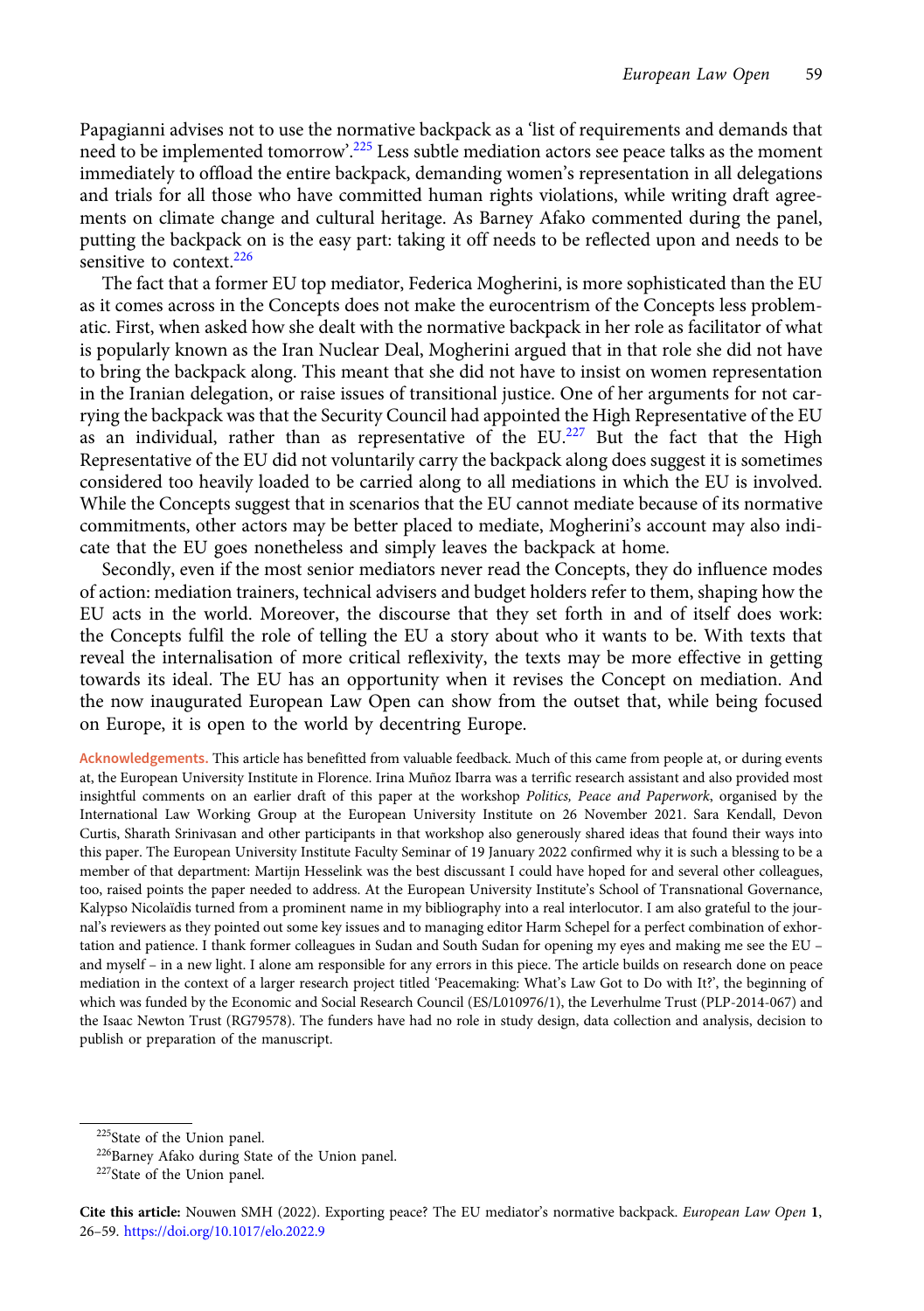Papagianni advises not to use the normative backpack as a 'list of requirements and demands that need to be implemented tomorrow'.[225] Less subtle mediation actors see peace talks as the moment immediately to offload the entire backpack, demanding women's representation in all delegations and trials for all those who have committed human rights violations, while writing draft agreements on climate change and cultural heritage. As Barney Afako commented during the panel, putting the backpack on is the easy part: taking it off needs to be reflected upon and needs to be sensitive to context.[226]

The fact that a former EU top mediator, Federica Mogherini, is more sophisticated than the EU as it comes across in the Concepts does not make the eurocentrism of the Concepts less problematic. First, when asked how she dealt with the normative backpack in her role as facilitator of what is popularly known as the Iran Nuclear Deal, Mogherini argued that in that role she did not have to bring the backpack along. This meant that she did not have to insist on women representation in the Iranian delegation, or raise issues of transitional justice. One of her arguments for not carrying the backpack was that the Security Council had appointed the High Representative of the EU as an individual, rather than as representative of the EU.[227] But the fact that the High Representative of the EU did not voluntarily carry the backpack along does suggest it is sometimes considered too heavily loaded to be carried along to all mediations in which the EU is involved. While the Concepts suggest that in scenarios that the EU cannot mediate because of its normative commitments, other actors may be better placed to mediate, Mogherini's account may also indicate that the EU goes nonetheless and simply leaves the backpack at home.

Secondly, even if the most senior mediators never read the Concepts, they do influence modes of action: mediation trainers, technical advisers and budget holders refer to them, shaping how the EU acts in the world. Moreover, the discourse that they set forth in and of itself does work: the Concepts fulfil the role of telling the EU a story about who it wants to be. With texts that reveal the internalisation of more critical reflexivity, the texts may be more effective in getting towards its ideal. The EU has an opportunity when it revises the Concept on mediation. And the now inaugurated European Law Open can show from the outset that, while being focused on Europe, it is open to the world by decentring Europe.

**Acknowledgements.** This article has benefitted from valuable feedback. Much of this came from people at, or during events at, the European University Institute in Florence. Irina Muñoz Ibarra was a terrific research assistant and also provided most insightful comments on an earlier draft of this paper at the workshop *Politics, Peace and Paperwork*, organised by the International Law Working Group at the European University Institute on 26 November 2021. Sara Kendall, Devon Curtis, Sharath Srinivasan and other participants in that workshop also generously shared ideas that found their ways into this paper. The European University Institute Faculty Seminar of 19 January 2022 confirmed why it is such a blessing to be a member of that department: Martijn Hesselink was the best discussant I could have hoped for and several other colleagues, too, raised points the paper needed to address. At the European University Institute's School of Transnational Governance, Kalypso Nicolaïdis turned from a prominent name in my bibliography into a real interlocutor. I am also grateful to the journal's reviewers as they pointed out some key issues and to managing editor Harm Schepel for a perfect combination of exhortation and patience. I thank former colleagues in Sudan and South Sudan for opening my eyes and making me see the EU – and myself – in a new light. I alone am responsible for any errors in this piece. The article builds on research done on peace mediation in the context of a larger research project titled 'Peacemaking: What's Law Got to Do with It?', the beginning of which was funded by the Economic and Social Research Council (ES/L010976/1), the Leverhulme Trust (PLP-2014-067) and the Isaac Newton Trust (RG79578). The funders have had no role in study design, data collection and analysis, decision to publish or preparation of the manuscript.

[225] State of the Union panel.

[226] Barney Afako during State of the Union panel.

[227] State of the Union panel.

**Cite this article:** Nouwen SMH (2022). Exporting peace? The EU mediator's normative backpack. *European Law Open* **1**, 26–59. https://doi.org/10.1017/elo.2022.9